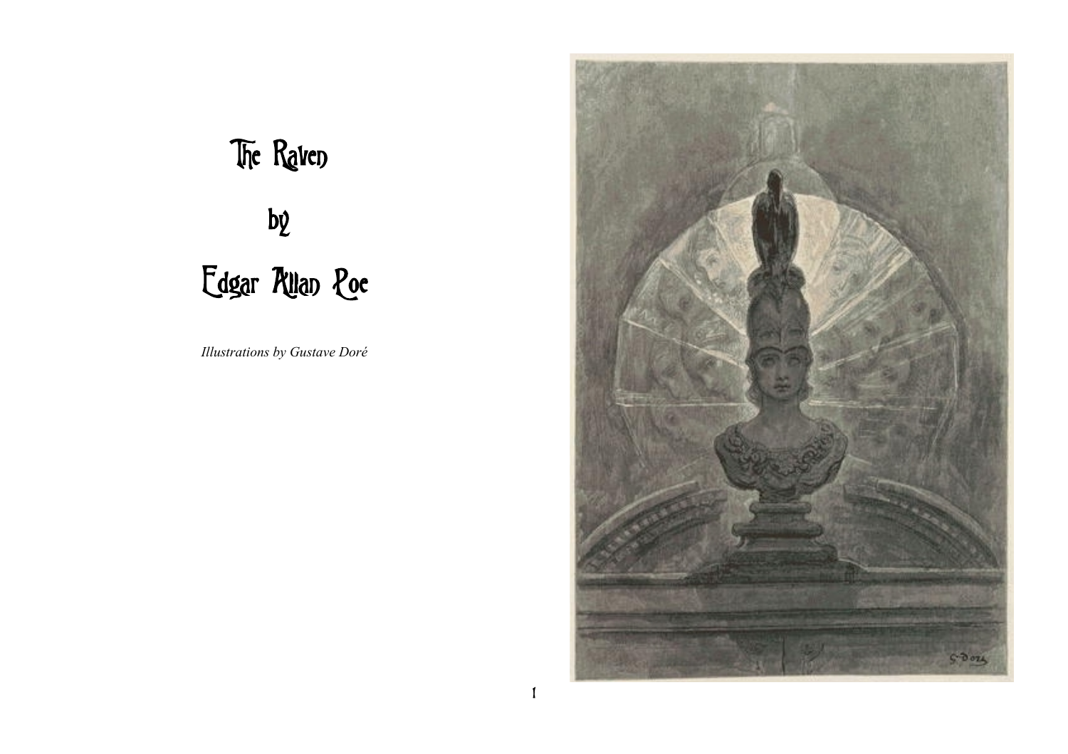# The Raven

# by

# Edgar Allan Poe

*Illustrations by Gustave Doré*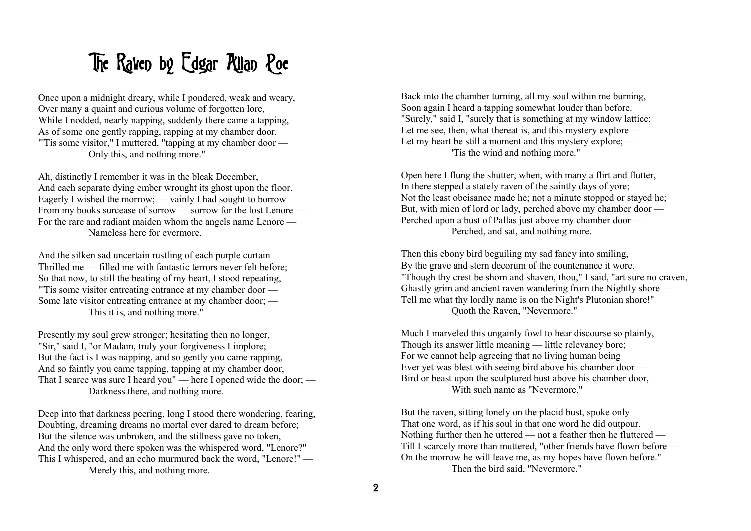# The Raven by Edgar Allan Poe

Once upon a midnight dreary, while I pondered, weak and weary,
Over many a quaint and curious volume of forgotten lore,
While I nodded, nearly napping, suddenly there came a tapping,
As of some one gently rapping, rapping at my chamber door.
"'Tis some visitor," I muttered, "tapping at my chamber door —
Only this, and nothing more."

Ah, distinctly I remember it was in the bleak December,
And each separate dying ember wrought its ghost upon the floor.
Eagerly I wished the morrow; — vainly I had sought to borrow
From my books surcease of sorrow — sorrow for the lost Lenore —
For the rare and radiant maiden whom the angels name Lenore —
Nameless here for evermore.

And the silken sad uncertain rustling of each purple curtain
Thrilled me — filled me with fantastic terrors never felt before;
So that now, to still the beating of my heart, I stood repeating,
"'Tis some visitor entreating entrance at my chamber door —
Some late visitor entreating entrance at my chamber door; —
This it is, and nothing more."

Presently my soul grew stronger; hesitating then no longer,
"Sir," said I, "or Madam, truly your forgiveness I implore;
But the fact is I was napping, and so gently you came rapping,
And so faintly you came tapping, tapping at my chamber door,
That I scarce was sure I heard you" — here I opened wide the door; —
Darkness there, and nothing more.

Deep into that darkness peering, long I stood there wondering, fearing,
Doubting, dreaming dreams no mortal ever dared to dream before;
But the silence was unbroken, and the stillness gave no token,
And the only word there spoken was the whispered word, "Lenore?"
This I whispered, and an echo murmured back the word, "Lenore!" —
Merely this, and nothing more.

Back into the chamber turning, all my soul within me burning,
Soon again I heard a tapping somewhat louder than before.
"Surely," said I, "surely that is something at my window lattice:
Let me see, then, what thereat is, and this mystery explore —
Let my heart be still a moment and this mystery explore; —
'Tis the wind and nothing more."

Open here I flung the shutter, when, with many a flirt and flutter,
In there stepped a stately raven of the saintly days of yore;
Not the least obeisance made he; not a minute stopped or stayed he;
But, with mien of lord or lady, perched above my chamber door —
Perched upon a bust of Pallas just above my chamber door —
Perched, and sat, and nothing more.

Then this ebony bird beguiling my sad fancy into smiling,
By the grave and stern decorum of the countenance it wore.
"Though thy crest be shorn and shaven, thou," I said, "art sure no craven,
Ghastly grim and ancient raven wandering from the Nightly shore —
Tell me what thy lordly name is on the Night's Plutonian shore!"
Quoth the Raven, "Nevermore."

Much I marveled this ungainly fowl to hear discourse so plainly,
Though its answer little meaning — little relevancy bore;
For we cannot help agreeing that no living human being
Ever yet was blest with seeing bird above his chamber door —
Bird or beast upon the sculptured bust above his chamber door,
With such name as "Nevermore."

But the raven, sitting lonely on the placid bust, spoke only
That one word, as if his soul in that one word he did outpour.
Nothing further then he uttered — not a feather then he fluttered —
Till I scarcely more than muttered, "other friends have flown before —
On the morrow he will leave me, as my hopes have flown before."
Then the bird said, "Nevermore."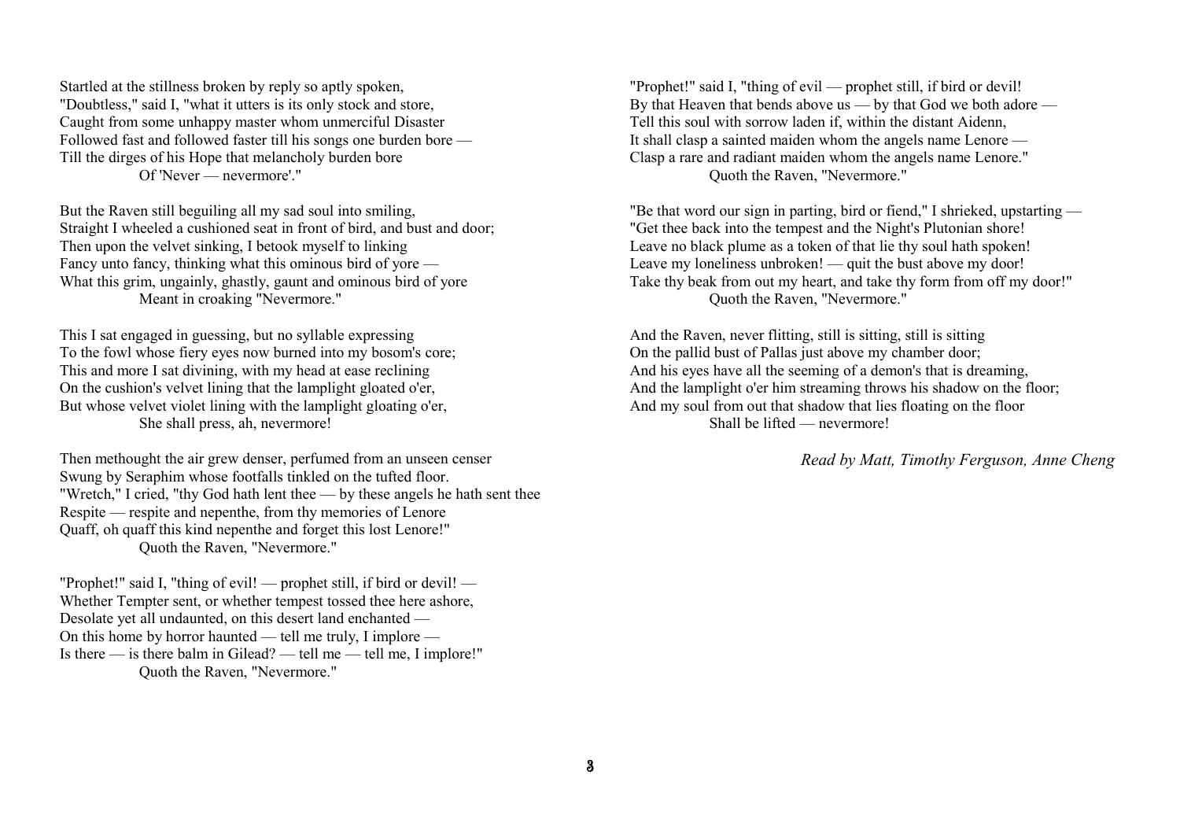Startled at the stillness broken by reply so aptly spoken,
"Doubtless," said I, "what it utters is its only stock and store,
Caught from some unhappy master whom unmerciful Disaster
Followed fast and followed faster till his songs one burden bore —
Till the dirges of his Hope that melancholy burden bore
Of 'Never — nevermore'."

But the Raven still beguiling all my sad soul into smiling,
Straight I wheeled a cushioned seat in front of bird, and bust and door;
Then upon the velvet sinking, I betook myself to linking
Fancy unto fancy, thinking what this ominous bird of yore —
What this grim, ungainly, ghastly, gaunt and ominous bird of yore
Meant in croaking "Nevermore."

This I sat engaged in guessing, but no syllable expressing
To the fowl whose fiery eyes now burned into my bosom's core;
This and more I sat divining, with my head at ease reclining
On the cushion's velvet lining that the lamplight gloated o'er,
But whose velvet violet lining with the lamplight gloating o'er,
She shall press, ah, nevermore!

Then methought the air grew denser, perfumed from an unseen censer
Swung by Seraphim whose footfalls tinkled on the tufted floor.
"Wretch," I cried, "thy God hath lent thee — by these angels he hath sent thee
Respite — respite and nepenthe, from thy memories of Lenore
Quaff, oh quaff this kind nepenthe and forget this lost Lenore!"
Quoth the Raven, "Nevermore."

"Prophet!" said I, "thing of evil! — prophet still, if bird or devil! —
Whether Tempter sent, or whether tempest tossed thee here ashore,
Desolate yet all undaunted, on this desert land enchanted —
On this home by horror haunted — tell me truly, I implore —
Is there — is there balm in Gilead? — tell me — tell me, I implore!"
Quoth the Raven, "Nevermore."

"Prophet!" said I, "thing of evil — prophet still, if bird or devil!
By that Heaven that bends above us — by that God we both adore —
Tell this soul with sorrow laden if, within the distant Aidenn,
It shall clasp a sainted maiden whom the angels name Lenore —
Clasp a rare and radiant maiden whom the angels name Lenore."
Quoth the Raven, "Nevermore."

"Be that word our sign in parting, bird or fiend," I shrieked, upstarting —
"Get thee back into the tempest and the Night's Plutonian shore!
Leave no black plume as a token of that lie thy soul hath spoken!
Leave my loneliness unbroken! — quit the bust above my door!
Take thy beak from out my heart, and take thy form from off my door!"
Quoth the Raven, "Nevermore."

And the Raven, never flitting, still is sitting, still is sitting
On the pallid bust of Pallas just above my chamber door;
And his eyes have all the seeming of a demon's that is dreaming,
And the lamplight o'er him streaming throws his shadow on the floor;
And my soul from out that shadow that lies floating on the floor
Shall be lifted — nevermore!

*Read by Matt, Timothy Ferguson, Anne Cheng*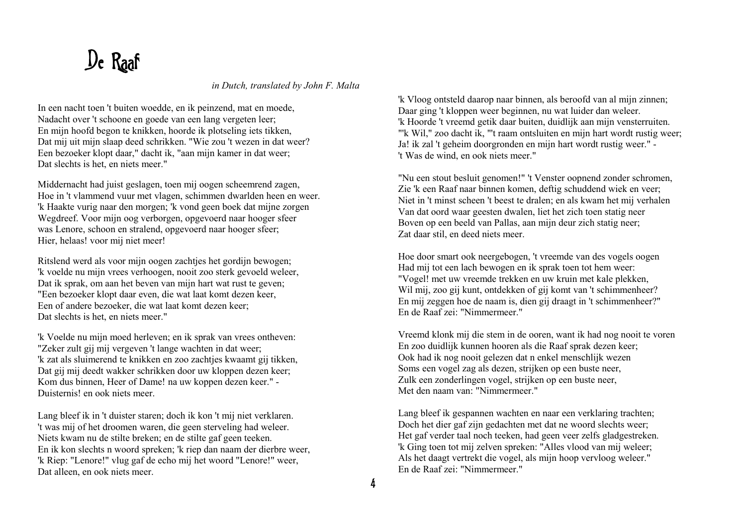# De Raaf

*in Dutch, translated by John F. Malta*

In een nacht toen 't buiten woedde, en ik peinzend, mat en moede,
Nadacht over 't schoone en goede van een lang vergeten leer;
En mijn hoofd begon te knikken, hoorde ik plotseling iets tikken,
Dat mij uit mijn slaap deed schrikken. "Wie zou 't wezen in dat weer?
Een bezoeker klopt daar," dacht ik, "aan mijn kamer in dat weer;
Dat slechts is het, en niets meer."

Middernacht had juist geslagen, toen mij oogen scheemrend zagen,
Hoe in 't vlammend vuur met vlagen, schimmen dwarlden heen en weer.
'k Haakte vurig naar den morgen; 'k vond geen boek dat mijne zorgen
Wegdreef. Voor mijn oog verborgen, opgevoerd naar hooger sfeer
was Lenore, schoon en stralend, opgevoerd naar hooger sfeer;
Hier, helaas! voor mij niet meer!

Ritslend werd als voor mijn oogen zachtjes het gordijn bewogen;
'k voelde nu mijn vrees verhoogen, nooit zoo sterk gevoeld weleer,
Dat ik sprak, om aan het beven van mijn hart wat rust te geven;
"Een bezoeker klopt daar even, die wat laat komt dezen keer,
Een of andere bezoeker, die wat laat komt dezen keer;
Dat slechts is het, en niets meer."

'k Voelde nu mijn moed herleven; en ik sprak van vrees ontheven:
"Zeker zult gij mij vergeven 't lange wachten in dat weer;
'k zat als sluimerend te knikken en zoo zachtjes kwaamt gij tikken,
Dat gij mij deedt wakker schrikken door uw kloppen dezen keer;
Kom dus binnen, Heer of Dame! na uw koppen dezen keer." -
Duisternis! en ook niets meer.

Lang bleef ik in 't duister staren; doch ik kon 't mij niet verklaren.
't was mij of het droomen waren, die geen sterveling had weleer.
Niets kwam nu de stilte breken; en de stilte gaf geen teeken.
En ik kon slechts n woord spreken; 'k riep dan naam der dierbre weer,
'k Riep: "Lenore!" vlug gaf de echo mij het woord "Lenore!" weer,
Dat alleen, en ook niets meer.

'k Vloog ontsteld daarop naar binnen, als beroofd van al mijn zinnen;
Daar ging 't kloppen weer beginnen, nu wat luider dan weleer.
'k Hoorde 't vreemd getik daar buiten, duidlijk aan mijn vensterruiten.
"'k Wil," zoo dacht ik, "'t raam ontsluiten en mijn hart wordt rustig weer;
Ja! ik zal 't geheim doorgronden en mijn hart wordt rustig weer." -
't Was de wind, en ook niets meer."

"Nu een stout besluit genomen!" 't Venster oopnend zonder schromen,
Zie 'k een Raaf naar binnen komen, deftig schuddend wiek en veer;
Niet in 't minst scheen 't beest te dralen; en als kwam het mij verhalen
Van dat oord waar geesten dwalen, liet het zich toen statig neer
Boven op een beeld van Pallas, aan mijn deur zich statig neer;
Zat daar stil, en deed niets meer.

Hoe door smart ook neergebogen, 't vreemde van des vogels oogen
Had mij tot een lach bewogen en ik sprak toen tot hem weer:
"Vogel! met uw vreemde trekken en uw kruin met kale plekken,
Wil mij, zoo gij kunt, ontdekken of gij komt van 't schimmenheer?
En mij zeggen hoe de naam is, dien gij draagt in 't schimmenheer?"
En de Raaf zei: "Nimmermeer."

Vreemd klonk mij die stem in de ooren, want ik had nog nooit te voren
En zoo duidlijk kunnen hooren als die Raaf sprak dezen keer;
Ook had ik nog nooit gelezen dat n enkel menschlijk wezen
Soms een vogel zag als dezen, strijken op een buste neer,
Zulk een zonderlingen vogel, strijken op een buste neer,
Met den naam van: "Nimmermeer."

Lang bleef ik gespannen wachten en naar een verklaring trachten;
Doch het dier gaf zijn gedachten met dat ne woord slechts weer;
Het gaf verder taal noch teeken, had geen veer zelfs gladgestreken.
'k Ging toen tot mij zelven spreken: "Alles vlood van mij weleer;
Als het daagt vertrekt die vogel, als mijn hoop vervloog weleer."
En de Raaf zei: "Nimmermeer."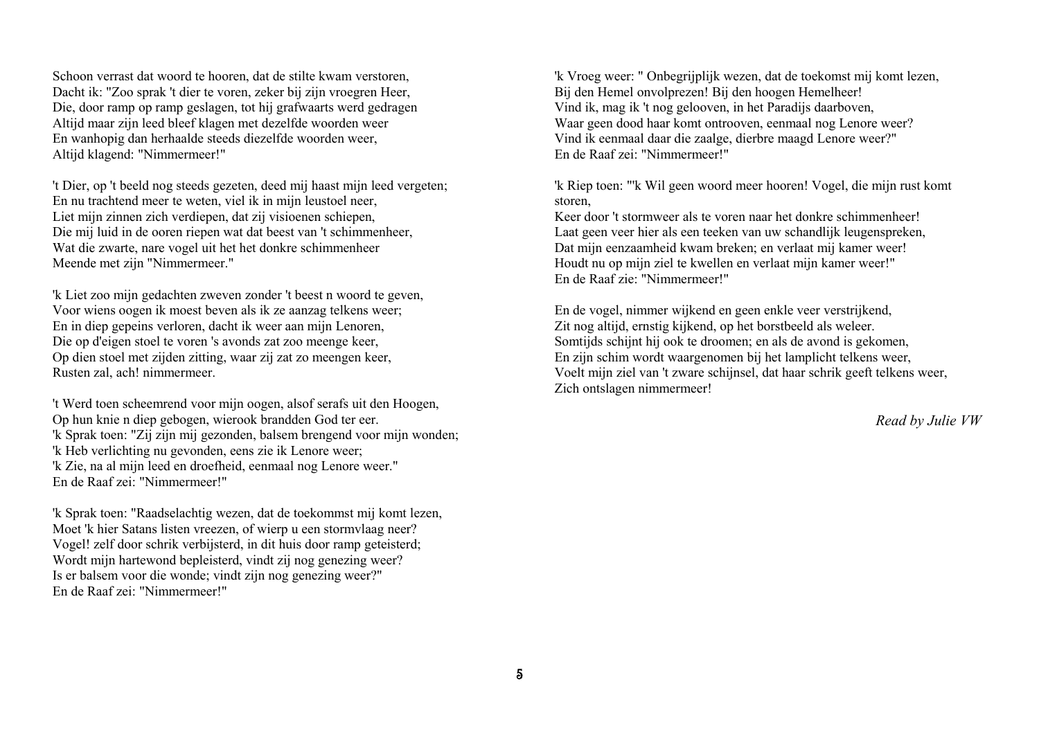Schoon verrast dat woord te hooren, dat de stilte kwam verstoren,
Dacht ik: "Zoo sprak 't dier te voren, zeker bij zijn vroegren Heer,
Die, door ramp op ramp geslagen, tot hij grafwaarts werd gedragen
Altijd maar zijn leed bleef klagen met dezelfde woorden weer
En wanhopig dan herhaalde steeds diezelfde woorden weer,
Altijd klagend: "Nimmermeer!"

't Dier, op 't beeld nog steeds gezeten, deed mij haast mijn leed vergeten;
En nu trachtend meer te weten, viel ik in mijn leustoel neer,
Liet mijn zinnen zich verdiepen, dat zij visioenen schiepen,
Die mij luid in de ooren riepen wat dat beest van 't schimmenheer,
Wat die zwarte, nare vogel uit het het donkre schimmenheer
Meende met zijn "Nimmermeer."

'k Liet zoo mijn gedachten zweven zonder 't beest n woord te geven,
Voor wiens oogen ik moest beven als ik ze aanzag telkens weer;
En in diep gepeins verloren, dacht ik weer aan mijn Lenoren,
Die op d'eigen stoel te voren 's avonds zat zoo meenge keer,
Op dien stoel met zijden zitting, waar zij zat zo meengen keer,
Rusten zal, ach! nimmermeer.

't Werd toen scheemrend voor mijn oogen, alsof serafs uit den Hoogen,
Op hun knie n diep gebogen, wierook brandden God ter eer.
'k Sprak toen: "Zij zijn mij gezonden, balsem brengend voor mijn wonden;
'k Heb verlichting nu gevonden, eens zie ik Lenore weer;
'k Zie, na al mijn leed en droefheid, eenmaal nog Lenore weer."
En de Raaf zei: "Nimmermeer!"

'k Sprak toen: "Raadselachtig wezen, dat de toekommst mij komt lezen,
Moet 'k hier Satans listen vreezen, of wierp u een stormvlaag neer?
Vogel! zelf door schrik verbijsterd, in dit huis door ramp geteisterd;
Wordt mijn hartewond bepleisterd, vindt zij nog genezing weer?
Is er balsem voor die wonde; vindt zijn nog genezing weer?"
En de Raaf zei: "Nimmermeer!"

'k Vroeg weer: " Onbegrijplijk wezen, dat de toekomst mij komt lezen,
Bij den Hemel onvolprezen! Bij den hoogen Hemelheer!
Vind ik, mag ik 't nog gelooven, in het Paradijs daarboven,
Waar geen dood haar komt ontrooven, eenmaal nog Lenore weer?
Vind ik eenmaal daar die zaalge, dierbre maagd Lenore weer?"
En de Raaf zei: "Nimmermeer!"

'k Riep toen: "'k Wil geen woord meer hooren! Vogel, die mijn rust komt storen,
Keer door 't stormweer als te voren naar het donkre schimmenheer!
Laat geen veer hier als een teeken van uw schandlijk leugenspreken,
Dat mijn eenzaamheid kwam breken; en verlaat mij kamer weer!
Houdt nu op mijn ziel te kwellen en verlaat mijn kamer weer!"
En de Raaf zie: "Nimmermeer!"

En de vogel, nimmer wijkend en geen enkle veer verstrijkend,
Zit nog altijd, ernstig kijkend, op het borstbeeld als weleer.
Somtijds schijnt hij ook te droomen; en als de avond is gekomen,
En zijn schim wordt waargenomen bij het lamplicht telkens weer,
Voelt mijn ziel van 't zware schijnsel, dat haar schrik geeft telkens weer,
Zich ontslagen nimmermeer!

*Read by Julie VW*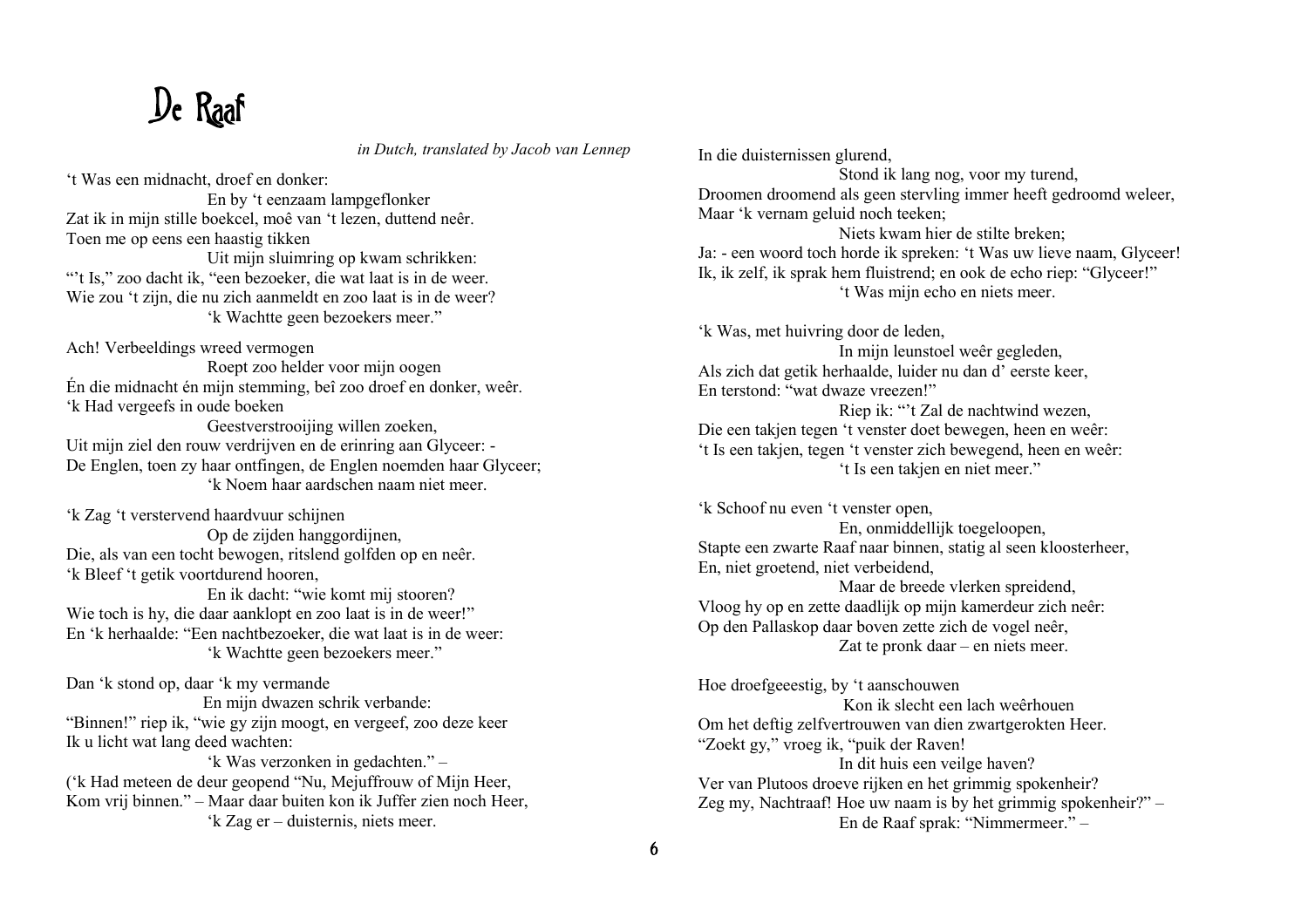# De Raaf

*in Dutch, translated by Jacob van Lennep*

't Was een midnacht, droef en donker:
En by 't eenzaam lampgeflonker
Zat ik in mijn stille boekcel, moê van 't lezen, duttend neêr.
Toen me op eens een haastig tikken
Uit mijn sluimring op kwam schrikken:
"'t Is," zoo dacht ik, "een bezoeker, die wat laat is in de weer.
Wie zou 't zijn, die nu zich aanmeldt en zoo laat is in de weer?
'k Wachtte geen bezoekers meer."

Ach! Verbeeldings wreed vermogen
Roept zoo helder voor mijn oogen
Én die midnacht én mijn stemming, beî zoo droef en donker, weêr.
'k Had vergeefs in oude boeken
Geestverstrooijing willen zoeken,
Uit mijn ziel den rouw verdrijven en de erinring aan Glyceer: -
De Englen, toen zy haar ontfingen, de Englen noemden haar Glyceer;
'k Noem haar aardschen naam niet meer.

'k Zag 't verstervend haardvuur schijnen
Op de zijden hanggordijnen,
Die, als van een tocht bewogen, ritslend golfden op en neêr.
'k Bleef 't getik voortdurend hooren,
En ik dacht: "wie komt mij stooren?
Wie toch is hy, die daar aanklopt en zoo laat is in de weer!"
En 'k herhaalde: "Een nachtbezoeker, die wat laat is in de weer:
'k Wachtte geen bezoekers meer."

Dan 'k stond op, daar 'k my vermande
En mijn dwazen schrik verbande:
"Binnen!" riep ik, "wie gy zijn moogt, en vergeef, zoo deze keer
Ik u licht wat lang deed wachten:
'k Was verzonken in gedachten." –
('k Had meteen de deur geopend "Nu, Mejuffrouw of Mijn Heer,
Kom vrij binnen." – Maar daar buiten kon ik Juffer zien noch Heer,
'k Zag er – duisternis, niets meer.

In die duisternissen glurend,
Stond ik lang nog, voor my turend,
Droomen droomend als geen stervling immer heeft gedroomd weleer,
Maar 'k vernam geluid noch teeken;
Niets kwam hier de stilte breken;
Ja: - een woord toch horde ik spreken: 't Was uw lieve naam, Glyceer!
Ik, ik zelf, ik sprak hem fluistrend; en ook de echo riep: "Glyceer!"
't Was mijn echo en niets meer.

'k Was, met huivring door de leden,
In mijn leunstoel weêr gegleden,
Als zich dat getik herhaalde, luider nu dan d' eerste keer,
En terstond: "wat dwaze vreezen!"
Riep ik: "'t Zal de nachtwind wezen,
Die een takjen tegen 't venster doet bewegen, heen en weêr:
't Is een takjen, tegen 't venster zich bewegend, heen en weêr:
't Is een takjen en niet meer."

'k Schoof nu even 't venster open,
En, onmiddellijk toegeloopen,
Stapte een zwarte Raaf naar binnen, statig al seen kloosterheer,
En, niet groetend, niet verbeidend,
Maar de breede vlerken spreidend,
Vloog hy op en zette daadlijk op mijn kamerdeur zich neêr:
Op den Pallaskop daar boven zette zich de vogel neêr,
Zat te pronk daar – en niets meer.

Hoe droefgeeestig, by 't aanschouwen
Kon ik slecht een lach weêrhouen
Om het deftig zelfvertrouwen van dien zwartgerokten Heer.
"Zoekt gy," vroeg ik, "puik der Raven!
In dit huis een veilge haven?
Ver van Plutoos droeve rijken en het grimmig spokenheir?
Zeg my, Nachtraaf! Hoe uw naam is by het grimmig spokenheir?" –
En de Raaf sprak: "Nimmermeer." –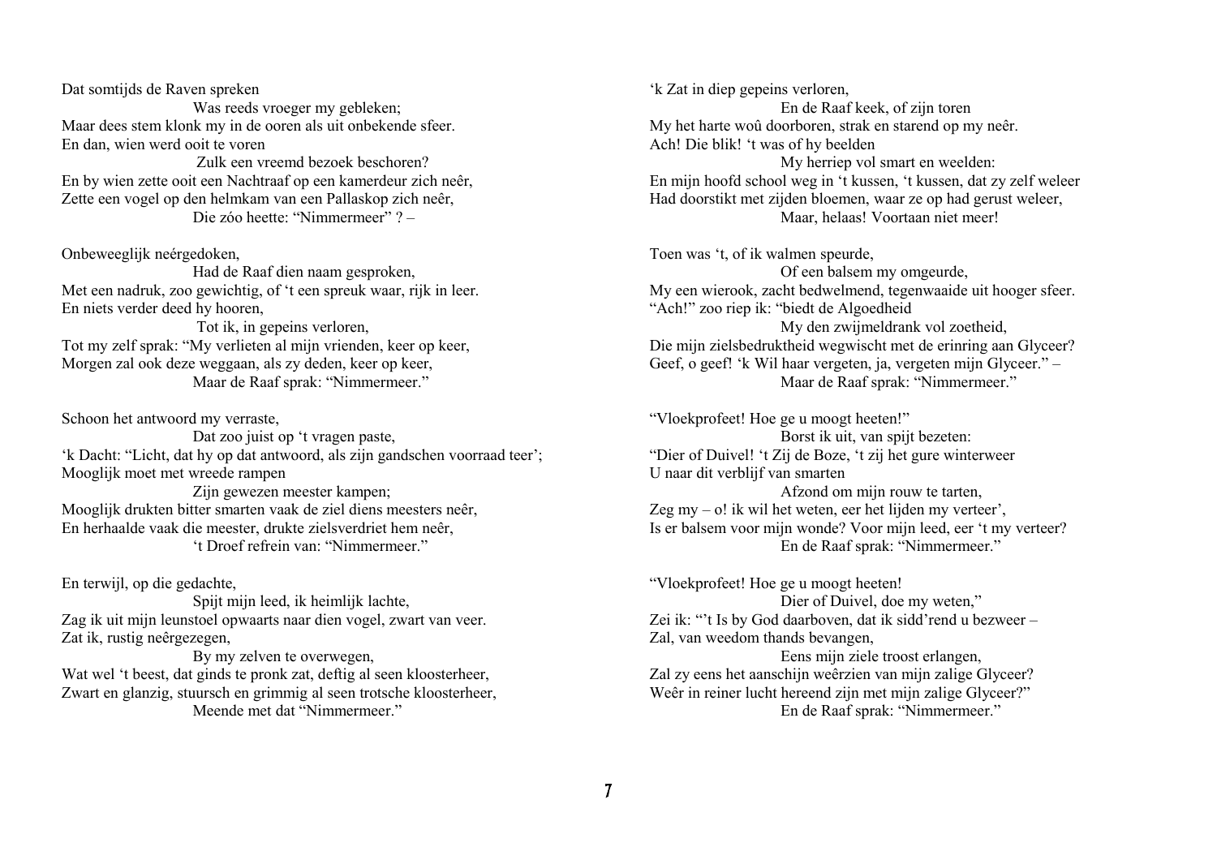Dat somtijds de Raven spreken
Was reeds vroeger my gebleken;
Maar dees stem klonk my in de ooren als uit onbekende sfeer.
En dan, wien werd ooit te voren
Zulk een vreemd bezoek beschoren?
En by wien zette ooit een Nachtraaf op een kamerdeur zich neêr,
Zette een vogel op den helmkam van een Pallaskop zich neêr,
Die zóo heette: "Nimmermeer" ? –

Onbeweeglijk neérgedoken,
Had de Raaf dien naam gesproken,
Met een nadruk, zoo gewichtig, of 't een spreuk waar, rijk in leer.
En niets verder deed hy hooren,
Tot ik, in gepeins verloren,
Tot my zelf sprak: "My verlieten al mijn vrienden, keer op keer,
Morgen zal ook deze weggaan, als zy deden, keer op keer,
Maar de Raaf sprak: "Nimmermeer."

Schoon het antwoord my verraste,
Dat zoo juist op 't vragen paste,
'k Dacht: "Licht, dat hy op dat antwoord, als zijn gandschen voorraad teer';
Mooglijk moet met wreede rampen
Zijn gewezen meester kampen;
Mooglijk drukten bitter smarten vaak de ziel diens meesters neêr,
En herhaalde vaak die meester, drukte zielsverdriet hem neêr,
't Droef refrein van: "Nimmermeer."

En terwijl, op die gedachte,
Spijt mijn leed, ik heimlijk lachte,
Zag ik uit mijn leunstoel opwaarts naar dien vogel, zwart van veer.
Zat ik, rustig neêrgezegen,
By my zelven te overwegen,
Wat wel 't beest, dat ginds te pronk zat, deftig al seen kloosterheer,
Zwart en glanzig, stuursch en grimmig al seen trotsche kloosterheer,
Meende met dat "Nimmermeer."

'k Zat in diep gepeins verloren,
En de Raaf keek, of zijn toren
My het harte woû doorboren, strak en starend op my neêr.
Ach! Die blik! 't was of hy beelden
My herriep vol smart en weelden:
En mijn hoofd school weg in 't kussen, 't kussen, dat zy zelf weleer
Had doorstikt met zijden bloemen, waar ze op had gerust weleer,
Maar, helaas! Voortaan niet meer!

Toen was 't, of ik walmen speurde,
Of een balsem my omgeurde,
My een wierook, zacht bedwelmend, tegenwaaide uit hooger sfeer.
"Ach!" zoo riep ik: "biedt de Algoedheid
My den zwijmeldrank vol zoetheid,
Die mijn zielsbedruktheid wegwischt met de erinring aan Glyceer?
Geef, o geef! 'k Wil haar vergeten, ja, vergeten mijn Glyceer." –
Maar de Raaf sprak: "Nimmermeer."

"Vloekprofeet! Hoe ge u moogt heeten!"
Borst ik uit, van spijt bezeten:
"Dier of Duivel! 't Zij de Boze, 't zij het gure winterweer
U naar dit verblijf van smarten
Afzond om mijn rouw te tarten,
Zeg my – o! ik wil het weten, eer het lijden my verteer',
Is er balsem voor mijn wonde? Voor mijn leed, eer 't my verteer?
En de Raaf sprak: "Nimmermeer."

"Vloekprofeet! Hoe ge u moogt heeten!
Dier of Duivel, doe my weten,"
Zei ik: "'t Is by God daarboven, dat ik sidd'rend u bezweer –
Zal, van weedom thands bevangen,
Eens mijn ziele troost erlangen,
Zal zy eens het aanschijn weêrzien van mijn zalige Glyceer?
Weêr in reiner lucht hereend zijn met mijn zalige Glyceer?"
En de Raaf sprak: "Nimmermeer."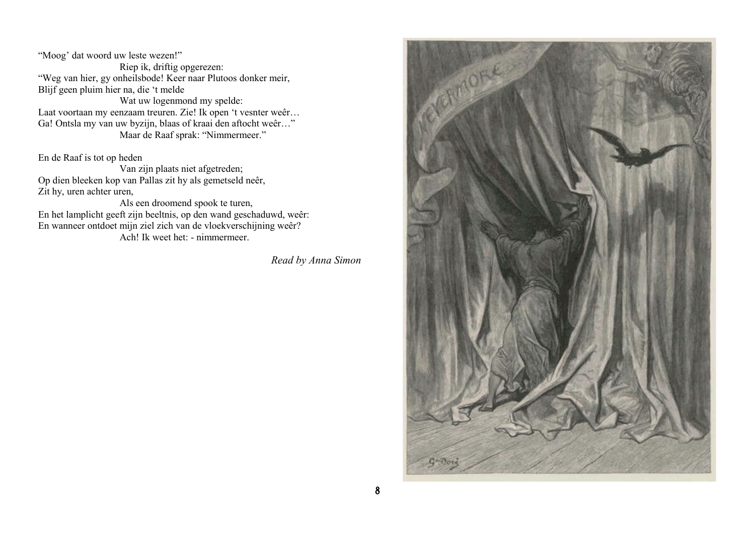"Moog' dat woord uw leste wezen!"
Riep ik, driftig opgerezen:
"Weg van hier, gy onheilsbode! Keer naar Plutoos donker meir,
Blijf geen pluim hier na, die 't melde
Wat uw logenmond my spelde:
Laat voortaan my eenzaam treuren. Zie! Ik open 't vesnter weêr…
Ga! Ontsla my van uw byzijn, blaas of kraai den aftocht weêr…"
Maar de Raaf sprak: "Nimmermeer."

En de Raaf is tot op heden
Van zijn plaats niet afgetreden;
Op dien bleeken kop van Pallas zit hy als gemetseld neêr,
Zit hy, uren achter uren,
Als een droomend spook te turen,
En het lamplicht geeft zijn beeltnis, op den wand geschaduwd, weêr:
En wanneer ontdoet mijn ziel zich van de vloekverschijning weêr?
Ach! Ik weet het: - nimmermeer.

*Read by Anna Simon*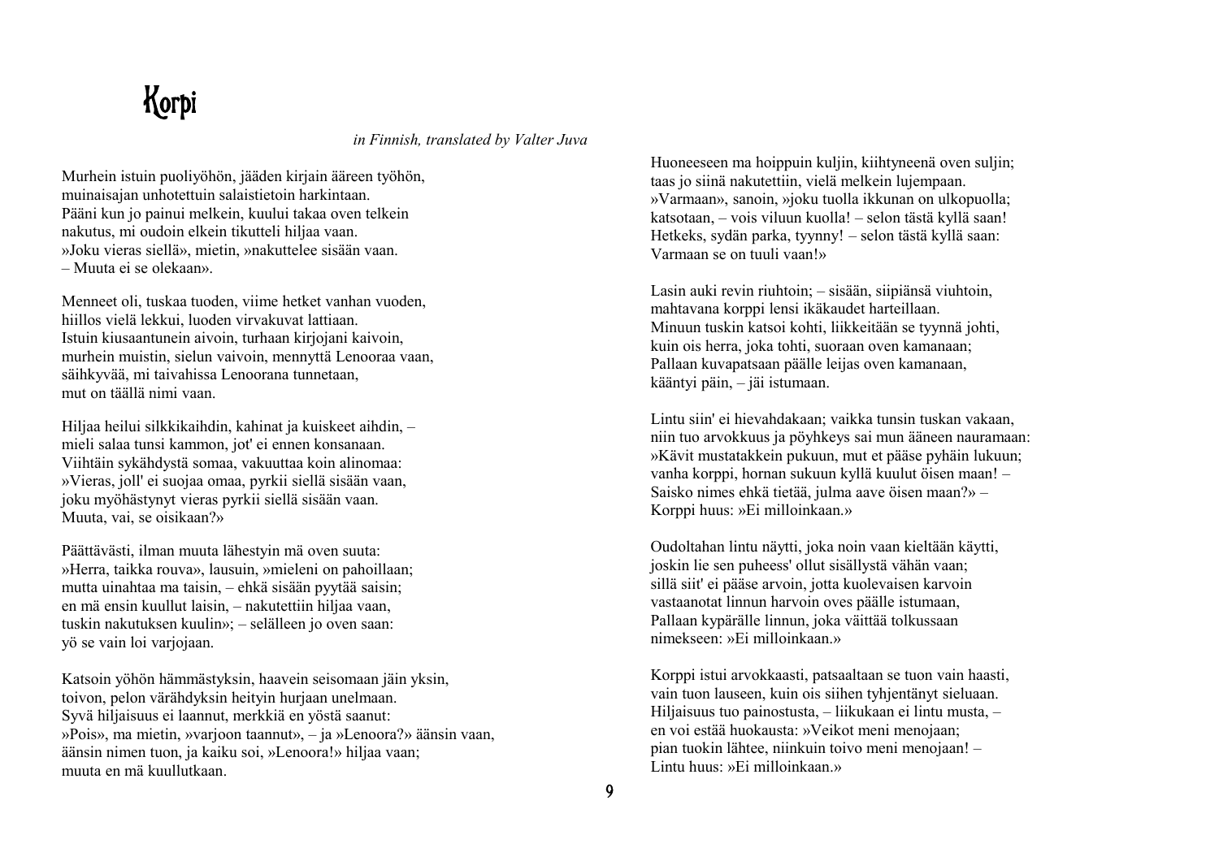# Korpi

*in Finnish, translated by Valter Juva*

Murhein istuin puoliyöhön, jääden kirjain ääreen työhön,
muinaisajan unhotettuin salaistietoin harkintaan.
Pääni kun jo painui melkein, kuului takaa oven telkein
nakutus, mi oudoin elkein tikutteli hiljaa vaan.
»Joku vieras siellä», mietin, »nakuttelee sisään vaan.
– Muuta ei se olekaan».

Menneet oli, tuskaa tuoden, viime hetket vanhan vuoden,
hiillos vielä lekkui, luoden virvakuvat lattiaan.
Istuin kiusaantunein aivoin, turhaan kirjojani kaivoin,
murhein muistin, sielun vaivoin, mennyttä Lenooraa vaan,
säihkyvää, mi taivahissa Lenoorana tunnetaan,
mut on täällä nimi vaan.

Hiljaa heilui silkkikaihdin, kahinat ja kuiskeet aihdin, –
mieli salaa tunsi kammon, jot' ei ennen konsanaan.
Viihtäin sykähdystä somaa, vakuuttaa koin alinomaa:
»Vieras, joll' ei suojaa omaa, pyrkii siellä sisään vaan,
joku myöhästynyt vieras pyrkii siellä sisään vaan.
Muuta, vai, se oisikaan?»

Päättävästi, ilman muuta lähestyin mä oven suuta:
»Herra, taikka rouva», lausuin, »mieleni on pahoillaan;
mutta uinahtaa ma taisin, – ehkä sisään pyytää saisin;
en mä ensin kuullut laisin, – nakutettiin hiljaa vaan,
tuskin nakutuksen kuulin»; – selälleen jo oven saan:
yö se vain loi varjojaan.

Katsoin yöhön hämmästyksin, haavein seisomaan jäin yksin,
toivon, pelon värähdyksin heityin hurjaan unelmaan.
Syvä hiljaisuus ei laannut, merkkiä en yöstä saanut:
»Pois», ma mietin, »varjoon taannut», – ja »Lenoora?» äänsin vaan,
äänsin nimen tuon, ja kaiku soi, »Lenoora!» hiljaa vaan;
muuta en mä kuullutkaan.

Huoneeseen ma hoippuin kuljin, kiihtyneenä oven suljin;
taas jo siinä nakutettiin, vielä melkein lujempaan.
»Varmaan», sanoin, »joku tuolla ikkunan on ulkopuolla;
katsotaan, – vois viluun kuolla! – selon tästä kyllä saan!
Hetkeks, sydän parka, tyynny! – selon tästä kyllä saan:
Varmaan se on tuuli vaan!»

Lasin auki revin riuhtoin; – sisään, siipiänsä viuhtoin,
mahtavana korppi lensi ikäkaudet harteillaan.
Minuun tuskin katsoi kohti, liikkeitään se tyynnä johti,
kuin ois herra, joka tohti, suoraan oven kamanaan;
Pallaan kuvapatsaan päälle leijas oven kamanaan,
kääntyi päin, – jäi istumaan.

Lintu siin' ei hievahdakaan; vaikka tunsin tuskan vakaan,
niin tuo arvokkuus ja pöyhkeys sai mun ääneen nauramaan:
»Kävit mustatakkein pukuun, mut et pääse pyhäin lukuun;
vanha korppi, hornan sukuun kyllä kuulut öisen maan! –
Saisko nimes ehkä tietää, julma aave öisen maan?» –
Korppi huus: »Ei milloinkaan.»

Oudoltahan lintu näytti, joka noin vaan kieltään käytti,
joskin lie sen puheess' ollut sisällystä vähän vaan;
sillä siit' ei pääse arvoin, jotta kuolevaisen karvoin
vastaanotat linnun harvoin oves päälle istumaan,
Pallaan kypärälle linnun, joka väittää tolkussaan
nimekseen: »Ei milloinkaan.»

Korppi istui arvokkaasti, patsaaltaan se tuon vain haasti,
vain tuon lauseen, kuin ois siihen tyhjentänyt sieluaan.
Hiljaisuus tuo painostusta, – liikukaan ei lintu musta, –
en voi estää huokausta: »Veikot meni menojaan;
pian tuokin lähtee, niinkuin toivo meni menojaan! –
Lintu huus: »Ei milloinkaan.»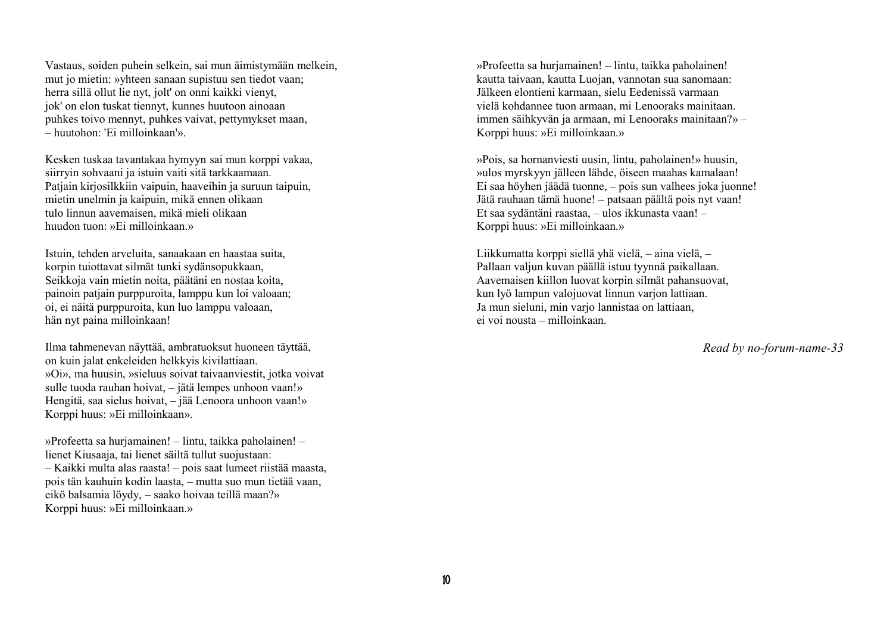Vastaus, soiden puhein selkein, sai mun äimistymään melkein,
mut jo mietin: »yhteen sanaan supistuu sen tiedot vaan;
herra sillä ollut lie nyt, jolt' on onni kaikki vienyt,
jok' on elon tuskat tiennyt, kunnes huutoon ainoaan
puhkes toivo mennyt, puhkes vaivat, pettymykset maan,
– huutohon: 'Ei milloinkaan'».

Kesken tuskaa tavantakaa hymyyn sai mun korppi vakaa,
siirryin sohvaani ja istuin vaiti sitä tarkkaamaan.
Patjain kirjosilkkiin vaipuin, haaveihin ja suruun taipuin,
mietin unelmin ja kaipuin, mikä ennen olikaan
tulo linnun aavemaisen, mikä mieli olikaan
huudon tuon: »Ei milloinkaan.»

Istuin, tehden arveluita, sanaakaan en haastaa suita,
korpin tuiottavat silmät tunki sydänsopukkaan,
Seikkoja vain mietin noita, päätäni en nostaa koita,
painoin patjain purppuroita, lamppu kun loi valoaan;
oi, ei näitä purppuroita, kun luo lamppu valoaan,
hän nyt paina milloinkaan!

Ilma tahmenevan näyttää, ambratuoksut huoneen täyttää,
on kuin jalat enkeleiden helkkyis kivilattiaan.
»Oi», ma huusin, »sieluus soivat taivaanviestit, jotka voivat
sulle tuoda rauhan hoivat, – jätä lempes unhoon vaan!»
Hengitä, saa sielus hoivat, – jää Lenoora unhoon vaan!»
Korppi huus: »Ei milloinkaan».

»Profeetta sa hurjamainen! – lintu, taikka paholainen! –
lienet Kiusaaja, tai lienet säiltä tullut suojustaan:
– Kaikki multa alas raasta! – pois saat lumeet riistää maasta,
pois tän kauhuin kodin laasta, – mutta suo mun tietää vaan,
eikö balsamia löydy, – saako hoivaa teillä maan?»
Korppi huus: »Ei milloinkaan.»

»Profeetta sa hurjamainen! – lintu, taikka paholainen!
kautta taivaan, kautta Luojan, vannotan sua sanomaan:
Jälkeen elontieni karmaan, sielu Eedenissä varmaan
vielä kohdannee tuon armaan, mi Lenooraks mainitaan.
immen säihkyvän ja armaan, mi Lenooraks mainitaan?» –
Korppi huus: »Ei milloinkaan.»

»Pois, sa hornanviesti uusin, lintu, paholainen!» huusin,
»ulos myrskyyn jälleen lähde, öiseen maahas kamalaan!
Ei saa höyhen jäädä tuonne, – pois sun valhees joka juonne!
Jätä rauhaan tämä huone! – patsaan päältä pois nyt vaan!
Et saa sydäntäni raastaa, – ulos ikkunasta vaan! –
Korppi huus: »Ei milloinkaan.»

Liikkumatta korppi siellä yhä vielä, – aina vielä, –
Pallaan valjun kuvan päällä istuu tyynnä paikallaan.
Aavemaisen kiillon luovat korpin silmät pahansuovat,
kun lyö lampun valojuovat linnun varjon lattiaan.
Ja mun sieluni, min varjo lannistaa on lattiaan,
ei voi nousta – milloinkaan.

*Read by no-forum-name-33*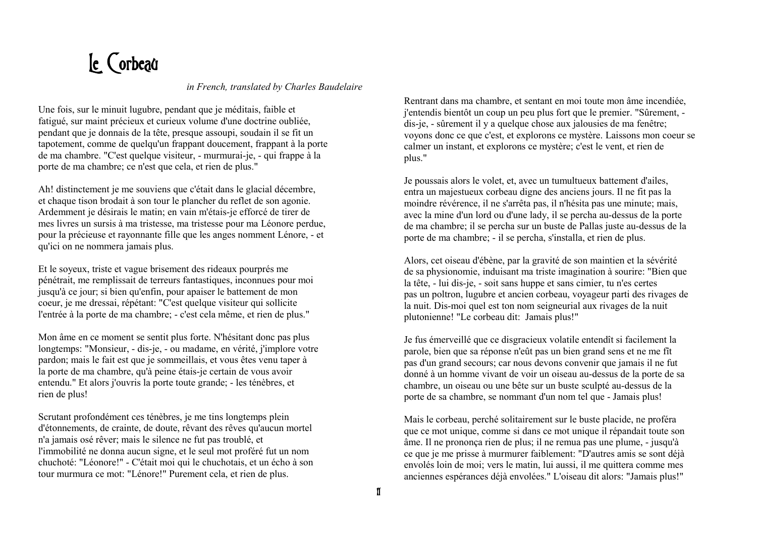# Le Corbeau

*in French, translated by Charles Baudelaire*

Une fois, sur le minuit lugubre, pendant que je méditais, faible et fatigué, sur maint précieux et curieux volume d'une doctrine oubliée, pendant que je donnais de la tête, presque assoupi, soudain il se fit un tapotement, comme de quelqu'un frappant doucement, frappant à la porte de ma chambre. "C'est quelque visiteur, - murmurai-je, - qui frappe à la porte de ma chambre; ce n'est que cela, et rien de plus."

Ah! distinctement je me souviens que c'était dans le glacial décembre, et chaque tison brodait à son tour le plancher du reflet de son agonie. Ardemment je désirais le matin; en vain m'étais-je efforcé de tirer de mes livres un sursis à ma tristesse, ma tristesse pour ma Léonore perdue, pour la précieuse et rayonnante fille que les anges nomment Lénore, - et qu'ici on ne nommera jamais plus.

Et le soyeux, triste et vague brisement des rideaux pourprés me pénétrait, me remplissait de terreurs fantastiques, inconnues pour moi jusqu'à ce jour; si bien qu'enfin, pour apaiser le battement de mon coeur, je me dressai, répétant: "C'est quelque visiteur qui sollicite l'entrée à la porte de ma chambre; - c'est cela même, et rien de plus."

Mon âme en ce moment se sentit plus forte. N'hésitant donc pas plus longtemps: "Monsieur, - dis-je, - ou madame, en vérité, j'implore votre pardon; mais le fait est que je sommeillais, et vous êtes venu taper à la porte de ma chambre, qu'à peine étais-je certain de vous avoir entendu." Et alors j'ouvris la porte toute grande; - les ténèbres, et rien de plus!

Scrutant profondément ces ténèbres, je me tins longtemps plein d'étonnements, de crainte, de doute, rêvant des rêves qu'aucun mortel n'a jamais osé rêver; mais le silence ne fut pas troublé, et l'immobilité ne donna aucun signe, et le seul mot proféré fut un nom chuchoté: "Léonore!" - C'était moi qui le chuchotais, et un écho à son tour murmura ce mot: "Lénore!" Purement cela, et rien de plus.

Rentrant dans ma chambre, et sentant en moi toute mon âme incendiée, j'entendis bientôt un coup un peu plus fort que le premier. "Sûrement, - dis-je, - sûrement il y a quelque chose aux jalousies de ma fenêtre; voyons donc ce que c'est, et explorons ce mystère. Laissons mon coeur se calmer un instant, et explorons ce mystère; c'est le vent, et rien de plus."

Je poussais alors le volet, et, avec un tumultueux battement d'ailes, entra un majestueux corbeau digne des anciens jours. Il ne fit pas la moindre révérence, il ne s'arrêta pas, il n'hésita pas une minute; mais, avec la mine d'un lord ou d'une lady, il se percha au-dessus de la porte de ma chambre; il se percha sur un buste de Pallas juste au-dessus de la porte de ma chambre; - il se percha, s'installa, et rien de plus.

Alors, cet oiseau d'ébène, par la gravité de son maintien et la sévérité de sa physionomie, induisant ma triste imagination à sourire: "Bien que la tête, - lui dis-je, - soit sans huppe et sans cimier, tu n'es certes pas un poltron, lugubre et ancien corbeau, voyageur parti des rivages de la nuit. Dis-moi quel est ton nom seigneurial aux rivages de la nuit plutonienne! "Le corbeau dit: Jamais plus!"

Je fus émerveillé que ce disgracieux volatile entendît si facilement la parole, bien que sa réponse n'eût pas un bien grand sens et ne me fît pas d'un grand secours; car nous devons convenir que jamais il ne fut donné à un homme vivant de voir un oiseau au-dessus de la porte de sa chambre, un oiseau ou une bête sur un buste sculpté au-dessus de la porte de sa chambre, se nommant d'un nom tel que - Jamais plus!

Mais le corbeau, perché solitairement sur le buste placide, ne proféra que ce mot unique, comme si dans ce mot unique il répandait toute son âme. Il ne prononça rien de plus; il ne remua pas une plume, - jusqu'à ce que je me prisse à murmurer faiblement: "D'autres amis se sont déjà envolés loin de moi; vers le matin, lui aussi, il me quittera comme mes anciennes espérances déjà envolées." L'oiseau dit alors: "Jamais plus!"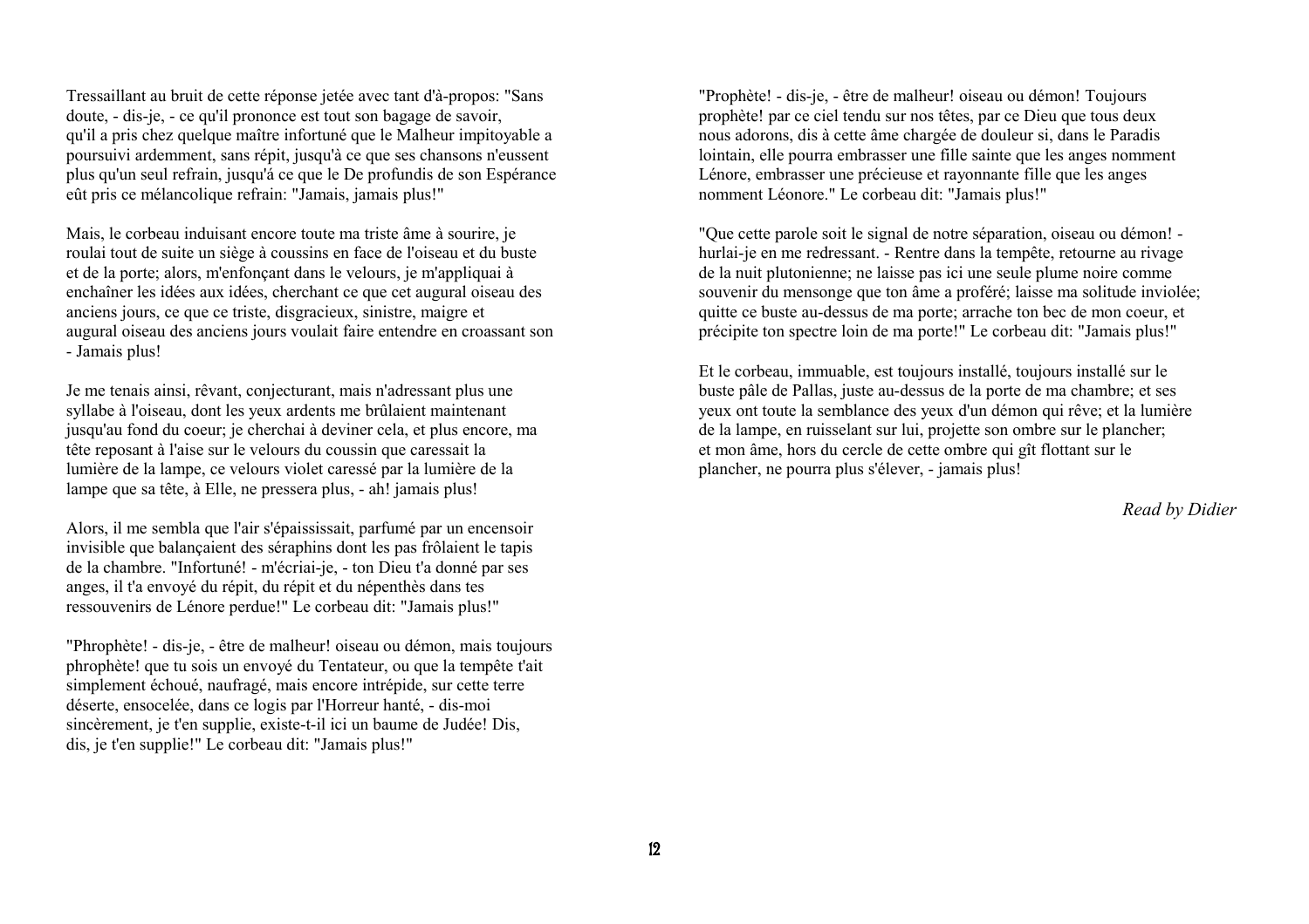Tressaillant au bruit de cette réponse jetée avec tant d'à-propos: "Sans doute, - dis-je, - ce qu'il prononce est tout son bagage de savoir, qu'il a pris chez quelque maître infortuné que le Malheur impitoyable a poursuivi ardemment, sans répit, jusqu'à ce que ses chansons n'eussent plus qu'un seul refrain, jusqu'á ce que le De profundis de son Espérance eût pris ce mélancolique refrain: "Jamais, jamais plus!"

Mais, le corbeau induisant encore toute ma triste âme à sourire, je roulai tout de suite un siège à coussins en face de l'oiseau et du buste et de la porte; alors, m'enfonçant dans le velours, je m'appliquai à enchaîner les idées aux idées, cherchant ce que cet augural oiseau des anciens jours, ce que ce triste, disgracieux, sinistre, maigre et augural oiseau des anciens jours voulait faire entendre en croassant son - Jamais plus!

Je me tenais ainsi, rêvant, conjecturant, mais n'adressant plus une syllabe à l'oiseau, dont les yeux ardents me brûlaient maintenant jusqu'au fond du coeur; je cherchai à deviner cela, et plus encore, ma tête reposant à l'aise sur le velours du coussin que caressait la lumière de la lampe, ce velours violet caressé par la lumière de la lampe que sa tête, à Elle, ne pressera plus, - ah! jamais plus!

Alors, il me sembla que l'air s'épaississait, parfumé par un encensoir invisible que balançaient des séraphins dont les pas frôlaient le tapis de la chambre. "Infortuné! - m'écriai-je, - ton Dieu t'a donné par ses anges, il t'a envoyé du répit, du répit et du népenthès dans tes ressouvenirs de Lénore perdue!" Le corbeau dit: "Jamais plus!"

"Phrophète! - dis-je, - être de malheur! oiseau ou démon, mais toujours phrophète! que tu sois un envoyé du Tentateur, ou que la tempête t'ait simplement échoué, naufragé, mais encore intrépide, sur cette terre déserte, ensocelée, dans ce logis par l'Horreur hanté, - dis-moi sincèrement, je t'en supplie, existe-t-il ici un baume de Judée! Dis, dis, je t'en supplie!" Le corbeau dit: "Jamais plus!"

"Prophète! - dis-je, - être de malheur! oiseau ou démon! Toujours prophète! par ce ciel tendu sur nos têtes, par ce Dieu que tous deux nous adorons, dis à cette âme chargée de douleur si, dans le Paradis lointain, elle pourra embrasser une fille sainte que les anges nomment Lénore, embrasser une précieuse et rayonnante fille que les anges nomment Léonore." Le corbeau dit: "Jamais plus!"

"Que cette parole soit le signal de notre séparation, oiseau ou démon! - hurlai-je en me redressant. - Rentre dans la tempête, retourne au rivage de la nuit plutonienne; ne laisse pas ici une seule plume noire comme souvenir du mensonge que ton âme a proféré; laisse ma solitude inviolée; quitte ce buste au-dessus de ma porte; arrache ton bec de mon coeur, et précipite ton spectre loin de ma porte!" Le corbeau dit: "Jamais plus!"

Et le corbeau, immuable, est toujours installé, toujours installé sur le buste pâle de Pallas, juste au-dessus de la porte de ma chambre; et ses yeux ont toute la semblance des yeux d'un démon qui rêve; et la lumière de la lampe, en ruisselant sur lui, projette son ombre sur le plancher; et mon âme, hors du cercle de cette ombre qui gît flottant sur le plancher, ne pourra plus s'élever, - jamais plus!

*Read by Didier*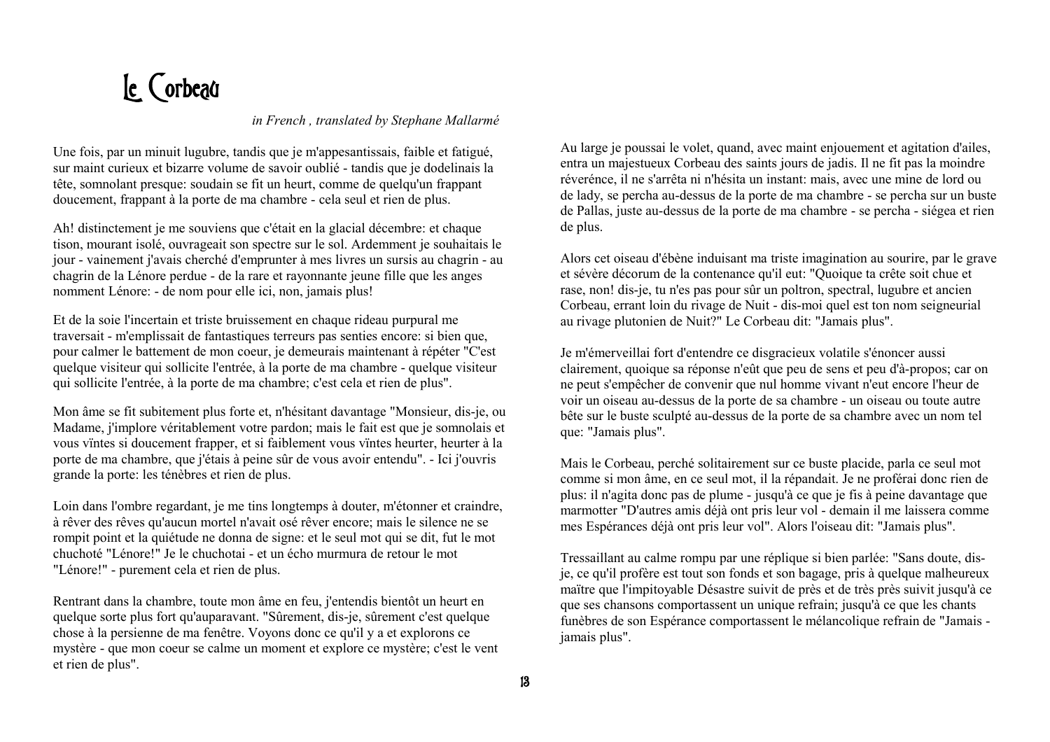# Le Corbeau

*in French , translated by Stephane Mallarmé*

Une fois, par un minuit lugubre, tandis que je m'appesantissais, faible et fatigué, sur maint curieux et bizarre volume de savoir oublié - tandis que je dodelinais la tête, somnolant presque: soudain se fit un heurt, comme de quelqu'un frappant doucement, frappant à la porte de ma chambre - cela seul et rien de plus.

Ah! distinctement je me souviens que c'était en la glacial décembre: et chaque tison, mourant isolé, ouvrageait son spectre sur le sol. Ardemment je souhaitais le jour - vainement j'avais cherché d'emprunter à mes livres un sursis au chagrin - au chagrin de la Lénore perdue - de la rare et rayonnante jeune fille que les anges nomment Lénore: - de nom pour elle ici, non, jamais plus!

Et de la soie l'incertain et triste bruissement en chaque rideau purpural me traversait - m'emplissait de fantastiques terreurs pas senties encore: si bien que, pour calmer le battement de mon coeur, je demeurais maintenant à répéter "C'est quelque visiteur qui sollicite l'entrée, à la porte de ma chambre - quelque visiteur qui sollicite l'entrée, à la porte de ma chambre; c'est cela et rien de plus".

Mon âme se fit subitement plus forte et, n'hésitant davantage "Monsieur, dis-je, ou Madame, j'implore véritablement votre pardon; mais le fait est que je somnolais et vous vïntes si doucement frapper, et si faiblement vous vïntes heurter, heurter à la porte de ma chambre, que j'étais à peine sûr de vous avoir entendu". - Ici j'ouvris grande la porte: les ténèbres et rien de plus.

Loin dans l'ombre regardant, je me tins longtemps à douter, m'étonner et craindre, à rêver des rêves qu'aucun mortel n'avait osé rêver encore; mais le silence ne se rompit point et la quiétude ne donna de signe: et le seul mot qui se dit, fut le mot chuchoté "Lénore!" Je le chuchotai - et un écho murmura de retour le mot "Lénore!" - purement cela et rien de plus.

Rentrant dans la chambre, toute mon âme en feu, j'entendis bientôt un heurt en quelque sorte plus fort qu'auparavant. "Sûrement, dis-je, sûrement c'est quelque chose à la persienne de ma fenêtre. Voyons donc ce qu'il y a et explorons ce mystère - que mon coeur se calme un moment et explore ce mystère; c'est le vent et rien de plus".

Au large je poussai le volet, quand, avec maint enjouement et agitation d'ailes, entra un majestueux Corbeau des saints jours de jadis. Il ne fit pas la moindre réveréńce, il ne s'arrêta ni n'hésita un instant: mais, avec une mine de lord ou de lady, se percha au-dessus de la porte de ma chambre - se percha sur un buste de Pallas, juste au-dessus de la porte de ma chambre - se percha - siégea et rien de plus.

Alors cet oiseau d'ébène induisant ma triste imagination au sourire, par le grave et sévère décorum de la contenance qu'il eut: "Quoique ta crête soit chue et rase, non! dis-je, tu n'es pas pour sûr un poltron, spectral, lugubre et ancien Corbeau, errant loin du rivage de Nuit - dis-moi quel est ton nom seigneurial au rivage plutonien de Nuit?" Le Corbeau dit: "Jamais plus".

Je m'émerveillai fort d'entendre ce disgracieux volatile s'énoncer aussi clairement, quoique sa réponse n'eût que peu de sens et peu d'à-propos; car on ne peut s'empêcher de convenir que nul homme vivant n'eut encore l'heur de voir un oiseau au-dessus de la porte de sa chambre - un oiseau ou toute autre bête sur le buste sculpté au-dessus de la porte de sa chambre avec un nom tel que: "Jamais plus".

Mais le Corbeau, perché solitairement sur ce buste placide, parla ce seul mot comme si mon âme, en ce seul mot, il la répandait. Je ne proférai donc rien de plus: il n'agita donc pas de plume - jusqu'à ce que je fis à peine davantage que marmotter "D'autres amis déjà ont pris leur vol - demain il me laissera comme mes Espérances déjà ont pris leur vol". Alors l'oiseau dit: "Jamais plus".

Tressaillant au calme rompu par une réplique si bien parlée: "Sans doute, dis-je, ce qu'il profère est tout son fonds et son bagage, pris à quelque malheureux maître que l'impitoyable Désastre suivit de près et de très près suivit jusqu'à ce que ses chansons comportassent un unique refrain; jusqu'à ce que les chants funèbres de son Espérance comportassent le mélancolique refrain de "Jamais - jamais plus".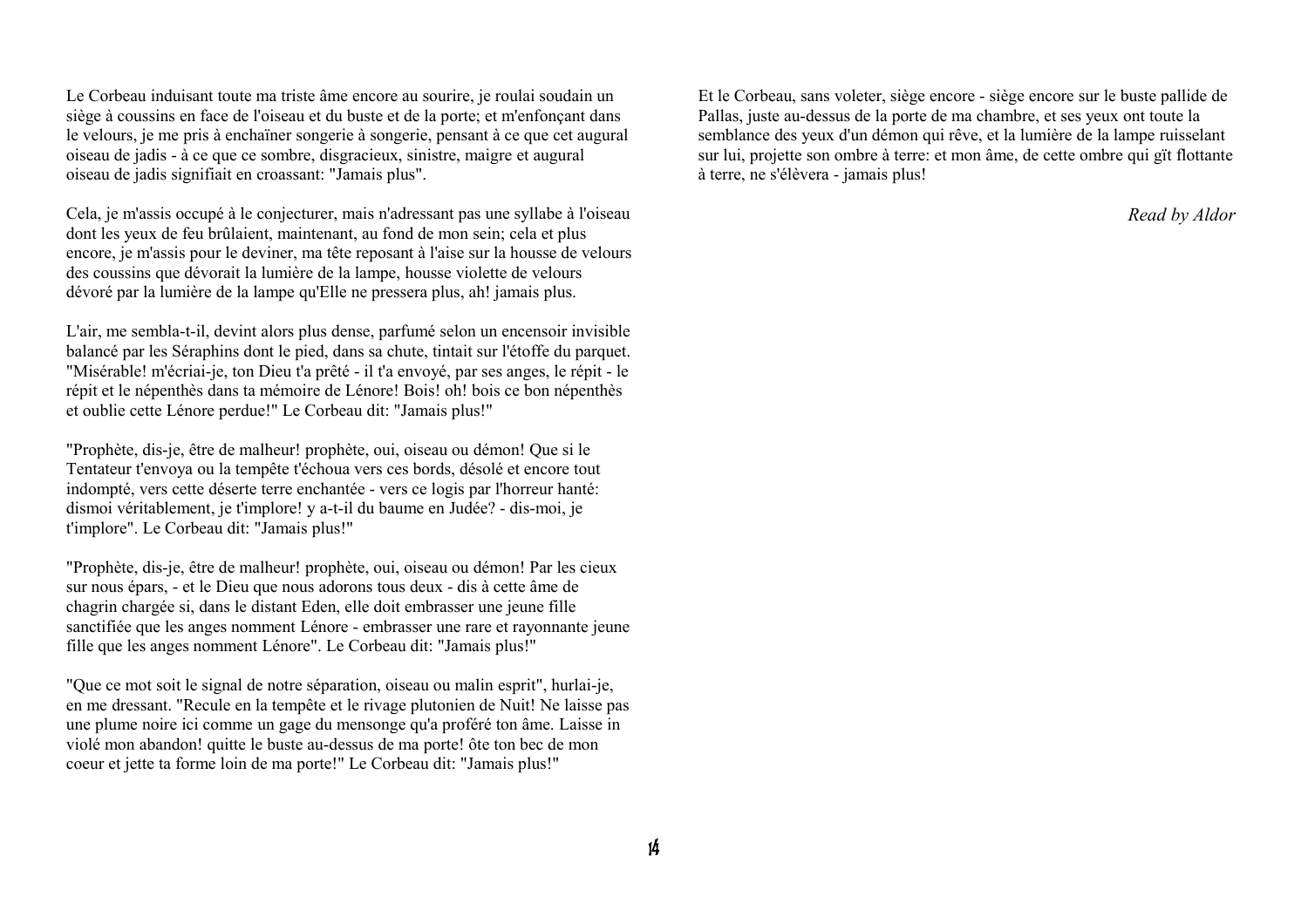Le Corbeau induisant toute ma triste âme encore au sourire, je roulai soudain un siège à coussins en face de l'oiseau et du buste et de la porte; et m'enfonçant dans le velours, je me pris à enchaïner songerie à songerie, pensant à ce que cet augural oiseau de jadis - à ce que ce sombre, disgracieux, sinistre, maigre et augural oiseau de jadis signifiait en croassant: "Jamais plus".

Cela, je m'assis occupé à le conjecturer, mais n'adressant pas une syllabe à l'oiseau dont les yeux de feu brûlaient, maintenant, au fond de mon sein; cela et plus encore, je m'assis pour le deviner, ma tête reposant à l'aise sur la housse de velours des coussins que dévorait la lumière de la lampe, housse violette de velours dévoré par la lumière de la lampe qu'Elle ne pressera plus, ah! jamais plus.

L'air, me sembla-t-il, devint alors plus dense, parfumé selon un encensoir invisible balancé par les Séraphins dont le pied, dans sa chute, tintait sur l'étoffe du parquet. "Misérable! m'écriai-je, ton Dieu t'a prêté - il t'a envoyé, par ses anges, le répit - le répit et le népenthès dans ta mémoire de Lénore! Bois! oh! bois ce bon népenthès et oublie cette Lénore perdue!" Le Corbeau dit: "Jamais plus!"

"Prophète, dis-je, être de malheur! prophète, oui, oiseau ou démon! Que si le Tentateur t'envoya ou la tempête t'échoua vers ces bords, désolé et encore tout indompté, vers cette déserte terre enchantée - vers ce logis par l'horreur hanté: dismoi véritablement, je t'implore! y a-t-il du baume en Judée? - dis-moi, je t'implore". Le Corbeau dit: "Jamais plus!"

"Prophète, dis-je, être de malheur! prophète, oui, oiseau ou démon! Par les cieux sur nous épars, - et le Dieu que nous adorons tous deux - dis à cette âme de chagrin chargée si, dans le distant Eden, elle doit embrasser une jeune fille sanctifiée que les anges nomment Lénore - embrasser une rare et rayonnante jeune fille que les anges nomment Lénore". Le Corbeau dit: "Jamais plus!"

"Que ce mot soit le signal de notre séparation, oiseau ou malin esprit", hurlai-je, en me dressant. "Recule en la tempête et le rivage plutonien de Nuit! Ne laisse pas une plume noire ici comme un gage du mensonge qu'a proféré ton âme. Laisse in violé mon abandon! quitte le buste au-dessus de ma porte! ôte ton bec de mon coeur et jette ta forme loin de ma porte!" Le Corbeau dit: "Jamais plus!"

Et le Corbeau, sans voleter, siège encore - siège encore sur le buste pallide de Pallas, juste au-dessus de la porte de ma chambre, et ses yeux ont toute la semblance des yeux d'un démon qui rêve, et la lumière de la lampe ruisselant sur lui, projette son ombre à terre: et mon âme, de cette ombre qui gït flottante à terre, ne s'élèvera - jamais plus!

*Read by Aldor*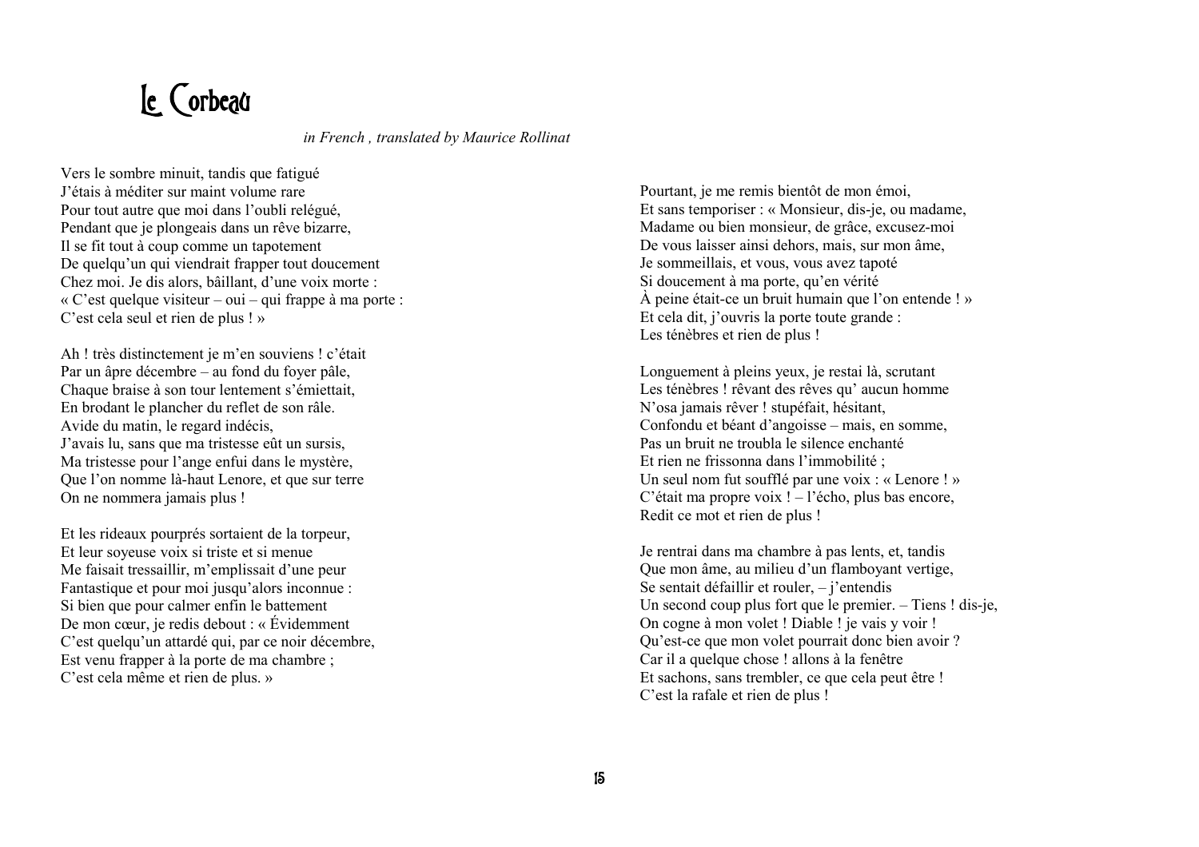# Le Corbeau

*in French , translated by Maurice Rollinat*

Vers le sombre minuit, tandis que fatigué
J'étais à méditer sur maint volume rare
Pour tout autre que moi dans l'oubli relégué,
Pendant que je plongeais dans un rêve bizarre,
Il se fit tout à coup comme un tapotement
De quelqu'un qui viendrait frapper tout doucement
Chez moi. Je dis alors, bâillant, d'une voix morte :
« C'est quelque visiteur – oui – qui frappe à ma porte :
C'est cela seul et rien de plus ! »

Ah ! très distinctement je m'en souviens ! c'était
Par un âpre décembre – au fond du foyer pâle,
Chaque braise à son tour lentement s'émiettait,
En brodant le plancher du reflet de son râle.
Avide du matin, le regard indécis,
J'avais lu, sans que ma tristesse eût un sursis,
Ma tristesse pour l'ange enfui dans le mystère,
Que l'on nomme là-haut Lenore, et que sur terre
On ne nommera jamais plus !

Et les rideaux pourprés sortaient de la torpeur,
Et leur soyeuse voix si triste et si menue
Me faisait tressaillir, m'emplissait d'une peur
Fantastique et pour moi jusqu'alors inconnue :
Si bien que pour calmer enfin le battement
De mon cœur, je redis debout : « Évidemment
C'est quelqu'un attardé qui, par ce noir décembre,
Est venu frapper à la porte de ma chambre ;
C'est cela même et rien de plus. »

Pourtant, je me remis bientôt de mon émoi,
Et sans temporiser : « Monsieur, dis-je, ou madame,
Madame ou bien monsieur, de grâce, excusez-moi
De vous laisser ainsi dehors, mais, sur mon âme,
Je sommeillais, et vous, vous avez tapoté
Si doucement à ma porte, qu'en vérité
À peine était-ce un bruit humain que l'on entende ! »
Et cela dit, j'ouvris la porte toute grande :
Les ténèbres et rien de plus !

Longuement à pleins yeux, je restai là, scrutant
Les ténèbres ! rêvant des rêves qu' aucun homme
N'osa jamais rêver ! stupéfait, hésitant,
Confondu et béant d'angoisse – mais, en somme,
Pas un bruit ne troubla le silence enchanté
Et rien ne frissonna dans l'immobilité ;
Un seul nom fut soufflé par une voix : « Lenore ! »
C'était ma propre voix ! – l'écho, plus bas encore,
Redit ce mot et rien de plus !

Je rentrai dans ma chambre à pas lents, et, tandis
Que mon âme, au milieu d'un flamboyant vertige,
Se sentait défaillir et rouler, – j'entendis
Un second coup plus fort que le premier. – Tiens ! dis-je,
On cogne à mon volet ! Diable ! je vais y voir !
Qu'est-ce que mon volet pourrait donc bien avoir ?
Car il a quelque chose ! allons à la fenêtre
Et sachons, sans trembler, ce que cela peut être !
C'est la rafale et rien de plus !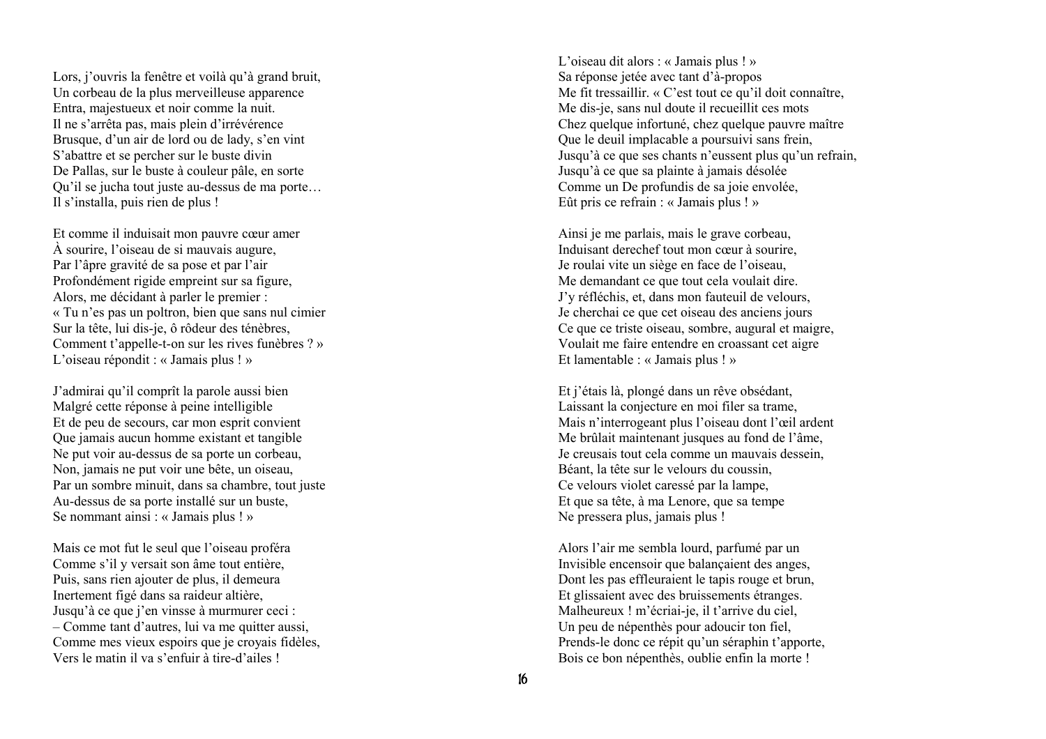Lors, j'ouvris la fenêtre et voilà qu'à grand bruit,
Un corbeau de la plus merveilleuse apparence
Entra, majestueux et noir comme la nuit.
Il ne s'arrêta pas, mais plein d'irrévérence
Brusque, d'un air de lord ou de lady, s'en vint
S'abattre et se percher sur le buste divin
De Pallas, sur le buste à couleur pâle, en sorte
Qu'il se jucha tout juste au-dessus de ma porte…
Il s'installa, puis rien de plus !

Et comme il induisait mon pauvre cœur amer
À sourire, l'oiseau de si mauvais augure,
Par l'âpre gravité de sa pose et par l'air
Profondément rigide empreint sur sa figure,
Alors, me décidant à parler le premier :
« Tu n'es pas un poltron, bien que sans nul cimier
Sur la tête, lui dis-je, ô rôdeur des ténèbres,
Comment t'appelle-t-on sur les rives funèbres ? »
L'oiseau répondit : « Jamais plus ! »

J'admirai qu'il comprît la parole aussi bien
Malgré cette réponse à peine intelligible
Et de peu de secours, car mon esprit convient
Que jamais aucun homme existant et tangible
Ne put voir au-dessus de sa porte un corbeau,
Non, jamais ne put voir une bête, un oiseau,
Par un sombre minuit, dans sa chambre, tout juste
Au-dessus de sa porte installé sur un buste,
Se nommant ainsi : « Jamais plus ! »

Mais ce mot fut le seul que l'oiseau proféra
Comme s'il y versait son âme tout entière,
Puis, sans rien ajouter de plus, il demeura
Inertement figé dans sa raideur altière,
Jusqu'à ce que j'en vinsse à murmurer ceci :
– Comme tant d'autres, lui va me quitter aussi,
Comme mes vieux espoirs que je croyais fidèles,
Vers le matin il va s'enfuir à tire-d'ailes !

L'oiseau dit alors : « Jamais plus ! »
Sa réponse jetée avec tant d'à-propos
Me fit tressaillir. « C'est tout ce qu'il doit connaître,
Me dis-je, sans nul doute il recueillit ces mots
Chez quelque infortuné, chez quelque pauvre maître
Que le deuil implacable a poursuivi sans frein,
Jusqu'à ce que ses chants n'eussent plus qu'un refrain,
Jusqu'à ce que sa plainte à jamais désolée
Comme un De profundis de sa joie envolée,
Eût pris ce refrain : « Jamais plus ! »

Ainsi je me parlais, mais le grave corbeau,
Induisant derechef tout mon cœur à sourire,
Je roulai vite un siège en face de l'oiseau,
Me demandant ce que tout cela voulait dire.
J'y réfléchis, et, dans mon fauteuil de velours,
Je cherchai ce que cet oiseau des anciens jours
Ce que ce triste oiseau, sombre, augural et maigre,
Voulait me faire entendre en croassant cet aigre
Et lamentable : « Jamais plus ! »

Et j'étais là, plongé dans un rêve obsédant,
Laissant la conjecture en moi filer sa trame,
Mais n'interrogeant plus l'oiseau dont l'œil ardent
Me brûlait maintenant jusques au fond de l'âme,
Je creusais tout cela comme un mauvais dessein,
Béant, la tête sur le velours du coussin,
Ce velours violet caressé par la lampe,
Et que sa tête, à ma Lenore, que sa tempe
Ne pressera plus, jamais plus !

Alors l'air me sembla lourd, parfumé par un
Invisible encensoir que balançaient des anges,
Dont les pas effleuraient le tapis rouge et brun,
Et glissaient avec des bruissements étranges.
Malheureux ! m'écriai-je, il t'arrive du ciel,
Un peu de népenthès pour adoucir ton fiel,
Prends-le donc ce répit qu'un séraphin t'apporte,
Bois ce bon népenthès, oublie enfin la morte !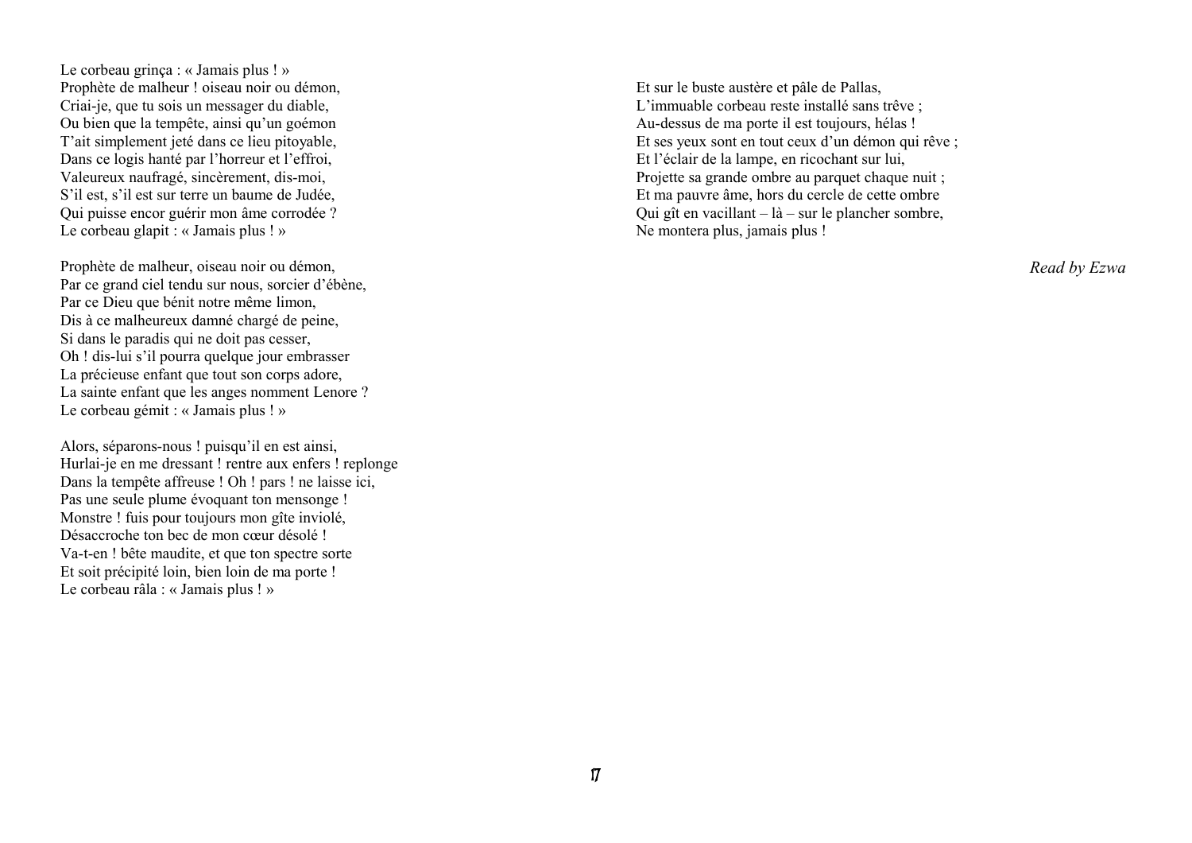Le corbeau grinça : « Jamais plus ! »
Prophète de malheur ! oiseau noir ou démon,
Criai-je, que tu sois un messager du diable,
Ou bien que la tempête, ainsi qu'un goémon
T'ait simplement jeté dans ce lieu pitoyable,
Dans ce logis hanté par l'horreur et l'effroi,
Valeureux naufragé, sincèrement, dis-moi,
S'il est, s'il est sur terre un baume de Judée,
Qui puisse encor guérir mon âme corrodée ?
Le corbeau glapit : « Jamais plus ! »

Prophète de malheur, oiseau noir ou démon,
Par ce grand ciel tendu sur nous, sorcier d'ébène,
Par ce Dieu que bénit notre même limon,
Dis à ce malheureux damné chargé de peine,
Si dans le paradis qui ne doit pas cesser,
Oh ! dis-lui s'il pourra quelque jour embrasser
La précieuse enfant que tout son corps adore,
La sainte enfant que les anges nomment Lenore ?
Le corbeau gémit : « Jamais plus ! »

Alors, séparons-nous ! puisqu'il en est ainsi,
Hurlai-je en me dressant ! rentre aux enfers ! replonge
Dans la tempête affreuse ! Oh ! pars ! ne laisse ici,
Pas une seule plume évoquant ton mensonge !
Monstre ! fuis pour toujours mon gîte inviolé,
Désaccroche ton bec de mon cœur désolé !
Va-t-en ! bête maudite, et que ton spectre sorte
Et soit précipité loin, bien loin de ma porte !
Le corbeau râla : « Jamais plus ! »

Et sur le buste austère et pâle de Pallas,
L'immuable corbeau reste installé sans trêve ;
Au-dessus de ma porte il est toujours, hélas !
Et ses yeux sont en tout ceux d'un démon qui rêve ;
Et l'éclair de la lampe, en ricochant sur lui,
Projette sa grande ombre au parquet chaque nuit ;
Et ma pauvre âme, hors du cercle de cette ombre
Qui gît en vacillant – là – sur le plancher sombre,
Ne montera plus, jamais plus !

*Read by Ezwa*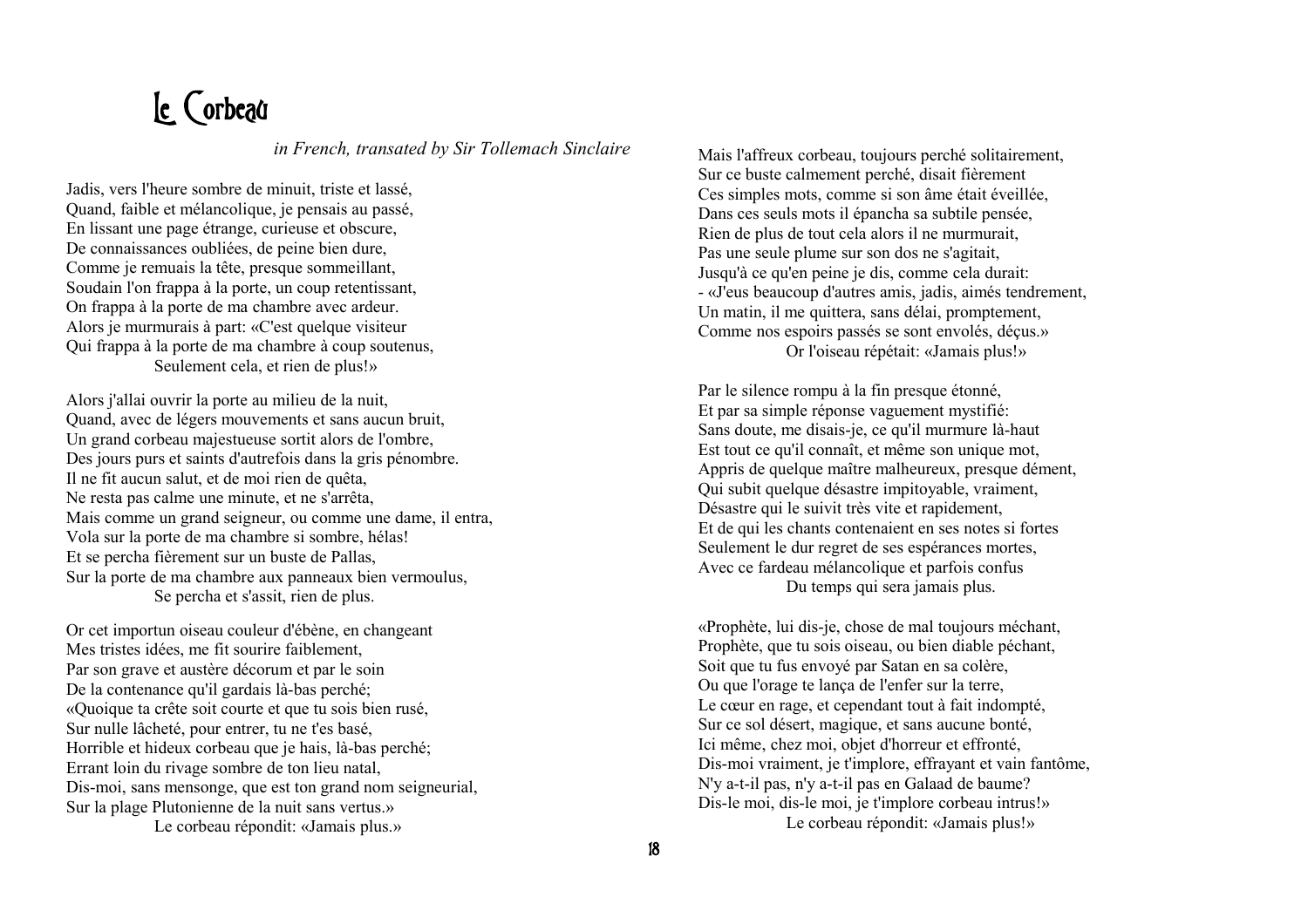# Le Corbeau

*in French, transated by Sir Tollemach Sinclaire*

Jadis, vers l'heure sombre de minuit, triste et lassé,
Quand, faible et mélancolique, je pensais au passé,
En lissant une page étrange, curieuse et obscure,
De connaissances oubliées, de peine bien dure,
Comme je remuais la tête, presque sommeillant,
Soudain l'on frappa à la porte, un coup retentissant,
On frappa à la porte de ma chambre avec ardeur.
Alors je murmurais à part: «C'est quelque visiteur
Qui frappa à la porte de ma chambre à coup soutenus,
Seulement cela, et rien de plus!»

Alors j'allai ouvrir la porte au milieu de la nuit,
Quand, avec de légers mouvements et sans aucun bruit,
Un grand corbeau majestueuse sortit alors de l'ombre,
Des jours purs et saints d'autrefois dans la gris pénombre.
Il ne fit aucun salut, et de moi rien de quêta,
Ne resta pas calme une minute, et ne s'arrêta,
Mais comme un grand seigneur, ou comme une dame, il entra,
Vola sur la porte de ma chambre si sombre, hélas!
Et se percha fièrement sur un buste de Pallas,
Sur la porte de ma chambre aux panneaux bien vermoulus,
Se percha et s'assit, rien de plus.

Or cet importun oiseau couleur d'ébène, en changeant
Mes tristes idées, me fit sourire faiblement,
Par son grave et austère décorum et par le soin
De la contenance qu'il gardais là-bas perché;
«Quoique ta crête soit courte et que tu sois bien rusé,
Sur nulle lâcheté, pour entrer, tu ne t'es basé,
Horrible et hideux corbeau que je hais, là-bas perché;
Errant loin du rivage sombre de ton lieu natal,
Dis-moi, sans mensonge, que est ton grand nom seigneurial,
Sur la plage Plutonienne de la nuit sans vertus.»
Le corbeau répondit: «Jamais plus.»

Mais l'affreux corbeau, toujours perché solitairement,
Sur ce buste calmement perché, disait fièrement
Ces simples mots, comme si son âme était éveillée,
Dans ces seuls mots il épancha sa subtile pensée,
Rien de plus de tout cela alors il ne murmurait,
Pas une seule plume sur son dos ne s'agitait,
Jusqu'à ce qu'en peine je dis, comme cela durait:
- «J'eus beaucoup d'autres amis, jadis, aimés tendrement,
Un matin, il me quittera, sans délai, promptement,
Comme nos espoirs passés se sont envolés, déçus.»
Or l'oiseau répétait: «Jamais plus!»

Par le silence rompu à la fin presque étonné,
Et par sa simple réponse vaguement mystifié:
Sans doute, me disais-je, ce qu'il murmure là-haut
Est tout ce qu'il connaît, et même son unique mot,
Appris de quelque maître malheureux, presque dément,
Qui subit quelque désastre impitoyable, vraiment,
Désastre qui le suivit très vite et rapidement,
Et de qui les chants contenaient en ses notes si fortes
Seulement le dur regret de ses espérances mortes,
Avec ce fardeau mélancolique et parfois confus
Du temps qui sera jamais plus.

«Prophète, lui dis-je, chose de mal toujours méchant,
Prophète, que tu sois oiseau, ou bien diable péchant,
Soit que tu fus envoyé par Satan en sa colère,
Ou que l'orage te lança de l'enfer sur la terre,
Le cœur en rage, et cependant tout à fait indompté,
Sur ce sol désert, magique, et sans aucune bonté,
Ici même, chez moi, objet d'horreur et effronté,
Dis-moi vraiment, je t'implore, effrayant et vain fantôme,
N'y a-t-il pas, n'y a-t-il pas en Galaad de baume?
Dis-le moi, dis-le moi, je t'implore corbeau intrus!»
Le corbeau répondit: «Jamais plus!»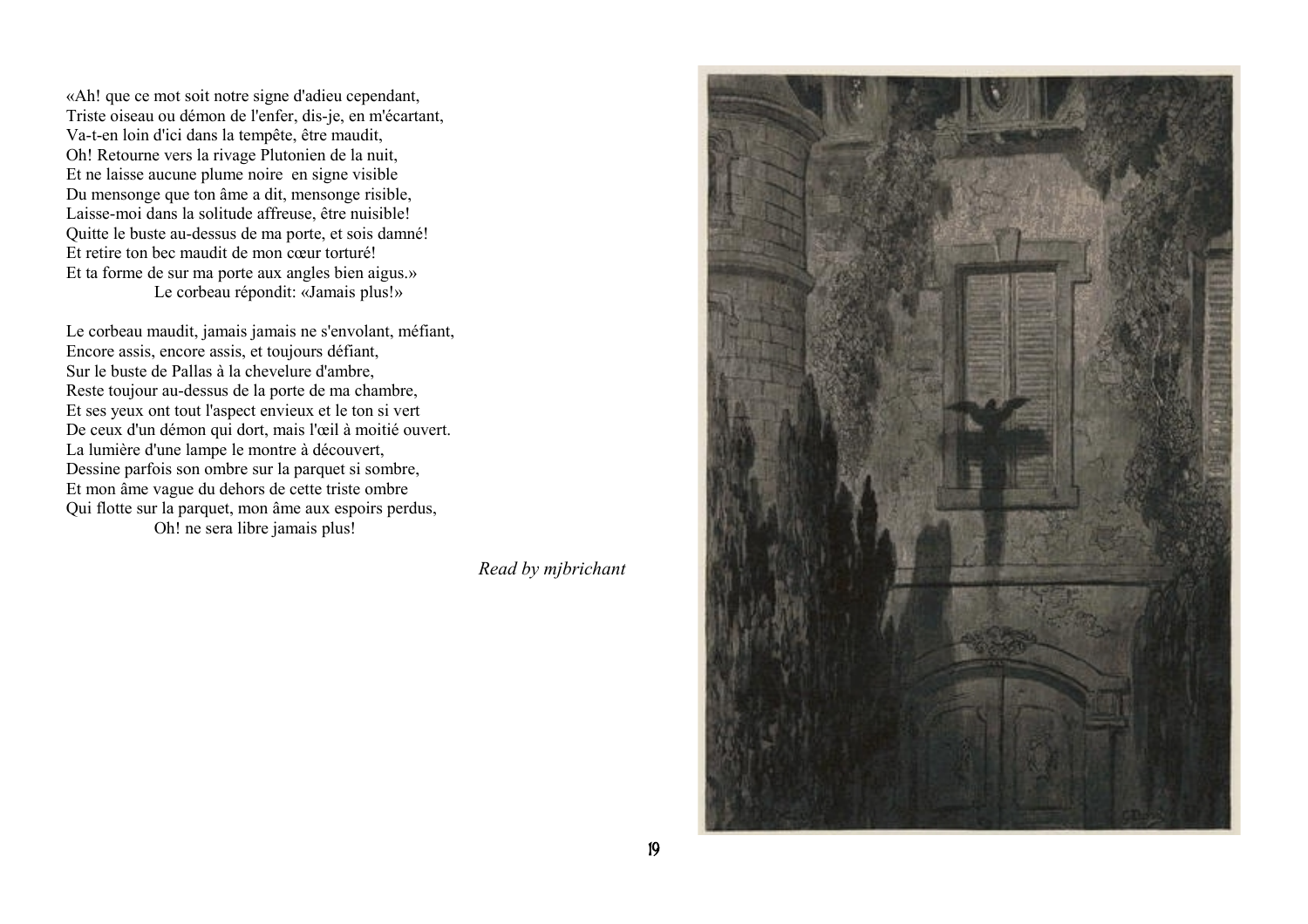«Ah! que ce mot soit notre signe d'adieu cependant,  
Triste oiseau ou démon de l'enfer, dis-je, en m'écartant,  
Va-t-en loin d'ici dans la tempête, être maudit,  
Oh! Retourne vers la rivage Plutonien de la nuit,  
Et ne laisse aucune plume noire  en signe visible  
Du mensonge que ton âme a dit, mensonge risible,  
Laisse-moi dans la solitude affreuse, être nuisible!  
Quitte le buste au-dessus de ma porte, et sois damné!  
Et retire ton bec maudit de mon cœur torturé!  
Et ta forme de sur ma porte aux angles bien aigus.»  
Le corbeau répondit: «Jamais plus!»

Le corbeau maudit, jamais jamais ne s'envolant, méfiant,  
Encore assis, encore assis, et toujours défiant,  
Sur le buste de Pallas à la chevelure d'ambre,  
Reste toujour au-dessus de la porte de ma chambre,  
Et ses yeux ont tout l'aspect envieux et le ton si vert  
De ceux d'un démon qui dort, mais l'œil à moitié ouvert.  
La lumière d'une lampe le montre à découvert,  
Dessine parfois son ombre sur la parquet si sombre,  
Et mon âme vague du dehors de cette triste ombre  
Qui flotte sur la parquet, mon âme aux espoirs perdus,  
Oh! ne sera libre jamais plus!

*Read by mjbrichant*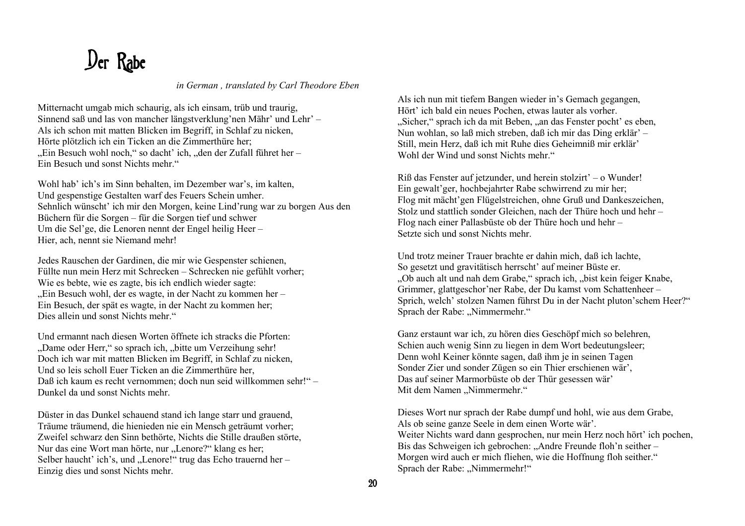# Der Rabe

*in German , translated by Carl Theodore Eben*

Mitternacht umgab mich schaurig, als ich einsam, trüb und traurig,
Sinnend saß und las von mancher längstverklung'nen Mähr' und Lehr' –
Als ich schon mit matten Blicken im Begriff, in Schlaf zu nicken,
Hörte plötzlich ich ein Ticken an die Zimmerthüre her;
„Ein Besuch wohl noch," so dacht' ich, „den der Zufall führet her –
Ein Besuch und sonst Nichts mehr."

Wohl hab' ich's im Sinn behalten, im Dezember war's, im kalten,
Und gespenstige Gestalten warf des Feuers Schein umher.
Sehnlich wünscht' ich mir den Morgen, keine Lind'rung war zu borgen Aus den
Büchern für die Sorgen – für die Sorgen tief und schwer
Um die Sel'ge, die Lenoren nennt der Engel heilig Heer –
Hier, ach, nennt sie Niemand mehr!

Jedes Rauschen der Gardinen, die mir wie Gespenster schienen,
Füllte nun mein Herz mit Schrecken – Schrecken nie gefühlt vorher;
Wie es bebte, wie es zagte, bis ich endlich wieder sagte:
„Ein Besuch wohl, der es wagte, in der Nacht zu kommen her –
Ein Besuch, der spät es wagte, in der Nacht zu kommen her;
Dies allein und sonst Nichts mehr."

Und ermannt nach diesen Worten öffnete ich stracks die Pforten:
„Dame oder Herr," so sprach ich, „bitte um Verzeihung sehr!
Doch ich war mit matten Blicken im Begriff, in Schlaf zu nicken,
Und so leis scholl Euer Ticken an die Zimmerthüre her,
Daß ich kaum es recht vernommen; doch nun seid willkommen sehr!" –
Dunkel da und sonst Nichts mehr.

Düster in das Dunkel schauend stand ich lange starr und grauend,
Träume träumend, die hienieden nie ein Mensch geträumt vorher;
Zweifel schwarz den Sinn bethörte, Nichts die Stille draußen störte,
Nur das eine Wort man hörte, nur „Lenore?" klang es her;
Selber haucht' ich's, und „Lenore!" trug das Echo trauernd her –
Einzig dies und sonst Nichts mehr.

Als ich nun mit tiefem Bangen wieder in's Gemach gegangen,
Hört' ich bald ein neues Pochen, etwas lauter als vorher.
„Sicher," sprach ich da mit Beben, „an das Fenster pocht' es eben,
Nun wohlan, so laß mich streben, daß ich mir das Ding erklär' –
Still, mein Herz, daß ich mit Ruhe dies Geheimniß mir erklär'
Wohl der Wind und sonst Nichts mehr."

Riß das Fenster auf jetzunder, und herein stolzirt' – o Wunder!
Ein gewalt'ger, hochbejahrter Rabe schwirrend zu mir her;
Flog mit mächt'gen Flügelstreichen, ohne Gruß und Dankeszeichen,
Stolz und stattlich sonder Gleichen, nach der Thüre hoch und hehr –
Flog nach einer Pallasbüste ob der Thüre hoch und hehr –
Setzte sich und sonst Nichts mehr.

Und trotz meiner Trauer brachte er dahin mich, daß ich lachte,
So gesetzt und gravitätisch herrscht' auf meiner Büste er.
„Ob auch alt und nah dem Grabe," sprach ich, „bist kein feiger Knabe,
Grimmer, glattgeschor'ner Rabe, der Du kamst vom Schattenheer –
Sprich, welch' stolzen Namen führst Du in der Nacht pluton'schem Heer?"
Sprach der Rabe: „Nimmermehr."

Ganz erstaunt war ich, zu hören dies Geschöpf mich so belehren,
Schien auch wenig Sinn zu liegen in dem Wort bedeutungsleer;
Denn wohl Keiner könnte sagen, daß ihm je in seinen Tagen
Sonder Zier und sonder Zügen so ein Thier erschienen wär',
Das auf seiner Marmorbüste ob der Thür gesessen wär'
Mit dem Namen „Nimmermehr."

Dieses Wort nur sprach der Rabe dumpf und hohl, wie aus dem Grabe,
Als ob seine ganze Seele in dem einen Worte wär'.
Weiter Nichts ward dann gesprochen, nur mein Herz noch hört' ich pochen,
Bis das Schweigen ich gebrochen: „Andre Freunde floh'n seither –
Morgen wird auch er mich fliehen, wie die Hoffnung floh seither."
Sprach der Rabe: „Nimmermehr!"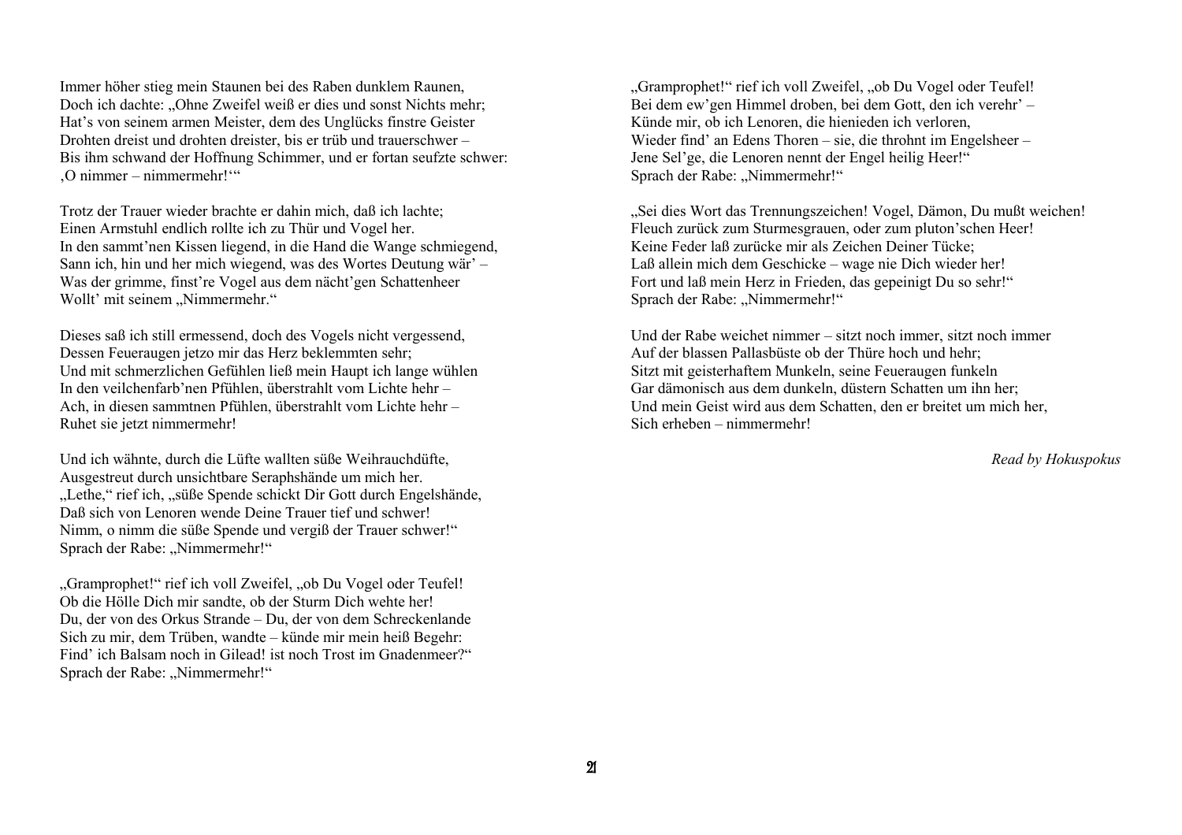Immer höher stieg mein Staunen bei des Raben dunklem Raunen,
Doch ich dachte: „Ohne Zweifel weiß er dies und sonst Nichts mehr;
Hat's von seinem armen Meister, dem des Unglücks finstre Geister
Drohten dreist und drohten dreister, bis er trüb und trauerschwer –
Bis ihm schwand der Hoffnung Schimmer, und er fortan seufzte schwer:
‚O nimmer – nimmermehr!'"

Trotz der Trauer wieder brachte er dahin mich, daß ich lachte;
Einen Armstuhl endlich rollte ich zu Thür und Vogel her.
In den sammt'nen Kissen liegend, in die Hand die Wange schmiegend,
Sann ich, hin und her mich wiegend, was des Wortes Deutung wär' –
Was der grimme, finst're Vogel aus dem nächt'gen Schattenheer
Wollt' mit seinem „Nimmermehr."

Dieses saß ich still ermessend, doch des Vogels nicht vergessend,
Dessen Feueraugen jetzo mir das Herz beklemmten sehr;
Und mit schmerzlichen Gefühlen ließ mein Haupt ich lange wühlen
In den veilchenfarb'nen Pfühlen, überstrahlt vom Lichte hehr –
Ach, in diesen sammtnen Pfühlen, überstrahlt vom Lichte hehr –
Ruhet sie jetzt nimmermehr!

Und ich wähnte, durch die Lüfte wallten süße Weihrauchdüfte,
Ausgestreut durch unsichtbare Seraphshände um mich her.
„Lethe," rief ich, „süße Spende schickt Dir Gott durch Engelshände,
Daß sich von Lenoren wende Deine Trauer tief und schwer!
Nimm, o nimm die süße Spende und vergiß der Trauer schwer!"
Sprach der Rabe: „Nimmermehr!"

„Gramprophet!" rief ich voll Zweifel, „ob Du Vogel oder Teufel!
Ob die Hölle Dich mir sandte, ob der Sturm Dich wehte her!
Du, der von des Orkus Strande – Du, der von dem Schreckenlande
Sich zu mir, dem Trüben, wandte – künde mir mein heiß Begehr:
Find' ich Balsam noch in Gilead! ist noch Trost im Gnadenmeer?"
Sprach der Rabe: „Nimmermehr!"

„Gramprophet!" rief ich voll Zweifel, „ob Du Vogel oder Teufel!
Bei dem ew'gen Himmel droben, bei dem Gott, den ich verehr' –
Künde mir, ob ich Lenoren, die hienieden ich verloren,
Wieder find' an Edens Thoren – sie, die throhnt im Engelsheer –
Jene Sel'ge, die Lenoren nennt der Engel heilig Heer!"
Sprach der Rabe: „Nimmermehr!"

„Sei dies Wort das Trennungszeichen! Vogel, Dämon, Du mußt weichen!
Fleuch zurück zum Sturmesgrauen, oder zum pluton'schen Heer!
Keine Feder laß zurücke mir als Zeichen Deiner Tücke;
Laß allein mich dem Geschicke – wage nie Dich wieder her!
Fort und laß mein Herz in Frieden, das gepeinigt Du so sehr!"
Sprach der Rabe: „Nimmermehr!"

Und der Rabe weichet nimmer – sitzt noch immer, sitzt noch immer
Auf der blassen Pallasbüste ob der Thüre hoch und hehr;
Sitzt mit geisterhaftem Munkeln, seine Feueraugen funkeln
Gar dämonisch aus dem dunkeln, düstern Schatten um ihn her;
Und mein Geist wird aus dem Schatten, den er breitet um mich her,
Sich erheben – nimmermehr!

*Read by Hokuspokus*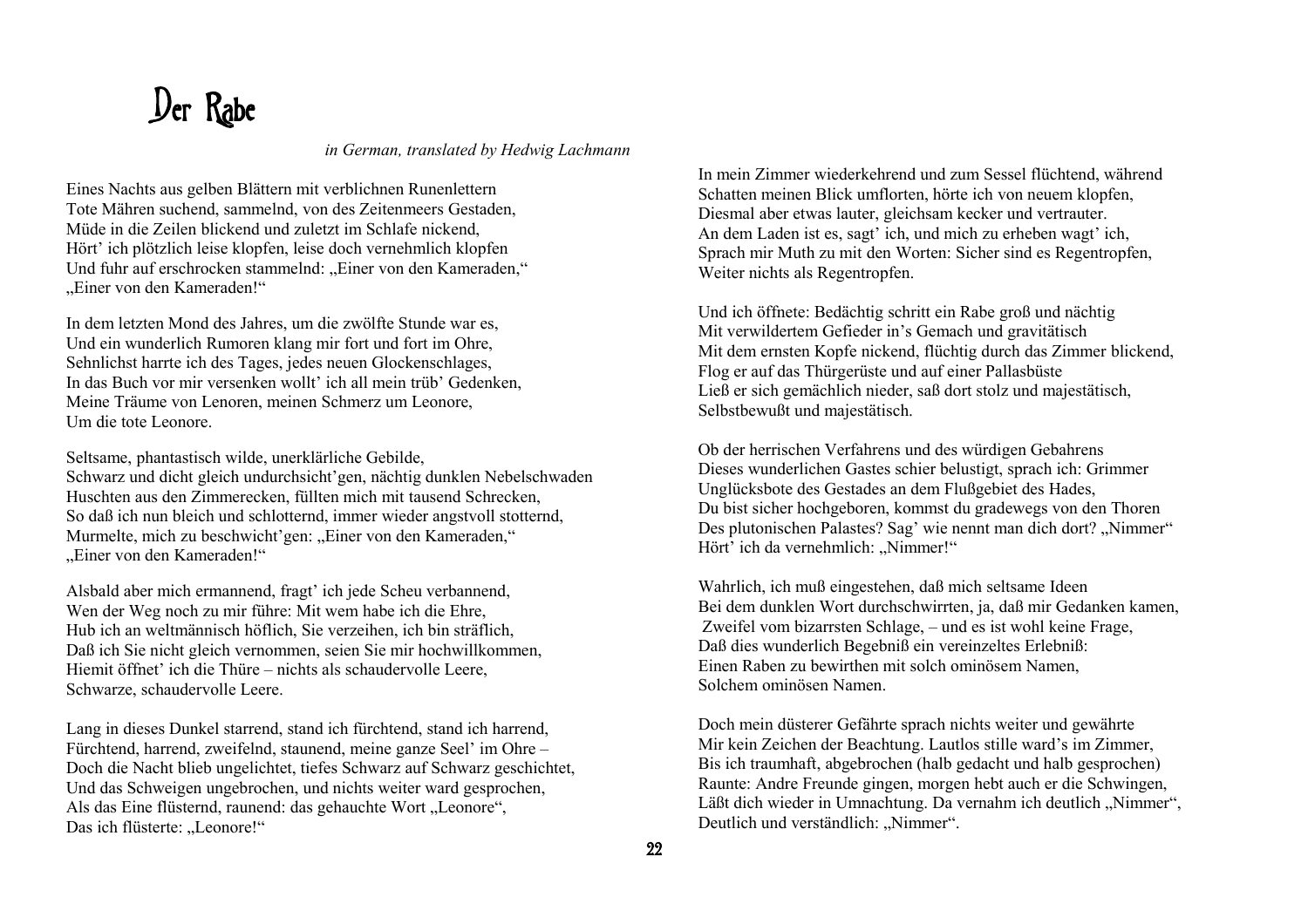# Der Rabe

*in German, translated by Hedwig Lachmann*

Eines Nachts aus gelben Blättern mit verblichnen Runenlettern
Tote Mähren suchend, sammelnd, von des Zeitenmeers Gestaden,
Müde in die Zeilen blickend und zuletzt im Schlafe nickend,
Hört' ich plötzlich leise klopfen, leise doch vernehmlich klopfen
Und fuhr auf erschrocken stammelnd: „Einer von den Kameraden,"
„Einer von den Kameraden!"

In dem letzten Mond des Jahres, um die zwölfte Stunde war es,
Und ein wunderlich Rumoren klang mir fort und fort im Ohre,
Sehnlichst harrte ich des Tages, jedes neuen Glockenschlages,
In das Buch vor mir versenken wollt' ich all mein trüb' Gedenken,
Meine Träume von Lenoren, meinen Schmerz um Leonore,
Um die tote Leonore.

Seltsame, phantastisch wilde, unerklärliche Gebilde,
Schwarz und dicht gleich undurchsicht'gen, nächtig dunklen Nebelschwaden
Huschten aus den Zimmerecken, füllten mich mit tausend Schrecken,
So daß ich nun bleich und schlotternd, immer wieder angstvoll stotternd,
Murmelte, mich zu beschwicht'gen: „Einer von den Kameraden,"
„Einer von den Kameraden!"

Alsbald aber mich ermannend, fragt' ich jede Scheu verbannend,
Wen der Weg noch zu mir führe: Mit wem habe ich die Ehre,
Hub ich an weltmännisch höflich, Sie verzeihen, ich bin sträflich,
Daß ich Sie nicht gleich vernommen, seien Sie mir hochwillkommen,
Hiemit öffnet' ich die Thüre – nichts als schaudervolle Leere,
Schwarze, schaudervolle Leere.

Lang in dieses Dunkel starrend, stand ich fürchtend, stand ich harrend,
Fürchtend, harrend, zweifelnd, staunend, meine ganze Seel' im Ohre –
Doch die Nacht blieb ungelichtet, tiefes Schwarz auf Schwarz geschichtet,
Und das Schweigen ungebrochen, und nichts weiter ward gesprochen,
Als das Eine flüsternd, raunend: das gehauchte Wort „Leonore",
Das ich flüsterte: „Leonore!"

In mein Zimmer wiederkehrend und zum Sessel flüchtend, während
Schatten meinen Blick umflorten, hörte ich von neuem klopfen,
Diesmal aber etwas lauter, gleichsam kecker und vertrauter.
An dem Laden ist es, sagt' ich, und mich zu erheben wagt' ich,
Sprach mir Muth zu mit den Worten: Sicher sind es Regentropfen,
Weiter nichts als Regentropfen.

Und ich öffnete: Bedächtig schritt ein Rabe groß und nächtig
Mit verwildertem Gefieder in's Gemach und gravitätisch
Mit dem ernsten Kopfe nickend, flüchtig durch das Zimmer blickend,
Flog er auf das Thürgerüste und auf einer Pallasbüste
Ließ er sich gemächlich nieder, saß dort stolz und majestätisch,
Selbstbewußt und majestätisch.

Ob der herrischen Verfahrens und des würdigen Gebahrens
Dieses wunderlichen Gastes schier belustigt, sprach ich: Grimmer
Unglücksbote des Gestades an dem Flußgebiet des Hades,
Du bist sicher hochgeboren, kommst du gradewegs von den Thoren
Des plutonischen Palastes? Sag' wie nennt man dich dort? „Nimmer"
Hört' ich da vernehmlich: „Nimmer!"

Wahrlich, ich muß eingestehen, daß mich seltsame Ideen
Bei dem dunklen Wort durchschwirrten, ja, daß mir Gedanken kamen,
Zweifel vom bizarrsten Schlage, – und es ist wohl keine Frage,
Daß dies wunderlich Begebniß ein vereinzeltes Erlebniß:
Einen Raben zu bewirthen mit solch ominösem Namen,
Solchem ominösen Namen.

Doch mein düsterer Gefährte sprach nichts weiter und gewährte
Mir kein Zeichen der Beachtung. Lautlos stille ward's im Zimmer,
Bis ich traumhaft, abgebrochen (halb gedacht und halb gesprochen)
Raunte: Andre Freunde gingen, morgen hebt auch er die Schwingen,
Läßt dich wieder in Umnachtung. Da vernahm ich deutlich „Nimmer",
Deutlich und verständlich: „Nimmer".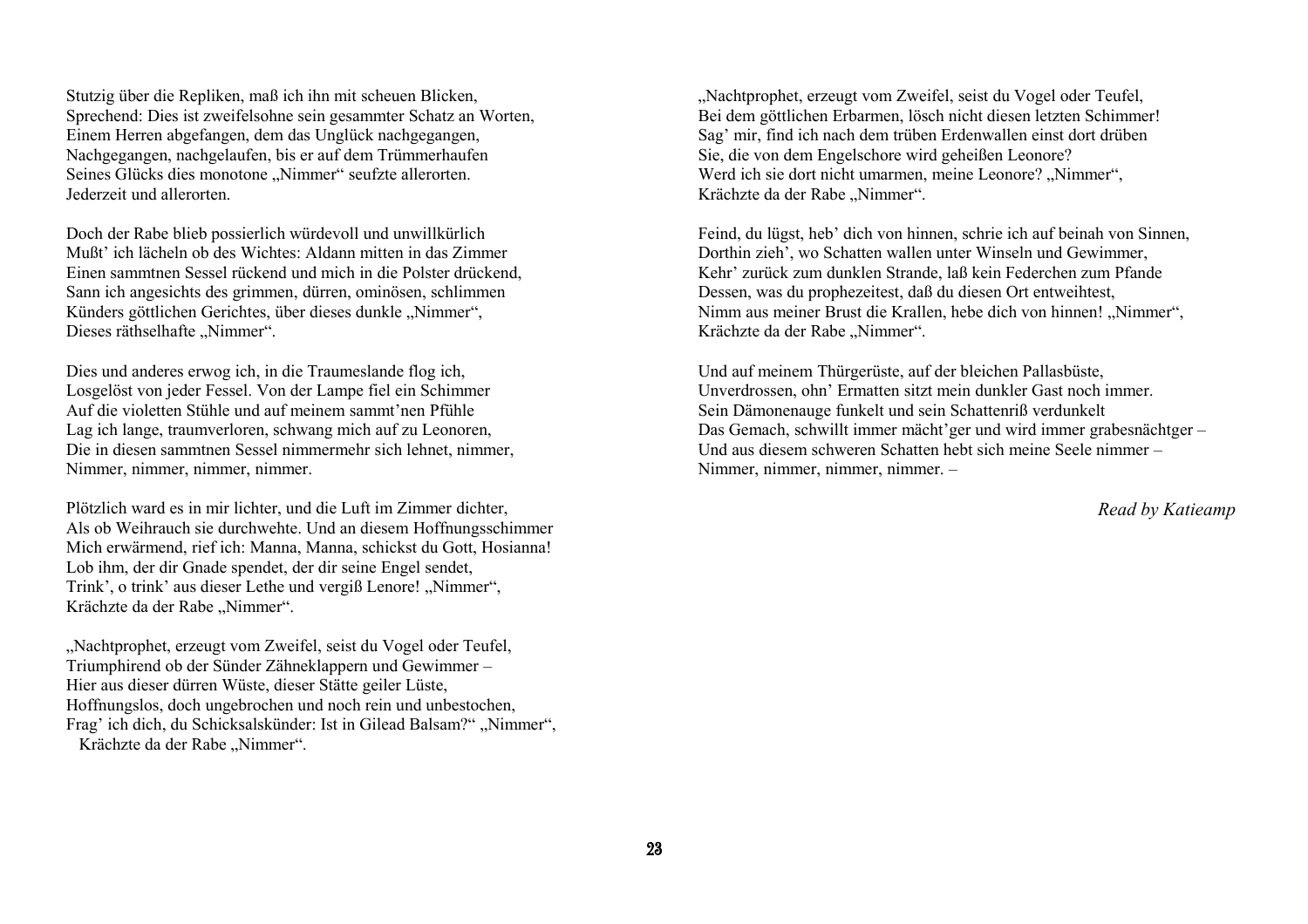Stutzig über die Repliken, maß ich ihn mit scheuen Blicken,
Sprechend: Dies ist zweifelsohne sein gesammter Schatz an Worten,
Einem Herren abgefangen, dem das Unglück nachgegangen,
Nachgegangen, nachgelaufen, bis er auf dem Trümmerhaufen
Seines Glücks dies monotone „Nimmer“ seufzte allerorten.
Jederzeit und allerorten.

Doch der Rabe blieb possierlich würdevoll und unwillkürlich
Mußt’ ich lächeln ob des Wichtes: Aldann mitten in das Zimmer
Einen sammtnen Sessel rückend und mich in die Polster drückend,
Sann ich angesichts des grimmen, dürren, ominösen, schlimmen
Künders göttlichen Gerichtes, über dieses dunkle „Nimmer“,
Dieses räthselhafte „Nimmer“.

Dies und anderes erwog ich, in die Traumeslande flog ich,
Losgelöst von jeder Fessel. Von der Lampe fiel ein Schimmer
Auf die violetten Stühle und auf meinem sammt’nen Pfühle
Lag ich lange, traumverloren, schwang mich auf zu Leonoren,
Die in diesen sammtnen Sessel nimmermehr sich lehnet, nimmer,
Nimmer, nimmer, nimmer, nimmer.

Plötzlich ward es in mir lichter, und die Luft im Zimmer dichter,
Als ob Weihrauch sie durchwehte. Und an diesem Hoffnungsschimmer
Mich erwärmend, rief ich: Manna, Manna, schickst du Gott, Hosianna!
Lob ihm, der dir Gnade spendet, der dir seine Engel sendet,
Trink’, o trink’ aus dieser Lethe und vergiß Lenore! „Nimmer“,
Krächzte da der Rabe „Nimmer“.

„Nachtprophet, erzeugt vom Zweifel, seist du Vogel oder Teufel,
Triumphirend ob der Sünder Zähneklappern und Gewimmer –
Hier aus dieser dürren Wüste, dieser Stätte geiler Lüste,
Hoffnungslos, doch ungebrochen und noch rein und unbestochen,
Frag’ ich dich, du Schicksalskünder: Ist in Gilead Balsam?“ „Nimmer“,
Krächzte da der Rabe „Nimmer“.

„Nachtprophet, erzeugt vom Zweifel, seist du Vogel oder Teufel,
Bei dem göttlichen Erbarmen, lösch nicht diesen letzten Schimmer!
Sag’ mir, find ich nach dem trüben Erdenwallen einst dort drüben
Sie, die von dem Engelschore wird geheißen Leonore?
Werd ich sie dort nicht umarmen, meine Leonore? „Nimmer“,
Krächzte da der Rabe „Nimmer“.

Feind, du lügst, heb’ dich von hinnen, schrie ich auf beinah von Sinnen,
Dorthin zieh’, wo Schatten wallen unter Winseln und Gewimmer,
Kehr’ zurück zum dunklen Strande, laß kein Federchen zum Pfande
Dessen, was du prophezeitest, daß du diesen Ort entweihtest,
Nimm aus meiner Brust die Krallen, hebe dich von hinnen! „Nimmer“,
Krächzte da der Rabe „Nimmer“.

Und auf meinem Thürgerüste, auf der bleichen Pallasbüste,
Unverdrossen, ohn’ Ermatten sitzt mein dunkler Gast noch immer.
Sein Dämonenauge funkelt und sein Schattenriß verdunkelt
Das Gemach, schwillt immer mächt’ger und wird immer grabesnächtger –
Und aus diesem schweren Schatten hebt sich meine Seele nimmer –
Nimmer, nimmer, nimmer, nimmer. –

*Read by Katieamp*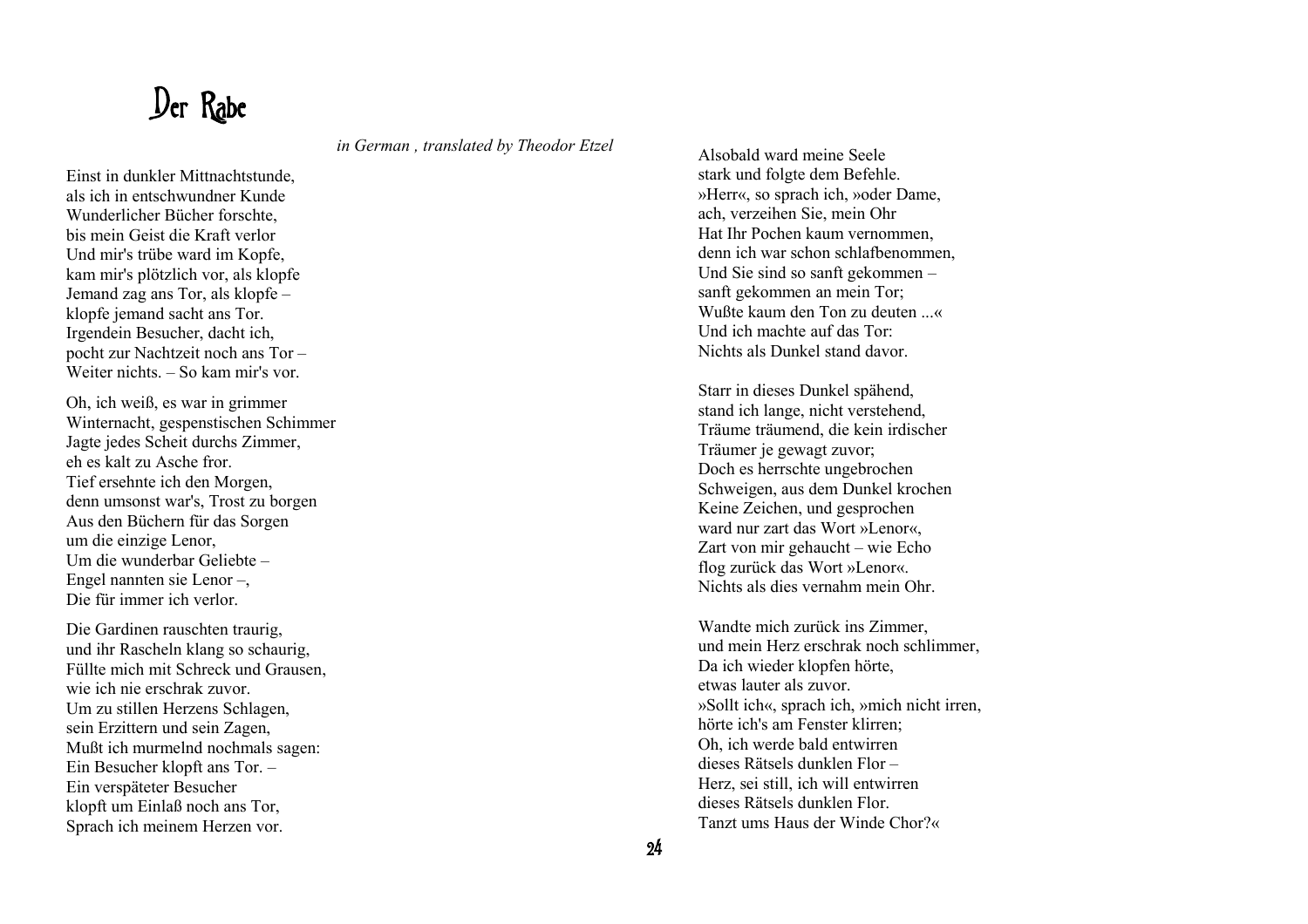# Der Rabe

*in German , translated by Theodor Etzel*

Einst in dunkler Mittnachtstunde,
als ich in entschwundner Kunde
Wunderlicher Bücher forschte,
bis mein Geist die Kraft verlor
Und mir's trübe ward im Kopfe,
kam mir's plötzlich vor, als klopfe
Jemand zag ans Tor, als klopfe –
klopfe jemand sacht ans Tor.
Irgendein Besucher, dacht ich,
pocht zur Nachtzeit noch ans Tor –
Weiter nichts. – So kam mir's vor.

Oh, ich weiß, es war in grimmer
Winternacht, gespenstischen Schimmer
Jagte jedes Scheit durchs Zimmer,
eh es kalt zu Asche fror.
Tief ersehnte ich den Morgen,
denn umsonst war's, Trost zu borgen
Aus den Büchern für das Sorgen
um die einzige Lenor,
Um die wunderbar Geliebte –
Engel nannten sie Lenor –,
Die für immer ich verlor.

Die Gardinen rauschten traurig,
und ihr Rascheln klang so schaurig,
Füllte mich mit Schreck und Grausen,
wie ich nie erschrak zuvor.
Um zu stillen Herzens Schlagen,
sein Erzittern und sein Zagen,
Mußt ich murmelnd nochmals sagen:
Ein Besucher klopft ans Tor. –
Ein verspäteter Besucher
klopft um Einlaß noch ans Tor,
Sprach ich meinem Herzen vor.

Alsobald ward meine Seele
stark und folgte dem Befehle.
»Herr«, so sprach ich, »oder Dame,
ach, verzeihen Sie, mein Ohr
Hat Ihr Pochen kaum vernommen,
denn ich war schon schlafbenommen,
Und Sie sind so sanft gekommen –
sanft gekommen an mein Tor;
Wußte kaum den Ton zu deuten ...«
Und ich machte auf das Tor:
Nichts als Dunkel stand davor.

Starr in dieses Dunkel spähend,
stand ich lange, nicht verstehend,
Träume träumend, die kein irdischer
Träumer je gewagt zuvor;
Doch es herrschte ungebrochen
Schweigen, aus dem Dunkel krochen
Keine Zeichen, und gesprochen
ward nur zart das Wort »Lenor«,
Zart von mir gehaucht – wie Echo
flog zurück das Wort »Lenor«.
Nichts als dies vernahm mein Ohr.

Wandte mich zurück ins Zimmer,
und mein Herz erschrak noch schlimmer,
Da ich wieder klopfen hörte,
etwas lauter als zuvor.
»Sollt ich«, sprach ich, »mich nicht irren,
hörte ich's am Fenster klirren;
Oh, ich werde bald entwirren
dieses Rätsels dunklen Flor –
Herz, sei still, ich will entwirren
dieses Rätsels dunklen Flor.
Tanzt ums Haus der Winde Chor?«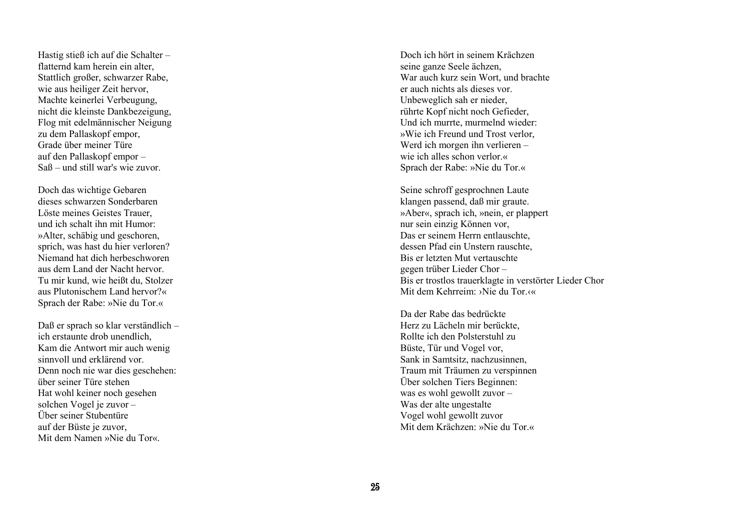Hastig stieß ich auf die Schalter –
flatternd kam herein ein alter,
Stattlich großer, schwarzer Rabe,
wie aus heiliger Zeit hervor,
Machte keinerlei Verbeugung,
nicht die kleinste Dankbezeigung,
Flog mit edelmännischer Neigung
zu dem Pallaskopf empor,
Grade über meiner Türe
auf den Pallaskopf empor –
Saß – und still war's wie zuvor.

Doch das wichtige Gebaren
dieses schwarzen Sonderbaren
Löste meines Geistes Trauer,
und ich schalt ihn mit Humor:
»Alter, schäbig und geschoren,
sprich, was hast du hier verloren?
Niemand hat dich herbeschworen
aus dem Land der Nacht hervor.
Tu mir kund, wie heißt du, Stolzer
aus Plutonischem Land hervor?«
Sprach der Rabe: »Nie du Tor.«

Daß er sprach so klar verständlich –
ich erstaunte drob unendlich,
Kam die Antwort mir auch wenig
sinnvoll und erklärend vor.
Denn noch nie war dies geschehen:
über seiner Türe stehen
Hat wohl keiner noch gesehen
solchen Vogel je zuvor –
Über seiner Stubentüre
auf der Büste je zuvor,
Mit dem Namen »Nie du Tor«.

Doch ich hört in seinem Krächzen
seine ganze Seele ächzen,
War auch kurz sein Wort, und brachte
er auch nichts als dieses vor.
Unbeweglich sah er nieder,
rührte Kopf nicht noch Gefieder,
Und ich murrte, murmelnd wieder:
»Wie ich Freund und Trost verlor,
Werd ich morgen ihn verlieren –
wie ich alles schon verlor.«
Sprach der Rabe: »Nie du Tor.«

Seine schroff gesprochnen Laute
klangen passend, daß mir graute.
»Aber«, sprach ich, »nein, er plappert
nur sein einzig Können vor,
Das er seinem Herrn entlauschte,
dessen Pfad ein Unstern rauschte,
Bis er letzten Mut vertauschte
gegen trüber Lieder Chor –
Bis er trostlos trauerklagte in verstörter Lieder Chor
Mit dem Kehrreim: ›Nie du Tor.‹«

Da der Rabe das bedrückte
Herz zu Lächeln mir berückte,
Rollte ich den Polsterstuhl zu
Büste, Tür und Vogel vor,
Sank in Samtsitz, nachzusinnen,
Traum mit Träumen zu verspinnen
Über solchen Tiers Beginnen:
was es wohl gewollt zuvor –
Was der alte ungestalte
Vogel wohl gewollt zuvor
Mit dem Krächzen: »Nie du Tor.«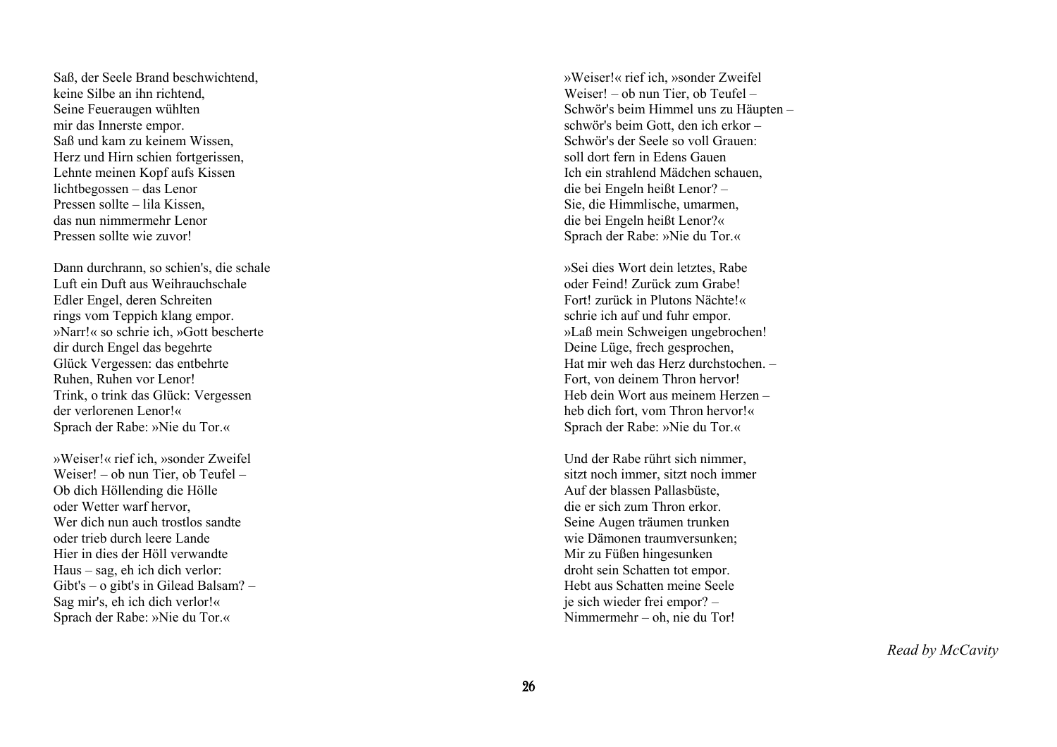Saß, der Seele Brand beschwichtend,
keine Silbe an ihn richtend,
Seine Feueraugen wühlten
mir das Innerste empor.
Saß und kam zu keinem Wissen,
Herz und Hirn schien fortgerissen,
Lehnte meinen Kopf aufs Kissen
lichtbegossen – das Lenor
Pressen sollte – lila Kissen,
das nun nimmermehr Lenor
Pressen sollte wie zuvor!

Dann durchrann, so schien's, die schale
Luft ein Duft aus Weihrauchschale
Edler Engel, deren Schreiten
rings vom Teppich klang empor.
»Narr!« so schrie ich, »Gott bescherte
dir durch Engel das begehrte
Glück Vergessen: das entbehrte
Ruhen, Ruhen vor Lenor!
Trink, o trink das Glück: Vergessen
der verlorenen Lenor!«
Sprach der Rabe: »Nie du Tor.«

»Weiser!« rief ich, »sonder Zweifel
Weiser! – ob nun Tier, ob Teufel –
Ob dich Höllending die Hölle
oder Wetter warf hervor,
Wer dich nun auch trostlos sandte
oder trieb durch leere Lande
Hier in dies der Höll verwandte
Haus – sag, eh ich dich verlor:
Gibt's – o gibt's in Gilead Balsam? –
Sag mir's, eh ich dich verlor!«
Sprach der Rabe: »Nie du Tor.«

»Weiser!« rief ich, »sonder Zweifel
Weiser! – ob nun Tier, ob Teufel –
Schwör's beim Himmel uns zu Häupten –
schwör's beim Gott, den ich erkor –
Schwör's der Seele so voll Grauen:
soll dort fern in Edens Gauen
Ich ein strahlend Mädchen schauen,
die bei Engeln heißt Lenor? –
Sie, die Himmlische, umarmen,
die bei Engeln heißt Lenor?«
Sprach der Rabe: »Nie du Tor.«

»Sei dies Wort dein letztes, Rabe
oder Feind! Zurück zum Grabe!
Fort! zurück in Plutons Nächte!«
schrie ich auf und fuhr empor.
»Laß mein Schweigen ungebrochen!
Deine Lüge, frech gesprochen,
Hat mir weh das Herz durchstochen. –
Fort, von deinem Thron hervor!
Heb dein Wort aus meinem Herzen –
heb dich fort, vom Thron hervor!«
Sprach der Rabe: »Nie du Tor.«

Und der Rabe rührt sich nimmer,
sitzt noch immer, sitzt noch immer
Auf der blassen Pallasbüste,
die er sich zum Thron erkor.
Seine Augen träumen trunken
wie Dämonen traumversunken;
Mir zu Füßen hingesunken
droht sein Schatten tot empor.
Hebt aus Schatten meine Seele
je sich wieder frei empor? –
Nimmermehr – oh, nie du Tor!

*Read by McCavity*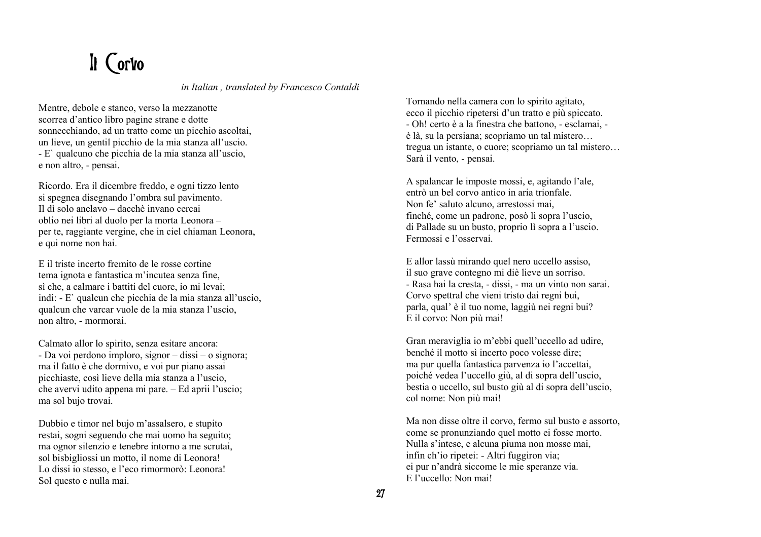# Il Corvo

*in Italian , translated by Francesco Contaldi*

Mentre, debole e stanco, verso la mezzanotte
scorrea d'antico libro pagine strane e dotte
sonnecchiando, ad un tratto come un picchio ascoltai,
un lieve, un gentil picchio de la mia stanza all'uscio.
- E` qualcuno che picchia de la mia stanza all'uscio,
e non altro, - pensai.

Ricordo. Era il dicembre freddo, e ogni tizzo lento
si spegnea disegnando l'ombra sul pavimento.
Il dì solo anelavo – dacchè invano cercai
oblio nei libri al duolo per la morta Leonora –
per te, raggiante vergine, che in ciel chiaman Leonora,
e qui nome non hai.

E il triste incerto fremito de le rosse cortine
tema ignota e fantastica m'incutea senza fine,
sì che, a calmare i battiti del cuore, io mi levai;
indi: - E` qualcun che picchia de la mia stanza all'uscio,
qualcun che varcar vuole de la mia stanza l'uscio,
non altro, - mormorai.

Calmato allor lo spirito, senza esitare ancora:
- Da voi perdono imploro, signor – dissi – o signora;
ma il fatto è che dormivo, e voi pur piano assai
picchiaste, così lieve della mia stanza a l'uscio,
che avervi udito appena mi pare. – Ed aprii l'uscio;
ma sol bujo trovai.

Dubbio e timor nel bujo m'assalsero, e stupito
restai, sogni seguendo che mai uomo ha seguito;
ma ognor silenzio e tenebre intorno a me scrutai,
sol bisbigliossi un motto, il nome di Leonora!
Lo dissi io stesso, e l'eco rimormorò: Leonora!
Sol questo e nulla mai.

Tornando nella camera con lo spirito agitato,
ecco il picchio ripetersi d'un tratto e più spiccato.
- Oh! certo è a la finestra che battono, - esclamai, -
è là, su la persiana; scopriamo un tal mistero…
tregua un istante, o cuore; scopriamo un tal mistero…
Sarà il vento, - pensai.

A spalancar le imposte mossi, e, agitando l'ale,
entrò un bel corvo antico in aria trionfale.
Non fe' saluto alcuno, arrestossi mai,
finché, come un padrone, posò lì sopra l'uscio,
di Pallade su un busto, proprio lì sopra a l'uscio.
Fermossi e l'osservai.

E allor lassù mirando quel nero uccello assiso,
il suo grave contegno mi diè lieve un sorriso.
- Rasa hai la cresta, - dissi, - ma un vinto non sarai.
Corvo spettral che vieni tristo dai regni bui,
parla, qual' è il tuo nome, laggiù nei regni bui?
E il corvo: Non più mai!

Gran meraviglia io m'ebbi quell'uccello ad udire,
benché il motto sì incerto poco volesse dire;
ma pur quella fantastica parvenza io l'accettai,
poiché vedea l'uccello giù, al di sopra dell'uscio,
bestia o uccello, sul busto giù al di sopra dell'uscio,
col nome: Non più mai!

Ma non disse oltre il corvo, fermo sul busto e assorto,
come se pronunziando quel motto ei fosse morto.
Nulla s'intese, e alcuna piuma non mosse mai,
infin ch'io ripetei: - Altri fuggiron via;
ei pur n'andrà siccome le mie speranze via.
E l'uccello: Non mai!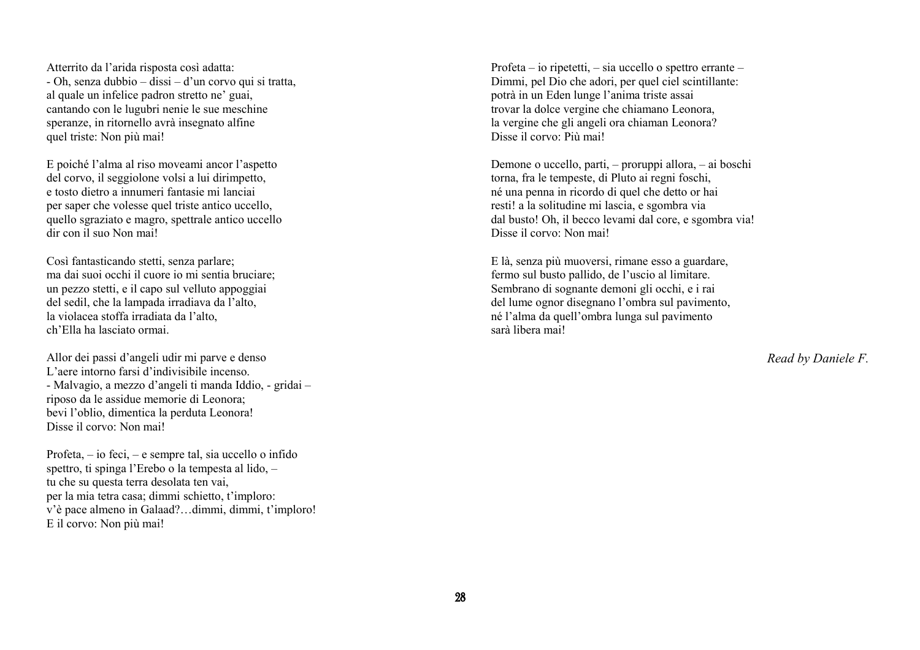Atterrito da l'arida risposta così adatta:
- Oh, senza dubbio – dissi – d'un corvo qui si tratta,
al quale un infelice padron stretto ne' guai,
cantando con le lugubri nenie le sue meschine
speranze, in ritornello avrà insegnato alfine
quel triste: Non più mai!

E poiché l'alma al riso moveami ancor l'aspetto
del corvo, il seggiolone volsi a lui dirimpetto,
e tosto dietro a innumeri fantasie mi lanciai
per saper che volesse quel triste antico uccello,
quello sgraziato e magro, spettrale antico uccello
dir con il suo Non mai!

Così fantasticando stetti, senza parlare;
ma dai suoi occhi il cuore io mi sentia bruciare;
un pezzo stetti, e il capo sul velluto appoggiai
del sedil, che la lampada irradiava da l'alto,
la violacea stoffa irradiata da l'alto,
ch'Ella ha lasciato ormai.

Allor dei passi d'angeli udir mi parve e denso
L'aere intorno farsi d'indivisibile incenso.
- Malvagio, a mezzo d'angeli ti manda Iddio, - gridai –
riposo da le assidue memorie di Leonora;
bevi l'oblio, dimentica la perduta Leonora!
Disse il corvo: Non mai!

Profeta, – io feci, – e sempre tal, sia uccello o infido
spettro, ti spinga l'Erebo o la tempesta al lido, –
tu che su questa terra desolata ten vai,
per la mia tetra casa; dimmi schietto, t'imploro:
v'è pace almeno in Galaad?…dimmi, dimmi, t'imploro!
E il corvo: Non più mai!

Profeta – io ripetetti, – sia uccello o spettro errante –
Dimmi, pel Dio che adori, per quel ciel scintillante:
potrà in un Eden lunge l'anima triste assai
trovar la dolce vergine che chiamano Leonora,
la vergine che gli angeli ora chiaman Leonora?
Disse il corvo: Più mai!

Demone o uccello, parti, – proruppi allora, – ai boschi
torna, fra le tempeste, di Pluto ai regni foschi,
né una penna in ricordo di quel che detto or hai
resti! a la solitudine mi lascia, e sgombra via
dal busto! Oh, il becco levami dal core, e sgombra via!
Disse il corvo: Non mai!

E là, senza più muoversi, rimane esso a guardare,
fermo sul busto pallido, de l'uscio al limitare.
Sembrano di sognante demoni gli occhi, e i rai
del lume ognor disegnano l'ombra sul pavimento,
né l'alma da quell'ombra lunga sul pavimento
sarà libera mai!

*Read by Daniele F.*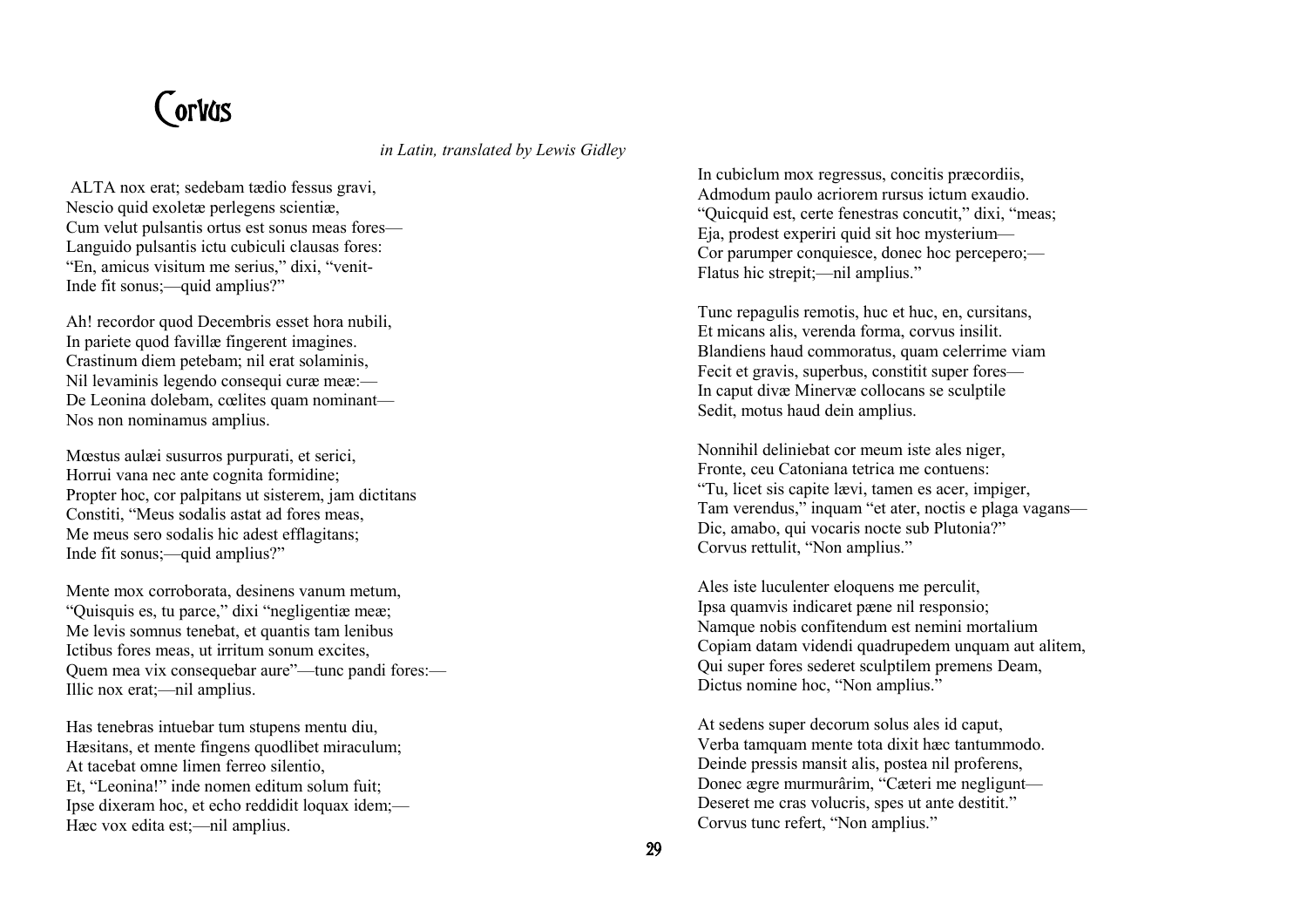# Corvus

*in Latin, translated by Lewis Gidley*

ALTA nox erat; sedebam tædio fessus gravi,
Nescio quid exoletæ perlegens scientiæ,
Cum velut pulsantis ortus est sonus meas fores—
Languido pulsantis ictu cubiculi clausas fores:
"En, amicus visitum me serius," dixi, "venit-
Inde fit sonus;—quid amplius?"

Ah! recordor quod Decembris esset hora nubili,
In pariete quod favillæ fingerent imagines.
Crastinum diem petebam; nil erat solaminis,
Nil levaminis legendo consequi curæ meæ:—
De Leonina dolebam, cœlites quam nominant—
Nos non nominamus amplius.

Mœstus aulæi susurros purpurati, et serici,
Horrui vana nec ante cognita formidine;
Propter hoc, cor palpitans ut sisterem, jam dictitans
Constiti, "Meus sodalis astat ad fores meas,
Me meus sero sodalis hic adest efflagitans;
Inde fit sonus;—quid amplius?"

Mente mox corroborata, desinens vanum metum,
"Quisquis es, tu parce," dixi "negligentiæ meæ;
Me levis somnus tenebat, et quantis tam lenibus
Ictibus fores meas, ut irritum sonum excites,
Quem mea vix consequebar aure"—tunc pandi fores:—
Illic nox erat;—nil amplius.

Has tenebras intuebar tum stupens mentu diu,
Hæsitans, et mente fingens quodlibet miraculum;
At tacebat omne limen ferreo silentio,
Et, "Leonina!" inde nomen editum solum fuit;
Ipse dixeram hoc, et echo reddidit loquax idem;—
Hæc vox edita est;—nil amplius.

In cubiclum mox regressus, concitis præcordiis,
Admodum paulo acriorem rursus ictum exaudio.
"Quicquid est, certe fenestras concutit," dixi, "meas;
Eja, prodest experiri quid sit hoc mysterium—
Cor parumper conquiesce, donec hoc percepero;—
Flatus hic strepit;—nil amplius."

Tunc repagulis remotis, huc et huc, en, cursitans,
Et micans alis, verenda forma, corvus insilit.
Blandiens haud commoratus, quam celerrime viam
Fecit et gravis, superbus, constitit super fores—
In caput divæ Minervæ collocans se sculptile
Sedit, motus haud dein amplius.

Nonnihil deliniebat cor meum iste ales niger,
Fronte, ceu Catoniana tetrica me contuens:
"Tu, licet sis capite lævi, tamen es acer, impiger,
Tam verendus," inquam "et ater, noctis e plaga vagans—
Dic, amabo, qui vocaris nocte sub Plutonia?"
Corvus rettulit, "Non amplius."

Ales iste luculenter eloquens me perculit,
Ipsa quamvis indicaret pæne nil responsio;
Namque nobis confitendum est nemini mortalium
Copiam datam videndi quadrupedem unquam aut alitem,
Qui super fores sederet sculptilem premens Deam,
Dictus nomine hoc, "Non amplius."

At sedens super decorum solus ales id caput,
Verba tamquam mente tota dixit hæc tantummodo.
Deinde pressis mansit alis, postea nil proferens,
Donec ægre murmurârim, "Cæteri me negligunt—
Deseret me cras volucris, spes ut ante destitit."
Corvus tunc refert, "Non amplius."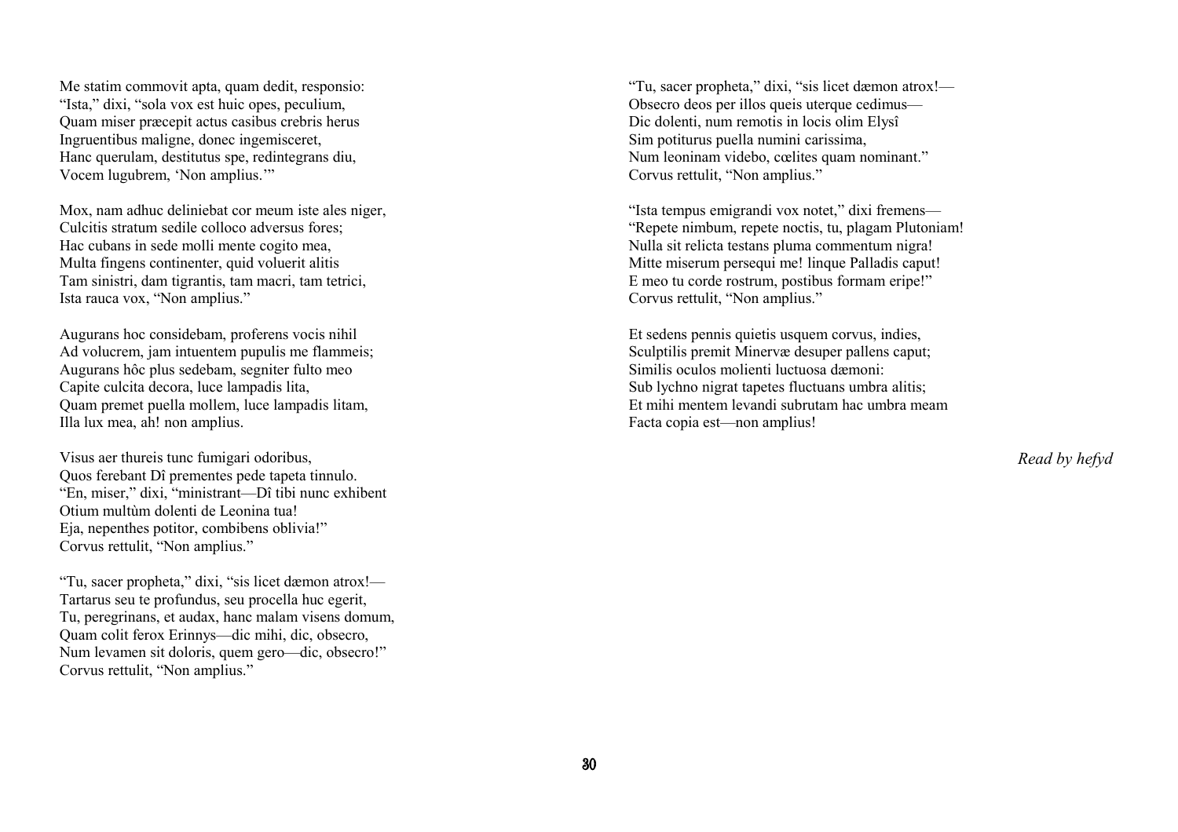Me statim commovit apta, quam dedit, responsio:
"Ista," dixi, "sola vox est huic opes, peculium,
Quam miser præcepit actus casibus crebris herus
Ingruentibus maligne, donec ingemisceret,
Hanc querulam, destitutus spe, redintegrans diu,
Vocem lugubrem, 'Non amplius.'"

Mox, nam adhuc deliniebat cor meum iste ales niger,
Culcitis stratum sedile colloco adversus fores;
Hac cubans in sede molli mente cogito mea,
Multa fingens continenter, quid voluerit alitis
Tam sinistri, dam tigrantis, tam macri, tam tetrici,
Ista rauca vox, "Non amplius."

Augurans hoc considebam, proferens vocis nihil
Ad volucrem, jam intuentem pupulis me flammeis;
Augurans hôc plus sedebam, segniter fulto meo
Capite culcita decora, luce lampadis lita,
Quam premet puella mollem, luce lampadis litam,
Illa lux mea, ah! non amplius.

Visus aer thureis tunc fumigari odoribus,
Quos ferebant Dî prementes pede tapeta tinnulo.
"En, miser," dixi, "ministrant—Dî tibi nunc exhibent
Otium multùm dolenti de Leonina tua!
Eja, nepenthes potitor, combibens oblivia!"
Corvus rettulit, "Non amplius."

"Tu, sacer propheta," dixi, "sis licet dæmon atrox!—
Tartarus seu te profundus, seu procella huc egerit,
Tu, peregrinans, et audax, hanc malam visens domum,
Quam colit ferox Erinnys—dic mihi, dic, obsecro,
Num levamen sit doloris, quem gero—dic, obsecro!"
Corvus rettulit, "Non amplius."

"Tu, sacer propheta," dixi, "sis licet dæmon atrox!—
Obsecro deos per illos queis uterque cedimus—
Dic dolenti, num remotis in locis olim Elysî
Sim potiturus puella numini carissima,
Num leoninam videbo, cœlites quam nominant."
Corvus rettulit, "Non amplius."

"Ista tempus emigrandi vox notet," dixi fremens—
"Repete nimbum, repete noctis, tu, plagam Plutoniam!
Nulla sit relicta testans pluma commentum nigra!
Mitte miserum persequi me! linque Palladis caput!
E meo tu corde rostrum, postibus formam eripe!"
Corvus rettulit, "Non amplius."

Et sedens pennis quietis usquem corvus, indies,
Sculptilis premit Minervæ desuper pallens caput;
Similis oculos molienti luctuosa dæmoni:
Sub lychno nigrat tapetes fluctuans umbra alitis;
Et mihi mentem levandi subrutam hac umbra meam
Facta copia est—non amplius!

*Read by hefyd*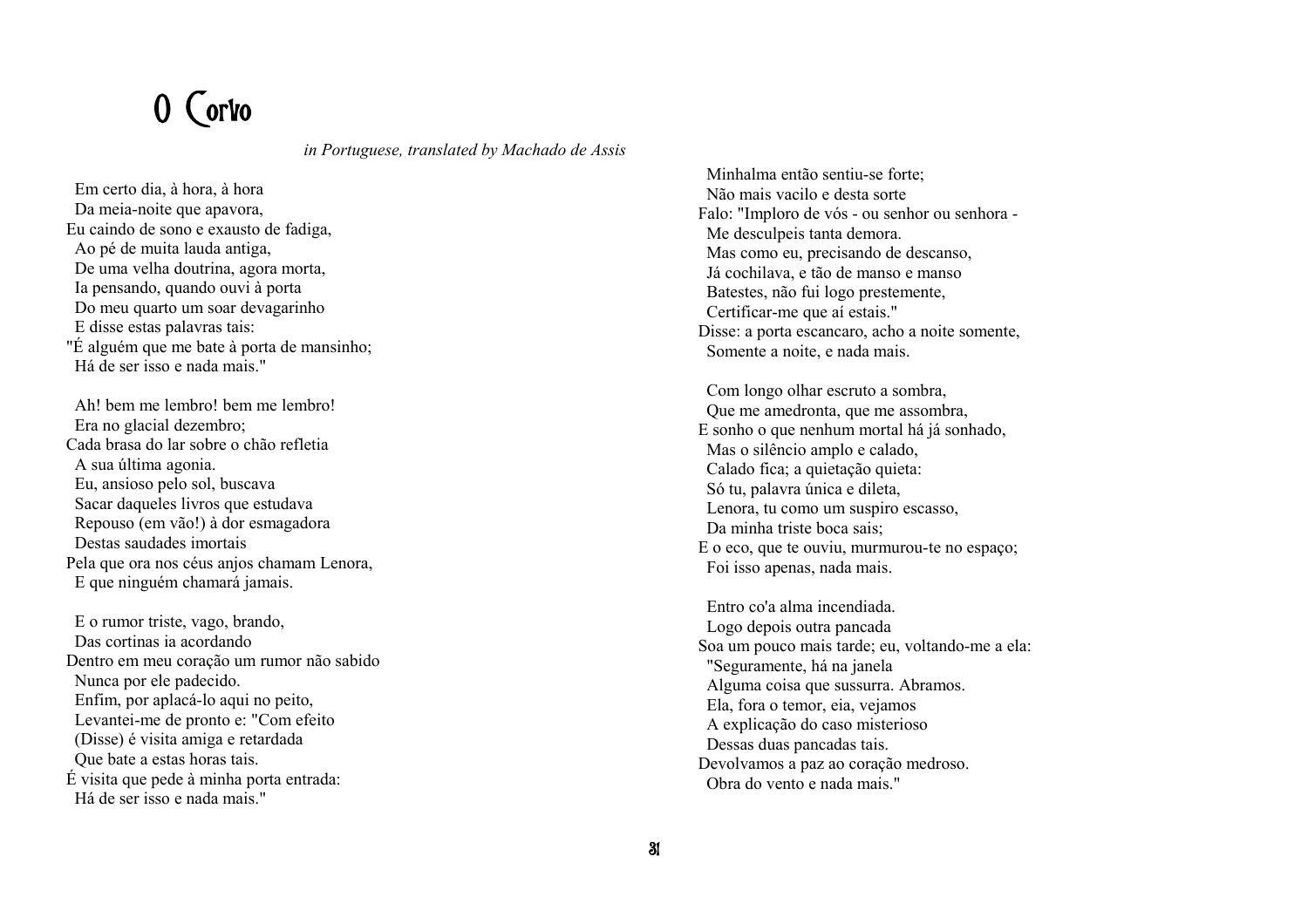# O Corvo

*in Portuguese, translated by Machado de Assis*

Em certo dia, à hora, à hora  
Da meia-noite que apavora,  
Eu caindo de sono e exausto de fadiga,  
Ao pé de muita lauda antiga,  
De uma velha doutrina, agora morta,  
Ia pensando, quando ouvi à porta  
Do meu quarto um soar devagarinho  
E disse estas palavras tais:  
"É alguém que me bate à porta de mansinho;  
Há de ser isso e nada mais."

Ah! bem me lembro! bem me lembro!  
Era no glacial dezembro;  
Cada brasa do lar sobre o chão refletia  
A sua última agonia.  
Eu, ansioso pelo sol, buscava  
Sacar daqueles livros que estudava  
Repouso (em vão!) à dor esmagadora  
Destas saudades imortais  
Pela que ora nos céus anjos chamam Lenora,  
E que ninguém chamará jamais.

E o rumor triste, vago, brando,  
Das cortinas ia acordando  
Dentro em meu coração um rumor não sabido  
Nunca por ele padecido.  
Enfim, por aplacá-lo aqui no peito,  
Levantei-me de pronto e: "Com efeito  
(Disse) é visita amiga e retardada  
Que bate a estas horas tais.  
É visita que pede à minha porta entrada:  
Há de ser isso e nada mais."

Minhalma então sentiu-se forte;  
Não mais vacilo e desta sorte  
Falo: "Imploro de vós - ou senhor ou senhora -  
Me desculpeis tanta demora.  
Mas como eu, precisando de descanso,  
Já cochilava, e tão de manso e manso  
Batestes, não fui logo prestemente,  
Certificar-me que aí estais."  
Disse: a porta escancaro, acho a noite somente,  
Somente a noite, e nada mais.

Com longo olhar escruto a sombra,  
Que me amedronta, que me assombra,  
E sonho o que nenhum mortal há já sonhado,  
Mas o silêncio amplo e calado,  
Calado fica; a quietação quieta:  
Só tu, palavra única e dileta,  
Lenora, tu como um suspiro escasso,  
Da minha triste boca sais;  
E o eco, que te ouviu, murmurou-te no espaço;  
Foi isso apenas, nada mais.

Entro co'a alma incendiada.  
Logo depois outra pancada  
Soa um pouco mais tarde; eu, voltando-me a ela:  
"Seguramente, há na janela  
Alguma coisa que sussurra. Abramos.  
Ela, fora o temor, eia, vejamos  
A explicação do caso misterioso  
Dessas duas pancadas tais.  
Devolvamos a paz ao coração medroso.  
Obra do vento e nada mais."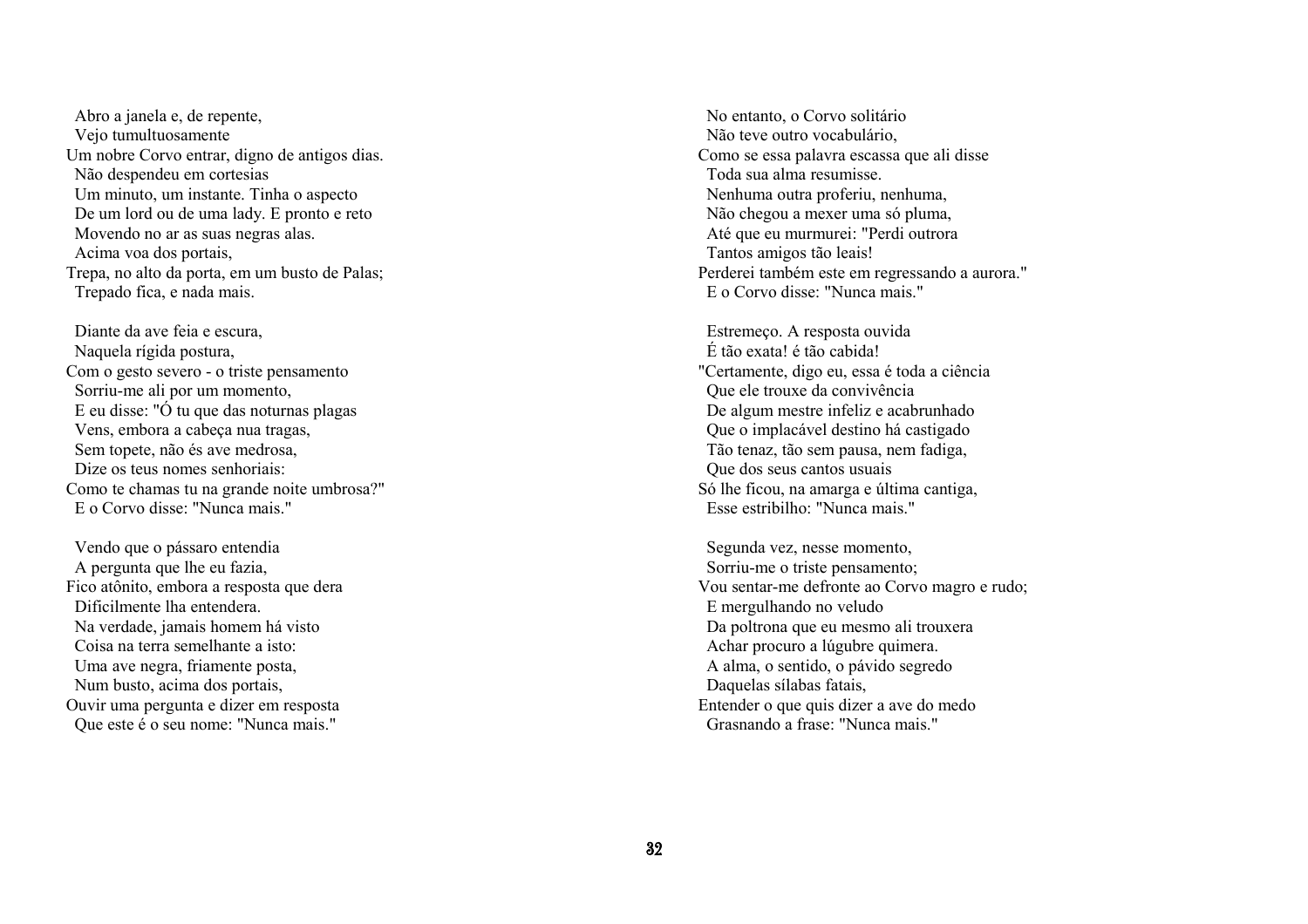Abro a janela e, de repente,
Vejo tumultuosamente
Um nobre Corvo entrar, digno de antigos dias.
Não despendeu em cortesias
Um minuto, um instante. Tinha o aspecto
De um lord ou de uma lady. E pronto e reto
Movendo no ar as suas negras alas.
Acima voa dos portais,
Trepa, no alto da porta, em um busto de Palas;
Trepado fica, e nada mais.

Diante da ave feia e escura,
Naquela rígida postura,
Com o gesto severo - o triste pensamento
Sorriu-me ali por um momento,
E eu disse: "Ó tu que das noturnas plagas
Vens, embora a cabeça nua tragas,
Sem topete, não és ave medrosa,
Dize os teus nomes senhoriais:
Como te chamas tu na grande noite umbrosa?"
E o Corvo disse: "Nunca mais."

Vendo que o pássaro entendia
A pergunta que lhe eu fazia,
Fico atônito, embora a resposta que dera
Dificilmente lha entendera.
Na verdade, jamais homem há visto
Coisa na terra semelhante a isto:
Uma ave negra, friamente posta,
Num busto, acima dos portais,
Ouvir uma pergunta e dizer em resposta
Que este é o seu nome: "Nunca mais."

No entanto, o Corvo solitário
Não teve outro vocabulário,
Como se essa palavra escassa que ali disse
Toda sua alma resumisse.
Nenhuma outra proferiu, nenhuma,
Não chegou a mexer uma só pluma,
Até que eu murmurei: "Perdi outrora
Tantos amigos tão leais!
Perderei também este em regressando a aurora."
E o Corvo disse: "Nunca mais."

Estremeço. A resposta ouvida
É tão exata! é tão cabida!
"Certamente, digo eu, essa é toda a ciência
Que ele trouxe da convivência
De algum mestre infeliz e acabrunhado
Que o implacável destino há castigado
Tão tenaz, tão sem pausa, nem fadiga,
Que dos seus cantos usuais
Só lhe ficou, na amarga e última cantiga,
Esse estribilho: "Nunca mais."

Segunda vez, nesse momento,
Sorriu-me o triste pensamento;
Vou sentar-me defronte ao Corvo magro e rudo;
E mergulhando no veludo
Da poltrona que eu mesmo ali trouxera
Achar procuro a lúgubre quimera.
A alma, o sentido, o pávido segredo
Daquelas sílabas fatais,
Entender o que quis dizer a ave do medo
Grasnando a frase: "Nunca mais."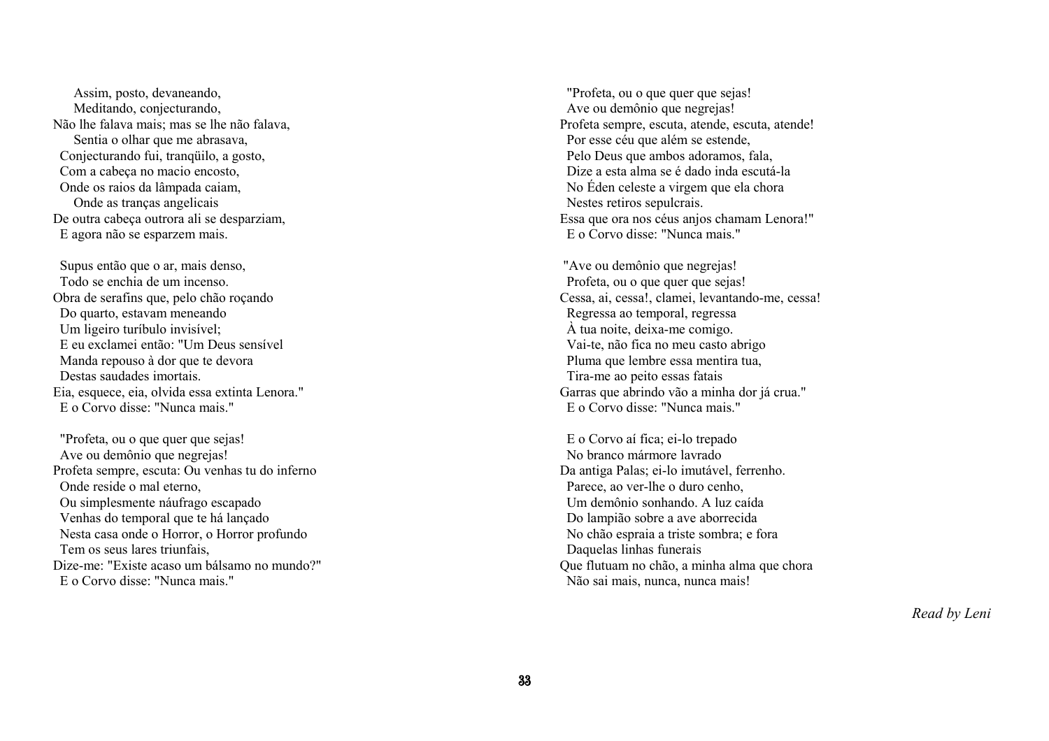Assim, posto, devaneando,  
Meditando, conjecturando,  
Não lhe falava mais; mas se lhe não falava,  
Sentia o olhar que me abrasava,  
Conjecturando fui, tranqüilo, a gosto,  
Com a cabeça no macio encosto,  
Onde os raios da lâmpada caiam,  
Onde as tranças angelicais  
De outra cabeça outrora ali se desparziam,  
E agora não se esparzem mais.

Supus então que o ar, mais denso,  
Todo se enchia de um incenso.  
Obra de serafins que, pelo chão roçando  
Do quarto, estavam meneando  
Um ligeiro turíbulo invisível;  
E eu exclamei então: "Um Deus sensível  
Manda repouso à dor que te devora  
Destas saudades imortais.  
Eia, esquece, eia, olvida essa extinta Lenora."  
E o Corvo disse: "Nunca mais."

"Profeta, ou o que quer que sejas!  
Ave ou demônio que negrejas!  
Profeta sempre, escuta: Ou venhas tu do inferno  
Onde reside o mal eterno,  
Ou simplesmente náufrago escapado  
Venhas do temporal que te há lançado  
Nesta casa onde o Horror, o Horror profundo  
Tem os seus lares triunfais,  
Dize-me: "Existe acaso um bálsamo no mundo?"  
E o Corvo disse: "Nunca mais."

"Profeta, ou o que quer que sejas!  
Ave ou demônio que negrejas!  
Profeta sempre, escuta, atende, escuta, atende!  
Por esse céu que além se estende,  
Pelo Deus que ambos adoramos, fala,  
Dize a esta alma se é dado inda escutá-la  
No Éden celeste a virgem que ela chora  
Nestes retiros sepulcrais.  
Essa que ora nos céus anjos chamam Lenora!"  
E o Corvo disse: "Nunca mais."

"Ave ou demônio que negrejas!  
Profeta, ou o que quer que sejas!  
Cessa, ai, cessa!, clamei, levantando-me, cessa!  
Regressa ao temporal, regressa  
À tua noite, deixa-me comigo.  
Vai-te, não fica no meu casto abrigo  
Pluma que lembre essa mentira tua,  
Tira-me ao peito essas fatais  
Garras que abrindo vão a minha dor já crua."  
E o Corvo disse: "Nunca mais."

E o Corvo aí fica; ei-lo trepado  
No branco mármore lavrado  
Da antiga Palas; ei-lo imutável, ferrenho.  
Parece, ao ver-lhe o duro cenho,  
Um demônio sonhando. A luz caída  
Do lampião sobre a ave aborrecida  
No chão espraia a triste sombra; e fora  
Daquelas linhas funerais  
Que flutuam no chão, a minha alma que chora  
Não sai mais, nunca, nunca mais!

*Read by Leni*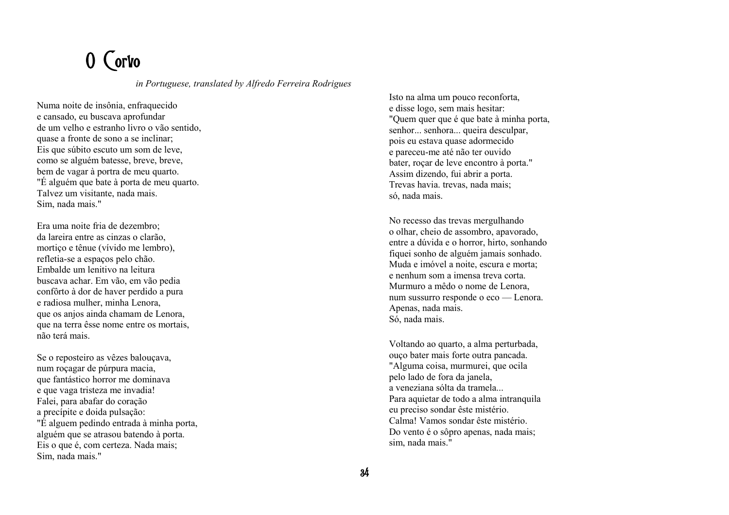# O Corvo

*in Portuguese, translated by Alfredo Ferreira Rodrigues*

Numa noite de insônia, enfraquecido
e cansado, eu buscava aprofundar
de um velho e estranho livro o vão sentido,
quase a fronte de sono a se inclinar;
Eis que súbito escuto um som de leve,
como se alguém batesse, breve, breve,
bem de vagar à portra de meu quarto.
"É alguém que bate à porta de meu quarto.
Talvez um visitante, nada mais.
Sim, nada mais."

Era uma noite fria de dezembro;
da lareira entre as cinzas o clarão,
mortiço e tênue (vívido me lembro),
refletia-se a espaços pelo chão.
Embalde um lenitivo na leitura
buscava achar. Em vão, em vão pedia
confôrto à dor de haver perdido a pura
e radiosa mulher, minha Lenora,
que os anjos ainda chamam de Lenora,
que na terra êsse nome entre os mortais,
não terá mais.

Se o reposteiro as vêzes balouçava,
num roçagar de púrpura macia,
que fantástico horror me dominava
e que vaga tristeza me invadia!
Falei, para abafar do coração
a precípite e doida pulsação:
"É alguem pedindo entrada à minha porta,
alguém que se atrasou batendo à porta.
Eis o que é, com certeza. Nada mais;
Sim, nada mais."

Isto na alma um pouco reconforta,
e disse logo, sem mais hesitar:
"Quem quer que é que bate à minha porta,
senhor... senhora... queira desculpar,
pois eu estava quase adormecido
e pareceu-me até não ter ouvido
bater, roçar de leve encontro à porta."
Assim dizendo, fui abrir a porta.
Trevas havia. trevas, nada mais;
só, nada mais.

No recesso das trevas mergulhando
o olhar, cheio de assombro, apavorado,
entre a dúvida e o horror, hirto, sonhando
fiquei sonho de alguém jamais sonhado.
Muda e imóvel a noite, escura e morta;
e nenhum som a imensa treva corta.
Murmuro a mêdo o nome de Lenora,
num sussurro responde o eco — Lenora.
Apenas, nada mais.
Só, nada mais.

Voltando ao quarto, a alma perturbada,
ouço bater mais forte outra pancada.
"Alguma coisa, murmurei, que ocila
pelo lado de fora da janela,
a veneziana sólta da tramela...
Para aquietar de todo a alma intranquila
eu preciso sondar êste mistério.
Calma! Vamos sondar êste mistério.
Do vento é o sôpro apenas, nada mais;
sim, nada mais."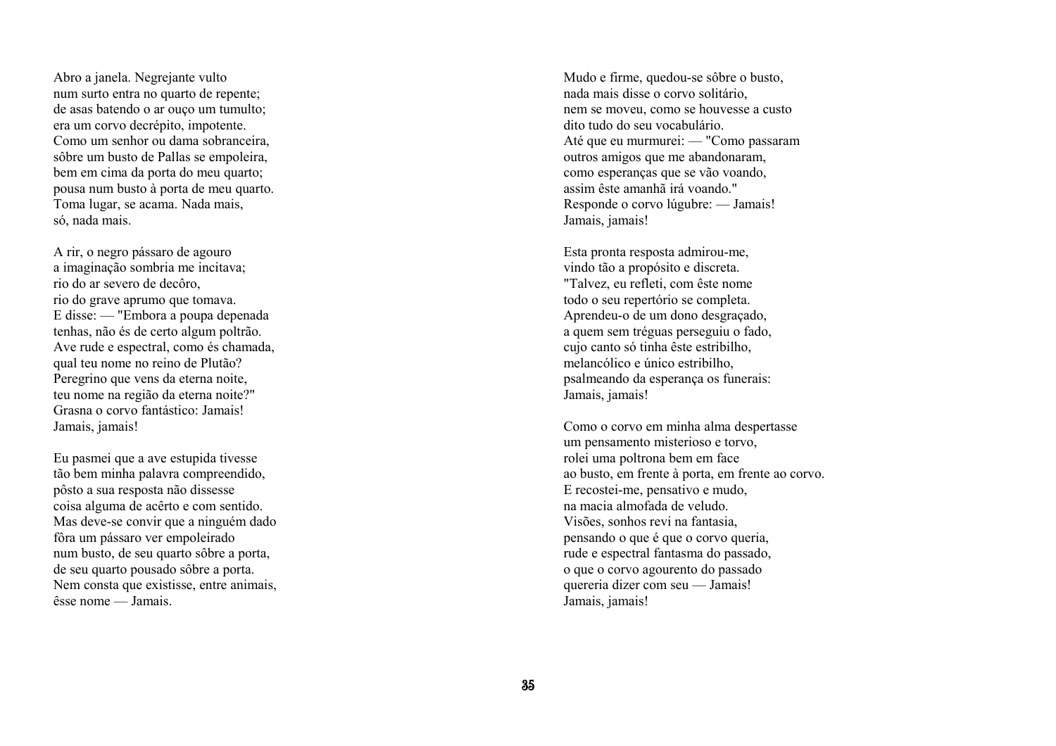Abro a janela. Negrejante vulto
num surto entra no quarto de repente;
de asas batendo o ar ouço um tumulto;
era um corvo decrépito, impotente.
Como um senhor ou dama sobranceira,
sôbre um busto de Pallas se empoleira,
bem em cima da porta do meu quarto;
pousa num busto à porta de meu quarto.
Toma lugar, se acama. Nada mais,
só, nada mais.

A rir, o negro pássaro de agouro
a imaginação sombria me incitava;
rio do ar severo de decôro,
rio do grave aprumo que tomava.
E disse: — "Embora a poupa depenada
tenhas, não és de certo algum poltrão.
Ave rude e espectral, como és chamada,
qual teu nome no reino de Plutão?
Peregrino que vens da eterna noite,
teu nome na região da eterna noite?"
Grasna o corvo fantástico: Jamais!
Jamais, jamais!

Eu pasmei que a ave estupida tivesse
tão bem minha palavra compreendido,
pôsto a sua resposta não dissesse
coisa alguma de acêrto e com sentido.
Mas deve-se convir que a ninguém dado
fôra um pássaro ver empoleirado
num busto, de seu quarto sôbre a porta,
de seu quarto pousado sôbre a porta.
Nem consta que existisse, entre animais,
êsse nome — Jamais.

Mudo e firme, quedou-se sôbre o busto,
nada mais disse o corvo solitário,
nem se moveu, como se houvesse a custo
dito tudo do seu vocabulário.
Até que eu murmurei: — "Como passaram
outros amigos que me abandonaram,
como esperanças que se vão voando,
assim êste amanhã irá voando."
Responde o corvo lúgubre: — Jamais!
Jamais, jamais!

Esta pronta resposta admirou-me,
vindo tão a propósito e discreta.
"Talvez, eu refleti, com êste nome
todo o seu repertório se completa.
Aprendeu-o de um dono desgraçado,
a quem sem tréguas perseguiu o fado,
cujo canto só tinha êste estribilho,
melancólico e único estribilho,
psalmeando da esperança os funerais:
Jamais, jamais!

Como o corvo em minha alma despertasse
um pensamento misterioso e torvo,
rolei uma poltrona bem em face
ao busto, em frente à porta, em frente ao corvo.
E recostei-me, pensativo e mudo,
na macia almofada de veludo.
Visões, sonhos revi na fantasia,
pensando o que é que o corvo queria,
rude e espectral fantasma do passado,
o que o corvo agourento do passado
quereria dizer com seu — Jamais!
Jamais, jamais!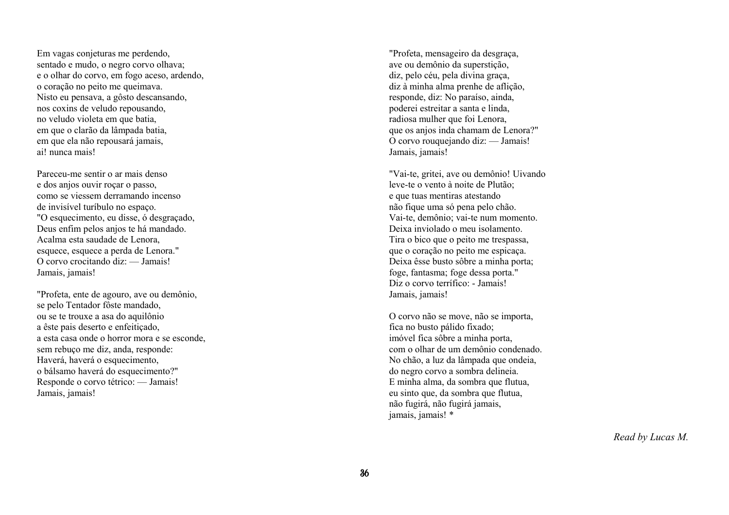Em vagas conjeturas me perdendo,
sentado e mudo, o negro corvo olhava;
e o olhar do corvo, em fogo aceso, ardendo,
o coração no peito me queimava.
Nisto eu pensava, a gôsto descansando,
nos coxins de veludo repousando,
no veludo violeta em que batia,
em que o clarão da lâmpada batia,
em que ela não repousará jamais,
ai! nunca mais!

Pareceu-me sentir o ar mais denso
e dos anjos ouvir roçar o passo,
como se viessem derramando incenso
de invisível turíbulo no espaço.
"O esquecimento, eu disse, ó desgraçado,
Deus enfim pelos anjos te há mandado.
Acalma esta saudade de Lenora,
esquece, esquece a perda de Lenora."
O corvo crocitando diz: — Jamais!
Jamais, jamais!

"Profeta, ente de agouro, ave ou demônio,
se pelo Tentador fôste mandado,
ou se te trouxe a asa do aquilônio
a êste pais deserto e enfeitiçado,
a esta casa onde o horror mora e se esconde,
sem rebuço me diz, anda, responde:
Haverá, haverá o esquecimento,
o bálsamo haverá do esquecimento?"
Responde o corvo tétrico: — Jamais!
Jamais, jamais!

"Profeta, mensageiro da desgraça,
ave ou demônio da superstição,
diz, pelo céu, pela divina graça,
diz à minha alma prenhe de aflição,
responde, diz: No paraíso, ainda,
poderei estreitar a santa e linda,
radiosa mulher que foi Lenora,
que os anjos inda chamam de Lenora?"
O corvo rouquejando diz: — Jamais!
Jamais, jamais!

"Vai-te, gritei, ave ou demônio! Uivando
leve-te o vento à noite de Plutão;
e que tuas mentiras atestando
não fique uma só pena pelo chão.
Vai-te, demônio; vai-te num momento.
Deixa inviolado o meu isolamento.
Tira o bico que o peito me trespassa,
que o coração no peito me espicaça.
Deixa êsse busto sôbre a minha porta;
foge, fantasma; foge dessa porta."
Diz o corvo terrífico: - Jamais!
Jamais, jamais!

O corvo não se move, não se importa,
fica no busto pálido fixado;
imóvel fica sôbre a minha porta,
com o olhar de um demônio condenado.
No chão, a luz da lâmpada que ondeia,
do negro corvo a sombra delineia.
E minha alma, da sombra que flutua,
eu sinto que, da sombra que flutua,
não fugirá, não fugirá jamais,
jamais, jamais! *

*Read by Lucas M.*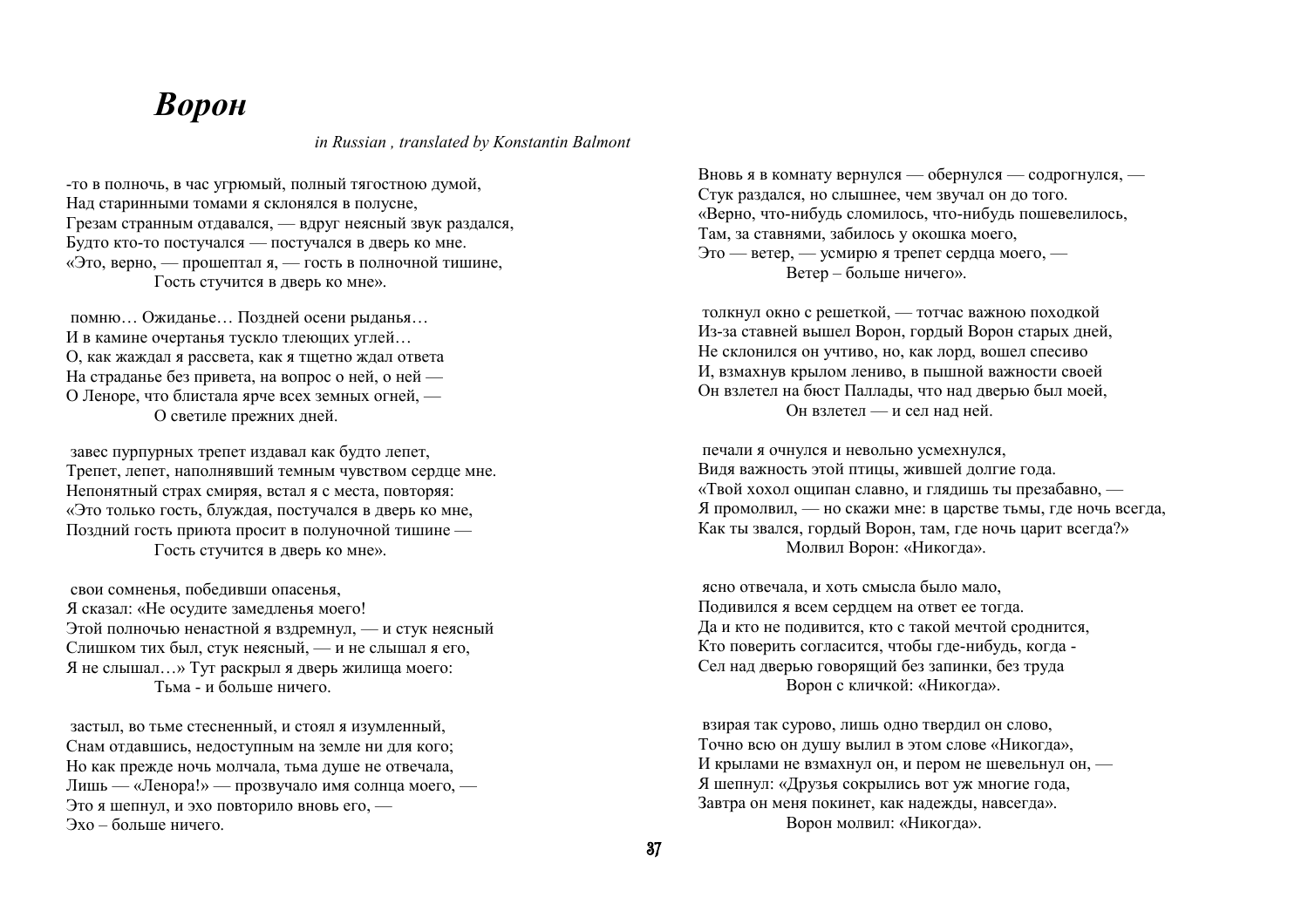# *Ворон*

*in Russian , translated by Konstantin Balmont*

-то в полночь, в час угрюмый, полный тягостною думой,
Над старинными томами я склонялся в полусне,
Грезам странным отдавался, — вдруг неясный звук раздался,
Будто кто-то постучался — постучался в дверь ко мне.
«Это, верно, — прошептал я, — гость в полночной тишине,
Гость стучится в дверь ко мне».

помню… Ожиданье… Поздней осени рыданья…
И в камине очертанья тускло тлеющих углей…
О, как жаждал я рассвета, как я тщетно ждал ответа
На страданье без привета, на вопрос о ней, о ней —
О Леноре, что блистала ярче всех земных огней, —
О светиле прежних дней.

завес пурпурных трепет издавал как будто лепет,
Трепет, лепет, наполнявший темным чувством сердце мне.
Непонятный страх смиряя, встал я с места, повторяя:
«Это только гость, блуждая, постучался в дверь ко мне,
Поздний гость приюта просит в полуночной тишине —
Гость стучится в дверь ко мне».

свои сомненья, победивши опасенья,
Я сказал: «Не осудите замедленья моего!
Этой полночью ненастной я вздремнул, — и стук неясный
Слишком тих был, стук неясный, — и не слышал я его,
Я не слышал…» Тут раскрыл я дверь жилища моего:
Тьма - и больше ничего.

застыл, во тьме стесненный, и стоял я изумленный,
Снам отдавшись, недоступным на земле ни для кого;
Но как прежде ночь молчала, тьма душе не отвечала,
Лишь — «Ленора!» — прозвучало имя солнца моего, —
Это я шепнул, и эхо повторило вновь его, —
Эхо – больше ничего.

Вновь я в комнату вернулся — обернулся — содрогнулся, —
Стук раздался, но слышнее, чем звучал он до того.
«Верно, что-нибудь сломилось, что-нибудь пошевелилось,
Там, за ставнями, забилось у окошка моего,
Это — ветер, — усмирю я трепет сердца моего, —
Ветер – больше ничего».

толкнул окно с решеткой, — тотчас важною походкой
Из-за ставней вышел Ворон, гордый Ворон старых дней,
Не склонился он учтиво, но, как лорд, вошел спесиво
И, взмахнув крылом лениво, в пышной важности своей
Он взлетел на бюст Паллады, что над дверью был моей,
Он взлетел — и сел над ней.

печали я очнулся и невольно усмехнулся,
Видя важность этой птицы, жившей долгие года.
«Твой хохол ощипан славно, и глядишь ты презабавно, —
Я промолвил, — но скажи мне: в царстве тьмы, где ночь всегда,
Как ты звался, гордый Ворон, там, где ночь царит всегда?»
Молвил Ворон: «Никогда».

ясно отвечала, и хоть смысла было мало,
Подивился я всем сердцем на ответ ее тогда.
Да и кто не подивится, кто с такой мечтой сроднится,
Кто поверить согласится, чтобы где-нибудь, когда -
Сел над дверью говорящий без запинки, без труда
Ворон с кличкой: «Никогда».

взирая так сурово, лишь одно твердил он слово,
Точно всю он душу вылил в этом слове «Никогда»,
И крылами не взмахнул он, и пером не шевельнул он, —
Я шепнул: «Друзья сокрылись вот уж многие года,
Завтра он меня покинет, как надежды, навсегда».
Ворон молвил: «Никогда».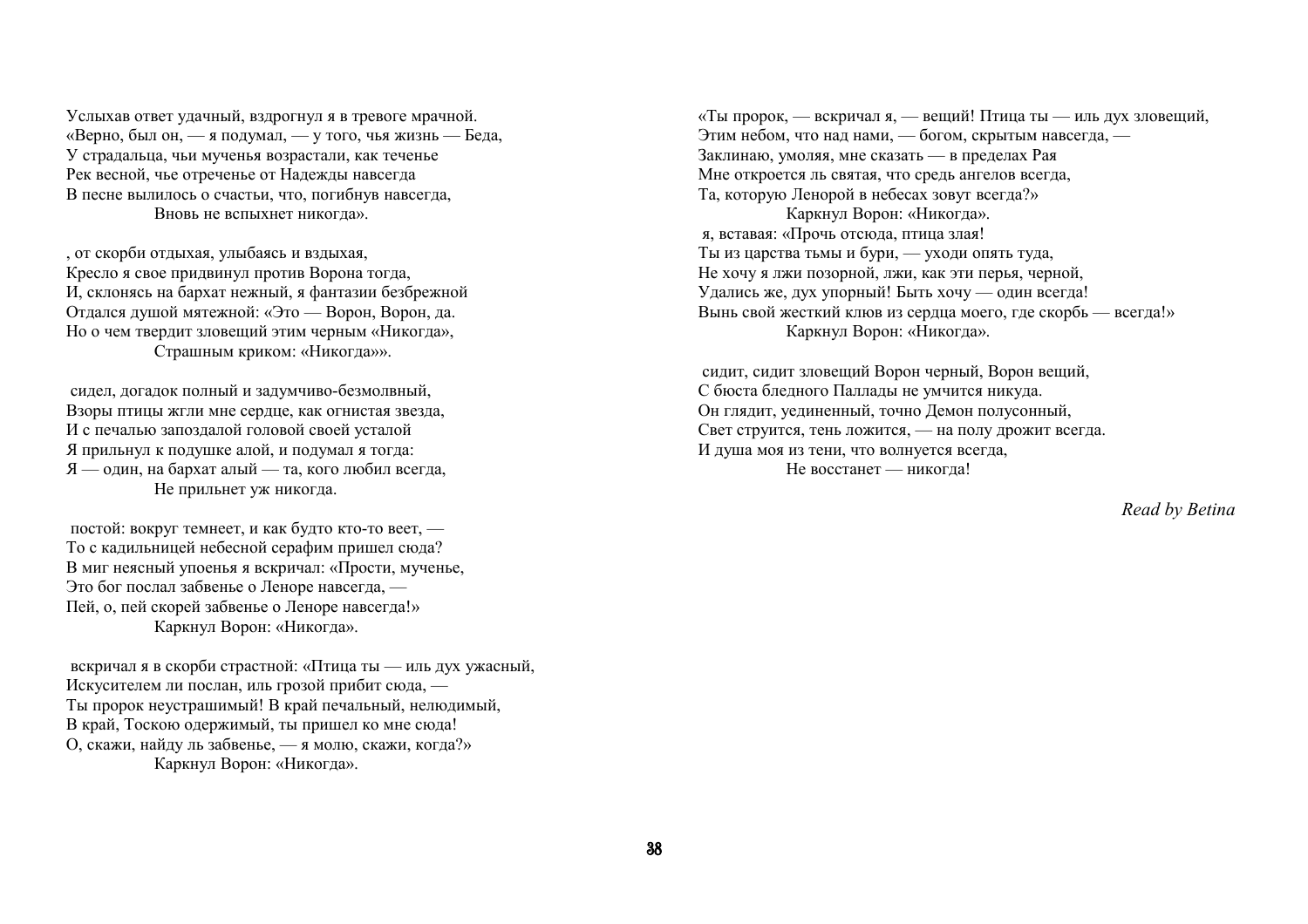Услыхав ответ удачный, вздрогнул я в тревоге мрачной.
«Верно, был он, — я подумал, — у того, чья жизнь — Беда,
У страдальца, чьи мученья возрастали, как теченье
Рек весной, чье отреченье от Надежды навсегда
В песне вылилось о счастьи, что, погибнув навсегда,
                Вновь не вспыхнет никогда».

, от скорби отдыхая, улыбаясь и вздыхая,
Кресло я свое придвинул против Ворона тогда,
И, склонясь на бархат нежный, я фантазии безбрежной
Отдался душой мятежной: «Это — Ворон, Ворон, да.
Но о чем твердит зловещий этим черным «Никогда»,
                Страшным криком: «Никогда»».

 сидел, догадок полный и задумчиво-безмолвный,
Взоры птицы жгли мне сердце, как огнистая звезда,
И с печалью запоздалой головой своей усталой
Я прильнул к подушке алой, и подумал я тогда:
Я — один, на бархат алый — та, кого любил всегда,
                Не прильнет уж никогда.

 постой: вокруг темнеет, и как будто кто-то веет, —
То с кадильницей небесной серафим пришел сюда?
В миг неясный упоенья я вскричал: «Прости, мученье,
Это бог послал забвенье о Леноре навсегда, —
Пей, о, пей скорей забвенье о Леноре навсегда!»
                Каркнул Ворон: «Никогда».

 вскричал я в скорби страстной: «Птица ты — иль дух ужасный,
Искусителем ли послан, иль грозой прибит сюда, —
Ты пророк неустрашимый! В край печальный, нелюдимый,
В край, Тоскою одержимый, ты пришел ко мне сюда!
О, скажи, найду ль забвенье, — я молю, скажи, когда?»
                Каркнул Ворон: «Никогда».

«Ты пророк, — вскричал я, — вещий! Птица ты — иль дух зловещий,
Этим небом, что над нами, — богом, скрытым навсегда, —
Заклинаю, умоляя, мне сказать — в пределах Рая
Мне откроется ль святая, что средь ангелов всегда,
Та, которую Ленорой в небесах зовут всегда?»
                Каркнул Ворон: «Никогда».
 я, вставая: «Прочь отсюда, птица злая!
Ты из царства тьмы и бури, — уходи опять туда,
Не хочу я лжи позорной, лжи, как эти перья, черной,
Удались же, дух упорный! Быть хочу — один всегда!
Вынь свой жесткий клюв из сердца моего, где скорбь — всегда!»
                Каркнул Ворон: «Никогда».

 сидит, сидит зловещий Ворон черный, Ворон вещий,
С бюста бледного Паллады не умчится никуда.
Он глядит, уединенный, точно Демон полусонный,
Свет струится, тень ложится, — на полу дрожит всегда.
И душа моя из тени, что волнуется всегда,
                Не восстанет — никогда!

*Read by Betina*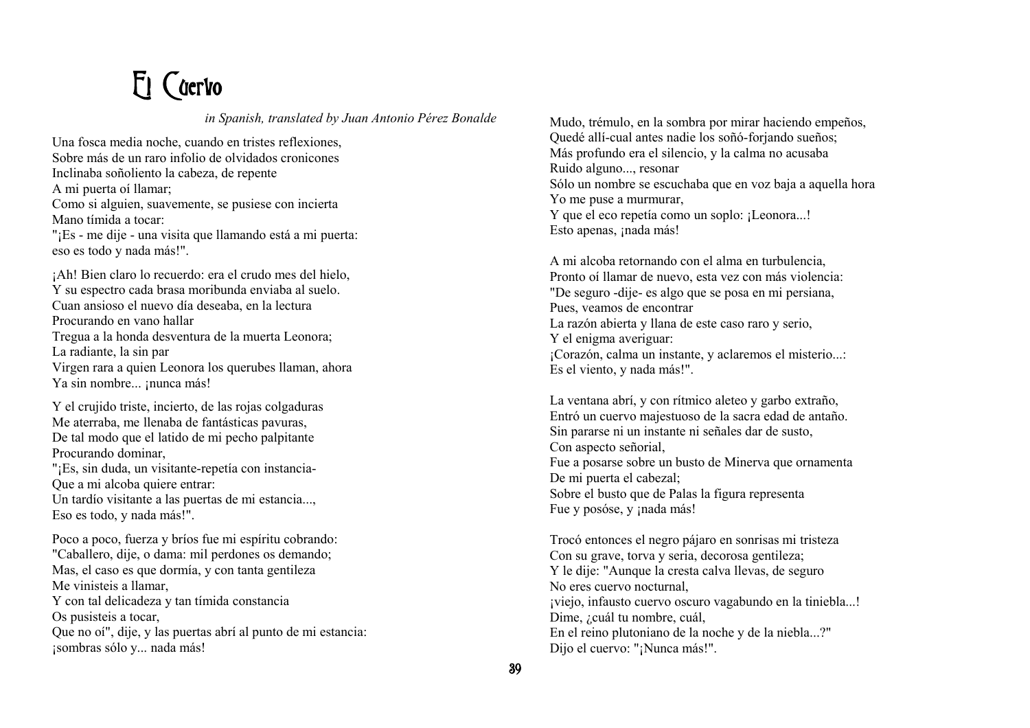# El Cuervo

*in Spanish, translated by Juan Antonio Pérez Bonalde*

Una fosca media noche, cuando en tristes reflexiones,
Sobre más de un raro infolio de olvidados cronicones
Inclinaba soñoliento la cabeza, de repente
A mi puerta oí llamar;
Como si alguien, suavemente, se pusiese con incierta
Mano tímida a tocar:
"¡Es - me dije - una visita que llamando está a mi puerta:
eso es todo y nada más!".

¡Ah! Bien claro lo recuerdo: era el crudo mes del hielo,
Y su espectro cada brasa moribunda enviaba al suelo.
Cuan ansioso el nuevo día deseaba, en la lectura
Procurando en vano hallar
Tregua a la honda desventura de la muerta Leonora;
La radiante, la sin par
Virgen rara a quien Leonora los querubes llaman, ahora
Ya sin nombre... ¡nunca más!

Y el crujido triste, incierto, de las rojas colgaduras
Me aterraba, me llenaba de fantásticas pavuras,
De tal modo que el latido de mi pecho palpitante
Procurando dominar,
"¡Es, sin duda, un visitante-repetía con instancia-
Que a mi alcoba quiere entrar:
Un tardío visitante a las puertas de mi estancia...,
Eso es todo, y nada más!".

Poco a poco, fuerza y bríos fue mi espíritu cobrando:
"Caballero, dije, o dama: mil perdones os demando;
Mas, el caso es que dormía, y con tanta gentileza
Me vinisteis a llamar,
Y con tal delicadeza y tan tímida constancia
Os pusisteis a tocar,
Que no oí", dije, y las puertas abrí al punto de mi estancia:
¡sombras sólo y... nada más!

Mudo, trémulo, en la sombra por mirar haciendo empeños,
Quedé allí-cual antes nadie los soñó-forjando sueños;
Más profundo era el silencio, y la calma no acusaba
Ruido alguno..., resonar
Sólo un nombre se escuchaba que en voz baja a aquella hora
Yo me puse a murmurar,
Y que el eco repetía como un soplo: ¡Leonora...!
Esto apenas, ¡nada más!

A mi alcoba retornando con el alma en turbulencia,
Pronto oí llamar de nuevo, esta vez con más violencia:
"De seguro -dije- es algo que se posa en mi persiana,
Pues, veamos de encontrar
La razón abierta y llana de este caso raro y serio,
Y el enigma averiguar:
¡Corazón, calma un instante, y aclaremos el misterio...:
Es el viento, y nada más!".

La ventana abrí, y con rítmico aleteo y garbo extraño,
Entró un cuervo majestuoso de la sacra edad de antaño.
Sin pararse ni un instante ni señales dar de susto,
Con aspecto señorial,
Fue a posarse sobre un busto de Minerva que ornamenta
De mi puerta el cabezal;
Sobre el busto que de Palas la figura representa
Fue y posóse, y ¡nada más!

Trocó entonces el negro pájaro en sonrisas mi tristeza
Con su grave, torva y seria, decorosa gentileza;
Y le dije: "Aunque la cresta calva llevas, de seguro
No eres cuervo nocturnal,
¡viejo, infausto cuervo oscuro vagabundo en la tiniebla...!
Dime, ¿cuál tu nombre, cuál,
En el reino plutoniano de la noche y de la niebla...?"
Dijo el cuervo: "¡Nunca más!".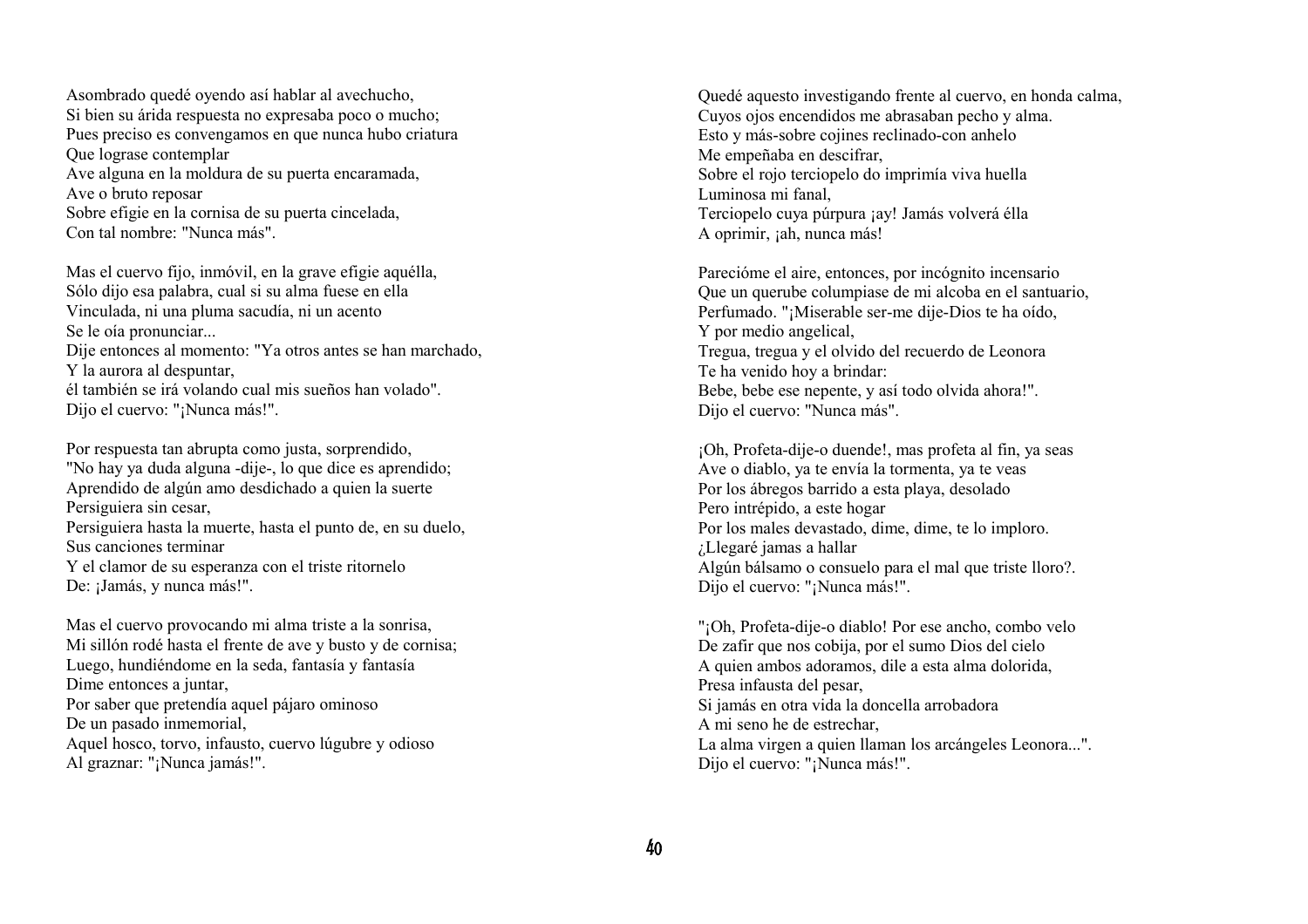Asombrado quedé oyendo así hablar al avechucho,
Si bien su árida respuesta no expresaba poco o mucho;
Pues preciso es convengamos en que nunca hubo criatura
Que lograse contemplar
Ave alguna en la moldura de su puerta encaramada,
Ave o bruto reposar
Sobre efigie en la cornisa de su puerta cincelada,
Con tal nombre: "Nunca más".

Mas el cuervo fijo, inmóvil, en la grave efigie aquélla,
Sólo dijo esa palabra, cual si su alma fuese en ella
Vinculada, ni una pluma sacudía, ni un acento
Se le oía pronunciar...
Dije entonces al momento: "Ya otros antes se han marchado,
Y la aurora al despuntar,
él también se irá volando cual mis sueños han volado".
Dijo el cuervo: "¡Nunca más!".

Por respuesta tan abrupta como justa, sorprendido,
"No hay ya duda alguna -dije-, lo que dice es aprendido;
Aprendido de algún amo desdichado a quien la suerte
Persiguiera sin cesar,
Persiguiera hasta la muerte, hasta el punto de, en su duelo,
Sus canciones terminar
Y el clamor de su esperanza con el triste ritornelo
De: ¡Jamás, y nunca más!".

Mas el cuervo provocando mi alma triste a la sonrisa,
Mi sillón rodé hasta el frente de ave y busto y de cornisa;
Luego, hundiéndome en la seda, fantasía y fantasía
Dime entonces a juntar,
Por saber que pretendía aquel pájaro ominoso
De un pasado inmemorial,
Aquel hosco, torvo, infausto, cuervo lúgubre y odioso
Al graznar: "¡Nunca jamás!".

Quedé aquesto investigando frente al cuervo, en honda calma,
Cuyos ojos encendidos me abrasaban pecho y alma.
Esto y más-sobre cojines reclinado-con anhelo
Me empeñaba en descifrar,
Sobre el rojo terciopelo do imprimía viva huella
Luminosa mi fanal,
Terciopelo cuya púrpura ¡ay! Jamás volverá élla
A oprimir, ¡ah, nunca más!

Parecióme el aire, entonces, por incógnito incensario
Que un querube columpiase de mi alcoba en el santuario,
Perfumado. "¡Miserable ser-me dije-Dios te ha oído,
Y por medio angelical,
Tregua, tregua y el olvido del recuerdo de Leonora
Te ha venido hoy a brindar:
Bebe, bebe ese nepente, y así todo olvida ahora!".
Dijo el cuervo: "Nunca más".

¡Oh, Profeta-dije-o duende!, mas profeta al fin, ya seas
Ave o diablo, ya te envía la tormenta, ya te veas
Por los ábregos barrido a esta playa, desolado
Pero intrépido, a este hogar
Por los males devastado, dime, dime, te lo imploro.
¿Llegaré jamas a hallar
Algún bálsamo o consuelo para el mal que triste lloro?.
Dijo el cuervo: "¡Nunca más!".

"¡Oh, Profeta-dije-o diablo! Por ese ancho, combo velo
De zafir que nos cobija, por el sumo Dios del cielo
A quien ambos adoramos, dile a esta alma dolorida,
Presa infausta del pesar,
Si jamás en otra vida la doncella arrobadora
A mi seno he de estrechar,
La alma virgen a quien llaman los arcángeles Leonora...".
Dijo el cuervo: "¡Nunca más!".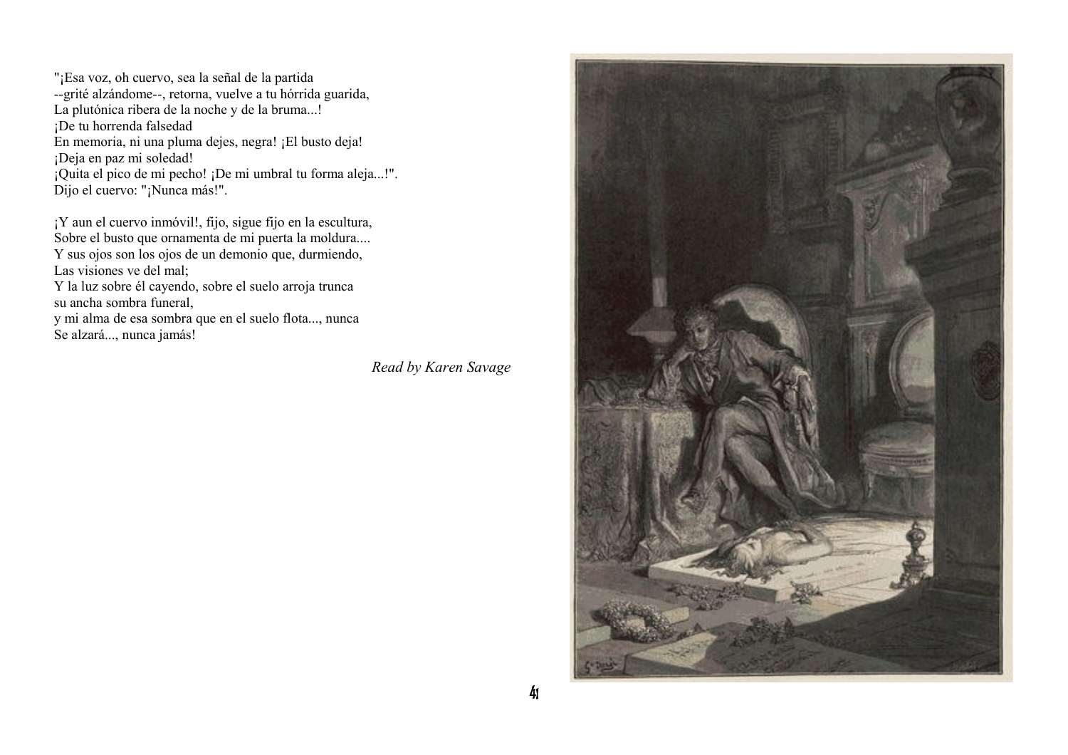"¡Esa voz, oh cuervo, sea la señal de la partida
--grité alzándome--, retorna, vuelve a tu hórrida guarida,
La plutónica ribera de la noche y de la bruma...!
¡De tu horrenda falsedad
En memoria, ni una pluma dejes, negra! ¡El busto deja!
¡Deja en paz mi soledad!
¡Quita el pico de mi pecho! ¡De mi umbral tu forma aleja...!".
Dijo el cuervo: "¡Nunca más!".

¡Y aun el cuervo inmóvil!, fijo, sigue fijo en la escultura,
Sobre el busto que ornamenta de mi puerta la moldura....
Y sus ojos son los ojos de un demonio que, durmiendo,
Las visiones ve del mal;
Y la luz sobre él cayendo, sobre el suelo arroja trunca
su ancha sombra funeral,
y mi alma de esa sombra que en el suelo flota..., nunca
Se alzará..., nunca jamás!

*Read by Karen Savage*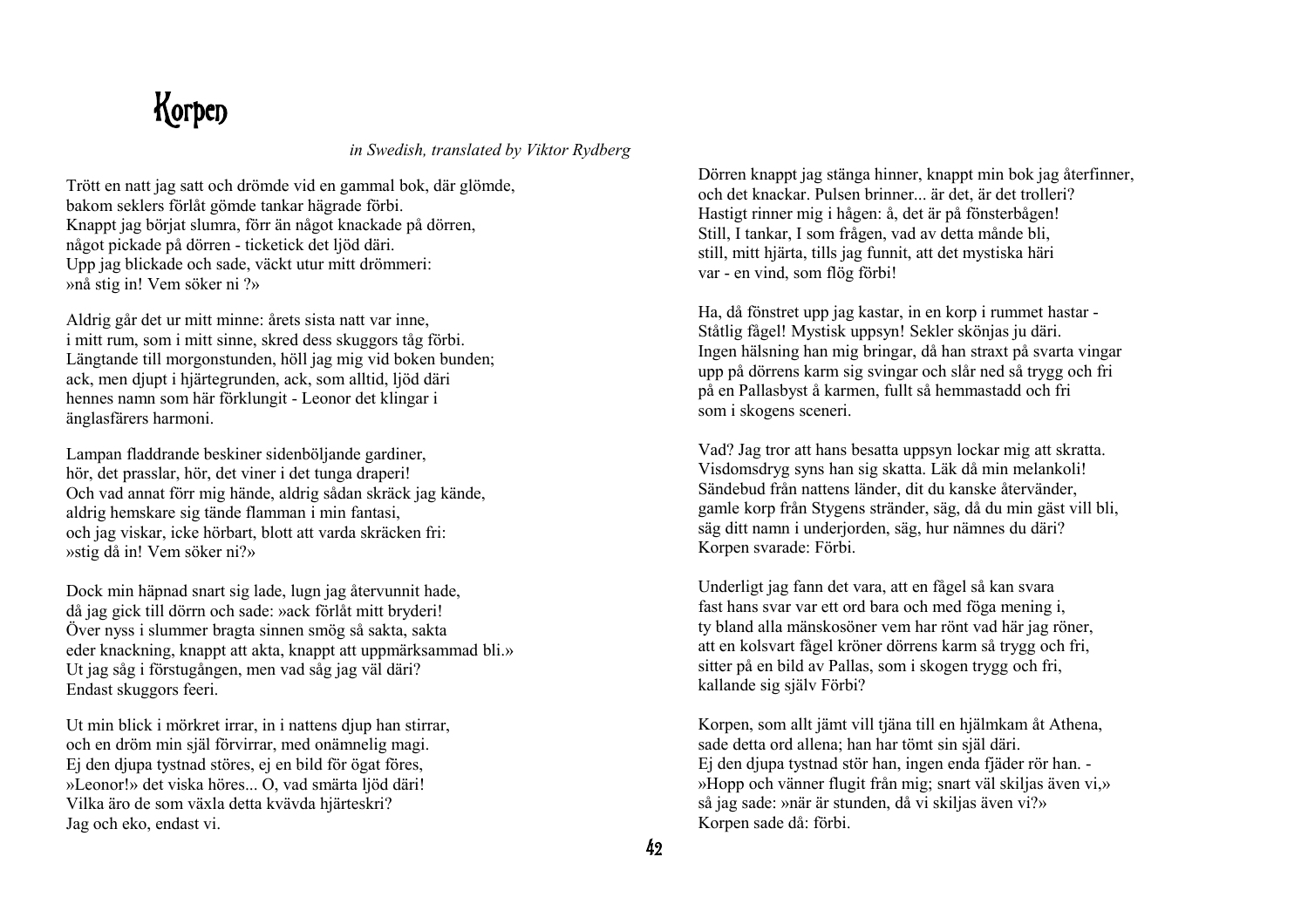# Korpen

*in Swedish, translated by Viktor Rydberg*

Trött en natt jag satt och drömde vid en gammal bok, där glömde,
bakom seklers förlåt gömde tankar hägrade förbi.
Knappt jag börjat slumra, förr än något knackade på dörren,
något pickade på dörren - ticketick det ljöd däri.
Upp jag blickade och sade, väckt utur mitt drömmeri:
»nå stig in! Vem söker ni ?»

Aldrig går det ur mitt minne: årets sista natt var inne,
i mitt rum, som i mitt sinne, skred dess skuggors tåg förbi.
Längtande till morgonstunden, höll jag mig vid boken bunden;
ack, men djupt i hjärtegrunden, ack, som alltid, ljöd däri
hennes namn som här förklungit - Leonor det klingar i
änglasfärers harmoni.

Lampan fladdrande beskiner sidenböljande gardiner,
hör, det prasslar, hör, det viner i det tunga draperi!
Och vad annat förr mig hände, aldrig sådan skräck jag kände,
aldrig hemskare sig tände flamman i min fantasi,
och jag viskar, icke hörbart, blott att varda skräcken fri:
»stig då in! Vem söker ni?»

Dock min häpnad snart sig lade, lugn jag återvunnit hade,
då jag gick till dörrn och sade: »ack förlåt mitt bryderi!
Över nyss i slummer bragta sinnen smög så sakta, sakta
eder knackning, knappt att akta, knappt att uppmärksammad bli.»
Ut jag såg i förstugången, men vad såg jag väl däri?
Endast skuggors feeri.

Ut min blick i mörkret irrar, in i nattens djup han stirrar,
och en dröm min själ förvirrar, med onämnelig magi.
Ej den djupa tystnad störes, ej en bild för ögat föres,
»Leonor!» det viska höres... O, vad smärta ljöd däri!
Vilka äro de som växla detta kvävda hjärteskri?
Jag och eko, endast vi.

Dörren knappt jag stänga hinner, knappt min bok jag återfinner,
och det knackar. Pulsen brinner... är det, är det trolleri?
Hastigt rinner mig i hågen: å, det är på fönsterbågen!
Still, I tankar, I som frågen, vad av detta månde bli,
still, mitt hjärta, tills jag funnit, att det mystiska häri
var - en vind, som flög förbi!

Ha, då fönstret upp jag kastar, in en korp i rummet hastar -
Ståtlig fågel! Mystisk uppsyn! Sekler skönjas ju däri.
Ingen hälsning han mig bringar, då han straxt på svarta vingar
upp på dörrens karm sig svingar och slår ned så trygg och fri
på en Pallasbyst å karmen, fullt så hemmastadd och fri
som i skogens sceneri.

Vad? Jag tror att hans besatta uppsyn lockar mig att skratta.
Visdomsdryg syns han sig skatta. Läk då min melankoli!
Sändebud från nattens länder, dit du kanske återvänder,
gamle korp från Stygens stränder, säg, då du min gäst vill bli,
säg ditt namn i underjorden, säg, hur nämnes du däri?
Korpen svarade: Förbi.

Underligt jag fann det vara, att en fågel så kan svara
fast hans svar var ett ord bara och med föga mening i,
ty bland alla mänskosöner vem har rönt vad här jag röner,
att en kolsvart fågel kröner dörrens karm så trygg och fri,
sitter på en bild av Pallas, som i skogen trygg och fri,
kallande sig själv Förbi?

Korpen, som allt jämt vill tjäna till en hjälmkam åt Athena,
sade detta ord allena; han har tömt sin själ däri.
Ej den djupa tystnad stör han, ingen enda fjäder rör han. -
»Hopp och vänner flugit från mig; snart väl skiljas även vi,»
så jag sade: »när är stunden, då vi skiljas även vi?»
Korpen sade då: förbi.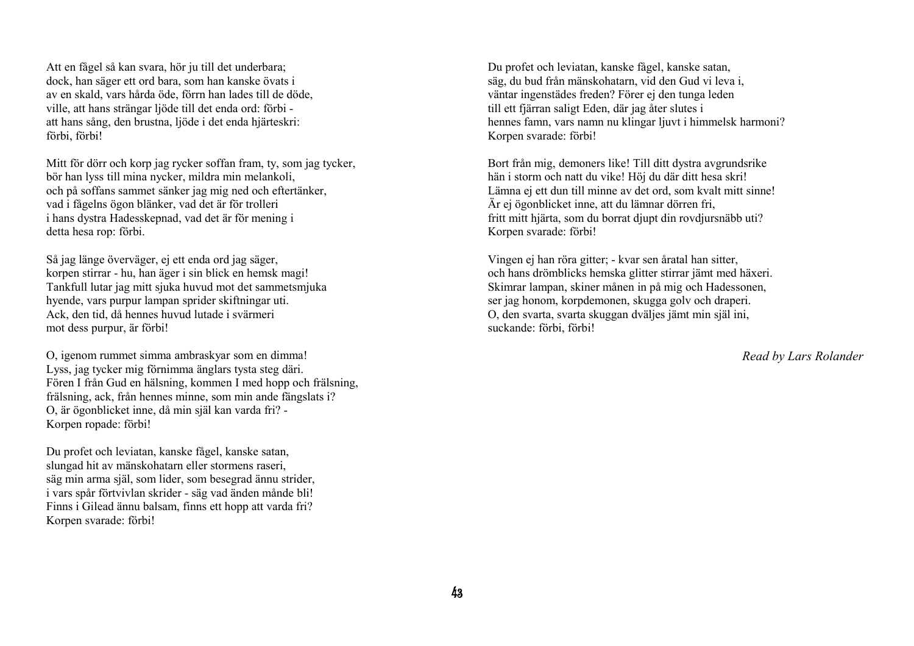Att en fågel så kan svara, hör ju till det underbara;
dock, han säger ett ord bara, som han kanske övats i
av en skald, vars hårda öde, förrn han lades till de döde,
ville, att hans strängar ljöde till det enda ord: förbi -
att hans sång, den brustna, ljöde i det enda hjärteskri:
förbi, förbi!

Mitt för dörr och korp jag rycker soffan fram, ty, som jag tycker,
bör han lyss till mina nycker, mildra min melankoli,
och på soffans sammet sänker jag mig ned och eftertänker,
vad i fågelns ögon blänker, vad det är för trolleri
i hans dystra Hadesskepnad, vad det är för mening i
detta hesa rop: förbi.

Så jag länge överväger, ej ett enda ord jag säger,
korpen stirrar - hu, han äger i sin blick en hemsk magi!
Tankfull lutar jag mitt sjuka huvud mot det sammetsmjuka
hyende, vars purpur lampan sprider skiftningar uti.
Ack, den tid, då hennes huvud lutade i svärmeri
mot dess purpur, är förbi!

O, igenom rummet simma ambraskyar som en dimma!
Lyss, jag tycker mig förnimma änglars tysta steg däri.
Fören I från Gud en hälsning, kommen I med hopp och frälsning,
frälsning, ack, från hennes minne, som min ande fängslats i?
O, är ögonblicket inne, då min själ kan varda fri? -
Korpen ropade: förbi!

Du profet och leviatan, kanske fågel, kanske satan,
slungad hit av mänskohatarn eller stormens raseri,
säg min arma själ, som lider, som besegrad ännu strider,
i vars spår förtvivlan skrider - säg vad änden månde bli!
Finns i Gilead ännu balsam, finns ett hopp att varda fri?
Korpen svarade: förbi!

Du profet och leviatan, kanske fågel, kanske satan,
säg, du bud från mänskohatarn, vid den Gud vi leva i,
väntar ingenstädes freden? Förer ej den tunga leden
till ett fjärran saligt Eden, där jag åter slutes i
hennes famn, vars namn nu klingar ljuvt i himmelsk harmoni?
Korpen svarade: förbi!

Bort från mig, demoners like! Till ditt dystra avgrundsrike
hän i storm och natt du vike! Höj du där ditt hesa skri!
Lämna ej ett dun till minne av det ord, som kvalt mitt sinne!
Är ej ögonblicket inne, att du lämnar dörren fri,
fritt mitt hjärta, som du borrat djupt din rovdjursnäbb uti?
Korpen svarade: förbi!

Vingen ej han röra gitter; - kvar sen åratal han sitter,
och hans drömblicks hemska glitter stirrar jämt med häxeri.
Skimrar lampan, skiner månen in på mig och Hadessonen,
ser jag honom, korpdemonen, skugga golv och draperi.
O, den svarta, svarta skuggan dväljes jämt min själ ini,
suckande: förbi, förbi!

*Read by Lars Rolander*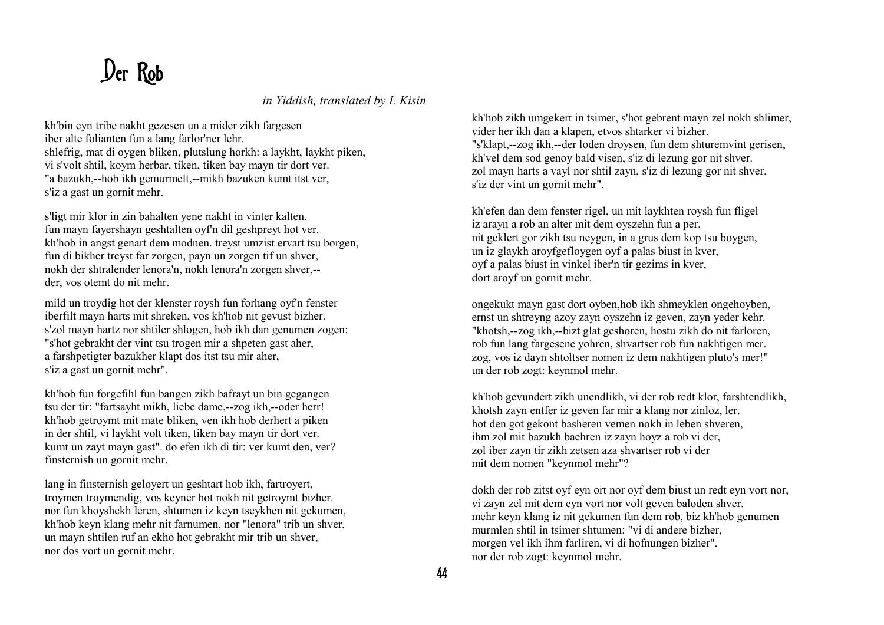# Der Rob

*in Yiddish, translated by I. Kisin*

kh'bin eyn tribe nakht gezesen un a mider zikh fargesen
iber alte folianten fun a lang farlor'ner lehr.
shlefrig, mat di oygen bliken, plutslung horkh: a laykht, laykht piken,
vi s'volt shtil, koym herbar, tiken, tiken bay mayn tir dort ver.
"a bazukh,--hob ikh gemurmelt,--mikh bazuken kumt itst ver,
s'iz a gast un gornit mehr.

s'ligt mir klor in zin bahalten yene nakht in vinter kalten.
fun mayn fayershayn geshtalten oyf'n dil geshpreyt hot ver.
kh'hob in angst genart dem modnen. treyst umzist ervart tsu borgen,
fun di bikher treyst far zorgen, payn un zorgen tif un shver,
nokh der shtralender lenora'n, nokh lenora'n zorgen shver,--
der, vos otemt do nit mehr.

mild un troydig hot der klenster roysh fun forhang oyf'n fenster
iberfilt mayn harts mit shreken, vos kh'hob nit gevust bizher.
s'zol mayn hartz nor shtiler shlogen, hob ikh dan genumen zogen:
"s'hot gebrakht der vint tsu trogen mir a shpeten gast aher,
a farshpetigter bazukher klapt dos itst tsu mir aher,
s'iz a gast un gornit mehr".

kh'hob fun forgefihl fun bangen zikh bafrayt un bin gegangen
tsu der tir: "fartsayht mikh, liebe dame,--zog ikh,--oder herr!
kh'hob getroymt mit mate bliken, ven ikh hob derhert a piken
in der shtil, vi laykht volt tiken, tiken bay mayn tir dort ver.
kumt un zayt mayn gast". do efen ikh di tir: ver kumt den, ver?
finsternish un gornit mehr.

lang in finsternish geloyert un geshtart hob ikh, fartroyert,
troymen troymendig, vos keyner hot nokh nit getroymt bizher.
nor fun khoyshekh leren, shtumen iz keyn tseykhen nit gekumen,
kh'hob keyn klang mehr nit farnumen, nor "lenora" trib un shver,
un mayn shtilen ruf an ekho hot gebrakht mir trib un shver,
nor dos vort un gornit mehr.

kh'hob zikh umgekert in tsimer, s'hot gebrent mayn zel nokh shlimer,
vider her ikh dan a klapen, etvos shtarker vi bizher.
"s'klapt,--zog ikh,--der loden droysen, fun dem shturemvint gerisen,
kh'vel dem sod genoy bald visen, s'iz di lezung gor nit shver.
zol mayn harts a vayl nor shtil zayn, s'iz di lezung gor nit shver.
s'iz der vint un gornit mehr".

kh'efen dan dem fenster rigel, un mit laykhten roysh fun fligel
iz arayn a rob an alter mit dem oyszehn fun a per.
nit geklert gor zikh tsu neygen, in a grus dem kop tsu boygen,
un iz glaykh aroyfgefloygen oyf a palas biust in kver,
oyf a palas biust in vinkel iber'n tir gezims in kver,
dort aroyf un gornit mehr.

ongekukt mayn gast dort oyben,hob ikh shmeyklen ongehoyben,
ernst un shtreyng azoy zayn oyszehn iz geven, zayn yeder kehr.
"khotsh,--zog ikh,--bizt glat geshoren, hostu zikh do nit farloren,
rob fun lang fargesene yohren, shvartser rob fun nakhtigen mer.
zog, vos iz dayn shtoltser nomen iz dem nakhtigen pluto's mer!"
un der rob zogt: keynmol mehr.

kh'hob gevundert zikh unendlikh, vi der rob redt klor, farshtendlikh,
khotsh zayn entfer iz geven far mir a klang nor zinloz, ler.
hot den got gekont basheren vemen nokh in leben shveren,
ihm zol mit bazukh baehren iz zayn hoyz a rob vi der,
zol iber zayn tir zikh zetsen aza shvartser rob vi der
mit dem nomen "keynmol mehr"?

dokh der rob zitst oyf eyn ort nor oyf dem biust un redt eyn vort nor,
vi zayn zel mit dem eyn vort nor volt geven baloden shver.
mehr keyn klang iz nit gekumen fun dem rob, biz kh'hob genumen
murmlen shtil in tsimer shtumen: "vi di andere bizher,
morgen vel ikh ihm farliren, vi di hofnungen bizher".
nor der rob zogt: keynmol mehr.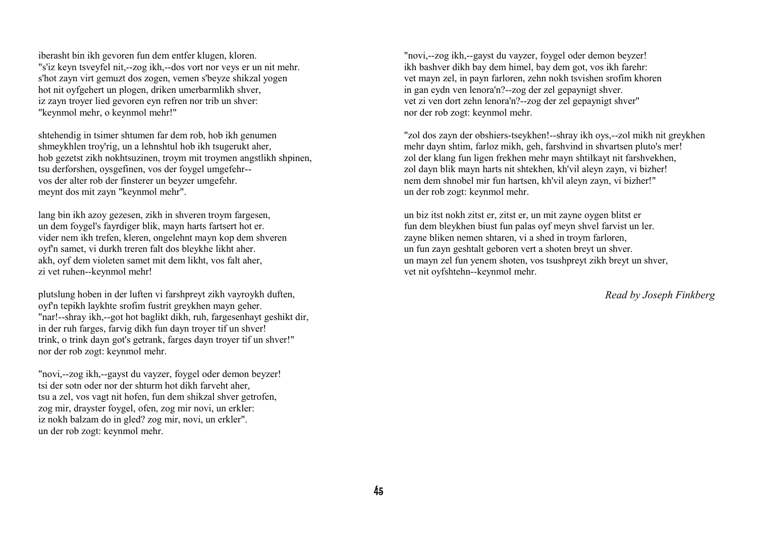iberasht bin ikh gevoren fun dem entfer klugen, kloren.
"s'iz keyn tsveyfel nit,--zog ikh,--dos vort nor veys er un nit mehr.
s'hot zayn virt gemuzt dos zogen, vemen s'beyze shikzal yogen
hot nit oyfgehert un plogen, driken umerbarmlikh shver,
iz zayn troyer lied gevoren eyn refren nor trib un shver:
"keynmol mehr, o keynmol mehr!"

shtehendig in tsimer shtumen far dem rob, hob ikh genumen
shmeykhlen troy'rig, un a lehnshtul hob ikh tsugerukt aher,
hob gezetst zikh nokhtsuzinen, troym mit troymen angstlikh shpinen,
tsu derforshen, oysgefinen, vos der foygel umgefehr--
vos der alter rob der finsterer un beyzer umgefehr.
meynt dos mit zayn "keynmol mehr".

lang bin ikh azoy gezesen, zikh in shveren troym fargesen,
un dem foygel's fayrdiger blik, mayn harts fartsert hot er.
vider nem ikh trefen, kleren, ongelehnt mayn kop dem shveren
oyf'n samet, vi durkh treren falt dos bleykhe likht aher.
akh, oyf dem violeten samet mit dem likht, vos falt aher,
zi vet ruhen--keynmol mehr!

plutslung hoben in der luften vi farshpreyt zikh vayroykh duften,
oyf'n tepikh laykhte srofim fustrit greykhen mayn geher.
"nar!--shray ikh,--got hot baglikt dikh, ruh, fargesenhayt geshikt dir,
in der ruh farges, farvig dikh fun dayn troyer tif un shver!
trink, o trink dayn got's getrank, farges dayn troyer tif un shver!"
nor der rob zogt: keynmol mehr.

"novi,--zog ikh,--gayst du vayzer, foygel oder demon beyzer!
tsi der sotn oder nor der shturm hot dikh farveht aher,
tsu a zel, vos vagt nit hofen, fun dem shikzal shver getrofen,
zog mir, drayster foygel, ofen, zog mir novi, un erkler:
iz nokh balzam do in gled? zog mir, novi, un erkler".
un der rob zogt: keynmol mehr.

"novi,--zog ikh,--gayst du vayzer, foygel oder demon beyzer!
ikh bashver dikh bay dem himel, bay dem got, vos ikh farehr:
vet mayn zel, in payn farloren, zehn nokh tsvishen srofim khoren
in gan eydn ven lenora'n?--zog der zel gepaynigt shver.
vet zi ven dort zehn lenora'n?--zog der zel gepaynigt shver"
nor der rob zogt: keynmol mehr.

"zol dos zayn der obshiers-tseykhen!--shray ikh oys,--zol mikh nit greykhen
mehr dayn shtim, farloz mikh, geh, farshvind in shvartsen pluto's mer!
zol der klang fun ligen frekhen mehr mayn shtilkayt nit farshvekhen,
zol dayn blik mayn harts nit shtekhen, kh'vil aleyn zayn, vi bizher!
nem dem shnobel mir fun hartsen, kh'vil aleyn zayn, vi bizher!"
un der rob zogt: keynmol mehr.

un biz itst nokh zitst er, zitst er, un mit zayne oygen blitst er
fun dem bleykhen biust fun palas oyf meyn shvel farvist un ler.
zayne bliken nemen shtaren, vi a shed in troym farloren,
un fun zayn geshtalt geboren vert a shoten breyt un shver.
un mayn zel fun yenem shoten, vos tsushpreyt zikh breyt un shver,
vet nit oyfshtehn--keynmol mehr.

*Read by Joseph Finkberg*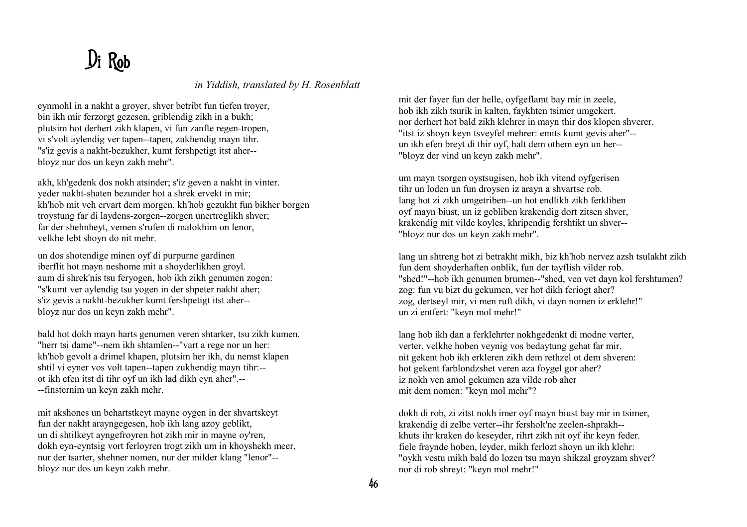# Di Rob

*in Yiddish, translated by H. Rosenblatt*

eynmohl in a nakht a groyer, shver betribt fun tiefen troyer,
bin ikh mir ferzorgt gezesen, griblendig zikh in a bukh;
plutsim hot derhert zikh klapen, vi fun zanfte regen-tropen,
vi s'volt aylendig ver tapen--tapen, zukhendig mayn tihr.
"s'iz gevis a nakht-bezukher, kumt fershpetigt itst aher--
bloyz nur dos un keyn zakh mehr".

akh, kh'gedenk dos nokh atsinder; s'iz geven a nakht in vinter.
yeder nakht-shaten bezunder hot a shrek ervekt in mir;
kh'hob mit veh ervart dem morgen, kh'hob gezukht fun bikher borgen
troystung far di laydens-zorgen--zorgen unertreglikh shver;
far der shehnheyt, vemen s'rufen di malokhim on lenor,
velkhe lebt shoyn do nit mehr.

un dos shotendige minen oyf di purpurne gardinen
iberflit hot mayn neshome mit a shoyderlikhen groyl.
aum di shrek'nis tsu feryogen, hob ikh zikh genumen zogen:
"s'kumt ver aylendig tsu yogen in der shpeter nakht aher;
s'iz gevis a nakht-bezukher kumt fershpetigt itst aher--
bloyz nur dos un keyn zakh mehr".

bald hot dokh mayn harts genumen veren shtarker, tsu zikh kumen.
"herr tsi dame"--nem ikh shtamlen--"vart a rege nor un her:
kh'hob gevolt a drimel khapen, plutsim her ikh, du nemst klapen
shtil vi eyner vos volt tapen--tapen zukhendig mayn tihr:--
ot ikh efen itst di tihr oyf un ikh lad dikh eyn aher".--
--finsternim un keyn zakh mehr.

mit akshones un behartstkeyt mayne oygen in der shvartskeyt
fun der nakht arayngegesen, hob ikh lang azoy geblikt,
un di shtilkeyt ayngefroyren hot zikh mir in mayne oy'ren,
dokh eyn-eyntsig vort ferloyren trogt zikh um in khoyshekh meer,
nur der tsarter, shehner nomen, nur der milder klang "lenor"--
bloyz nur dos un keyn zakh mehr.

mit der fayer fun der helle, oyfgeflamt bay mir in zeele,
hob ikh zikh tsurik in kalten, faykhten tsimer umgekert.
nor derhert hot bald zikh klehrer in mayn thir dos klopen shverer.
"itst iz shoyn keyn tsveyfel mehrer: emits kumt gevis aher"--
un ikh efen breyt di thir oyf, halt dem othem eyn un her--
"bloyz der vind un keyn zakh mehr".

um mayn tsorgen oystsugisen, hob ikh vitend oyfgerisen
tihr un loden un fun droysen iz arayn a shvartse rob.
lang hot zi zikh umgetriben--un hot endlikh zikh ferkliben
oyf mayn biust, un iz gebliben krakendig dort zitsen shver,
krakendig mit vilde koyles, khripendig fershtikt un shver--
"bloyz nur dos un keyn zakh mehr".

lang un shtreng hot zi betrakht mikh, biz kh'hob nervez azsh tsulakht zikh
fun dem shoyderhaften onblik, fun der tayflish vilder rob.
"shed!"--hob ikh genumen brumen--"shed, ven vet dayn kol fershtumen?
zog: fun vu bizt du gekumen, ver hot dikh feriogt aher?
zog, dertseyl mir, vi men ruft dikh, vi dayn nomen iz erklehr!"
un zi entfert: "keyn mol mehr!"

lang hob ikh dan a ferklehrter nokhgedenkt di modne verter,
verter, velkhe hoben veynig vos bedaytung gehat far mir.
nit gekent hob ikh ershleren zikh dem rethzel ot dem shveren:
hot gekent farblondzshet veren aza foygel gor aher?
iz nokh ven amol gekumen aza vilde rob aher
mit dem nomen: "keyn mol mehr"?

dokh di rob, zi zitst nokh imer oyf mayn biust bay mir in tsimer,
krakendig di zelbe verter--ihr fersholt'ne zeelen-shprakh--
khuts ihr kraken do keseyder, rihrt zikh nit oyf ihr keyn feder.
fiele fraynde hoben, leyder, mikh ferlozt shoyn un ikh klehr:
"oykh vestu mikh bald do lozen tsu mayn shikzal groyzam shver?
nor di rob shreyt: "keyn mol mehr!"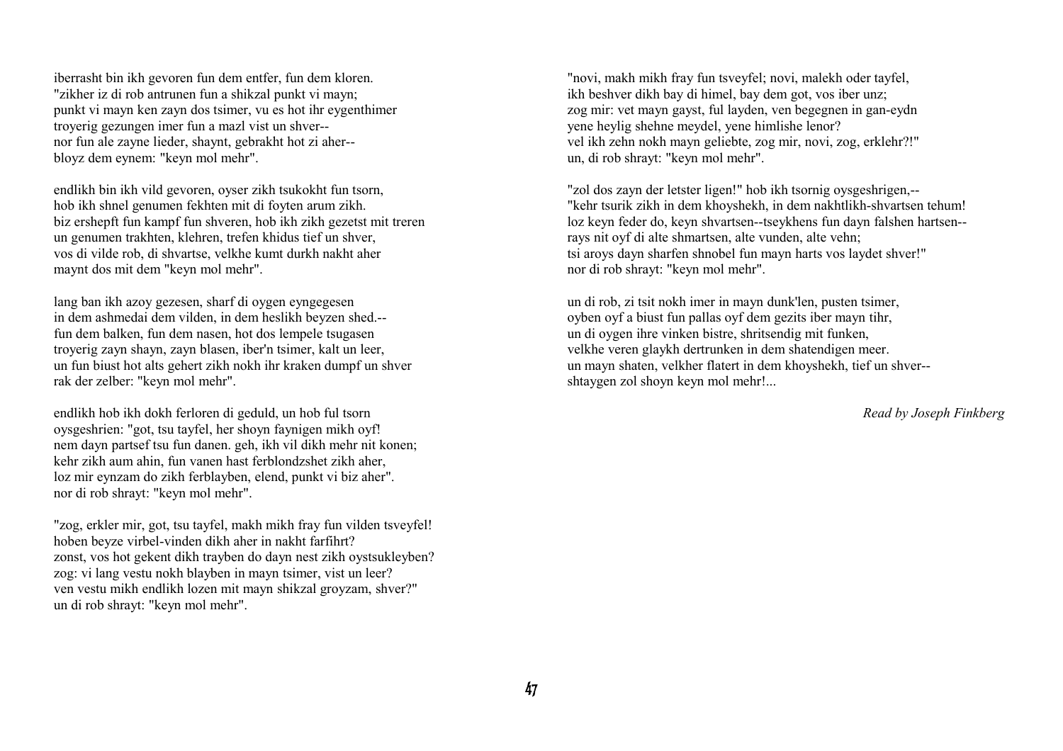iberrasht bin ikh gevoren fun dem entfer, fun dem kloren.
"zikher iz di rob antrunen fun a shikzal punkt vi mayn;
punkt vi mayn ken zayn dos tsimer, vu es hot ihr eygenthimer
troyerig gezungen imer fun a mazl vist un shver--
nor fun ale zayne lieder, shaynt, gebrakht hot zi aher--
bloyz dem eynem: "keyn mol mehr".

endlikh bin ikh vild gevoren, oyser zikh tsukokht fun tsorn,
hob ikh shnel genumen fekhten mit di foyten arum zikh.
biz ershepft fun kampf fun shveren, hob ikh zikh gezetst mit treren
un genumen trakhten, klehren, trefen khidus tief un shver,
vos di vilde rob, di shvartse, velkhe kumt durkh nakht aher
maynt dos mit dem "keyn mol mehr".

lang ban ikh azoy gezesen, sharf di oygen eyngegesen
in dem ashmedai dem vilden, in dem heslikh beyzen shed.--
fun dem balken, fun dem nasen, hot dos lempele tsugasen
troyerig zayn shayn, zayn blasen, iber'n tsimer, kalt un leer,
un fun biust hot alts gehert zikh nokh ihr kraken dumpf un shver
rak der zelber: "keyn mol mehr".

endlikh hob ikh dokh ferloren di geduld, un hob ful tsorn
oysgeshrien: "got, tsu tayfel, her shoyn faynigen mikh oyf!
nem dayn partsef tsu fun danen. geh, ikh vil dikh mehr nit konen;
kehr zikh aum ahin, fun vanen hast ferblondzshet zikh aher,
loz mir eynzam do zikh ferblayben, elend, punkt vi biz aher".
nor di rob shrayt: "keyn mol mehr".

"zog, erkler mir, got, tsu tayfel, makh mikh fray fun vilden tsveyfel!
hoben beyze virbel-vinden dikh aher in nakht farfihrt?
zonst, vos hot gekent dikh trayben do dayn nest zikh oystsukleyben?
zog: vi lang vestu nokh blayben in mayn tsimer, vist un leer?
ven vestu mikh endlikh lozen mit mayn shikzal groyzam, shver?"
un di rob shrayt: "keyn mol mehr".

"novi, makh mikh fray fun tsveyfel; novi, malekh oder tayfel,
ikh beshver dikh bay di himel, bay dem got, vos iber unz;
zog mir: vet mayn gayst, ful layden, ven begegnen in gan-eydn
yene heylig shehne meydel, yene himlishe lenor?
vel ikh zehn nokh mayn geliebte, zog mir, novi, zog, erklehr?!"
un, di rob shrayt: "keyn mol mehr".

"zol dos zayn der letster ligen!" hob ikh tsornig oysgeshrigen,--
"kehr tsurik zikh in dem khoyshekh, in dem nakhtlikh-shvartsen tehum!
loz keyn feder do, keyn shvartsen--tseykhens fun dayn falshen hartsen--
rays nit oyf di alte shmartsen, alte vunden, alte vehn;
tsi aroys dayn sharfen shnobel fun mayn harts vos laydet shver!"
nor di rob shrayt: "keyn mol mehr".

un di rob, zi tsit nokh imer in mayn dunk'len, pusten tsimer,
oyben oyf a biust fun pallas oyf dem gezits iber mayn tihr,
un di oygen ihre vinken bistre, shritsendig mit funken,
velkhe veren glaykh dertrunken in dem shatendigen meer.
un mayn shaten, velkher flatert in dem khoyshekh, tief un shver--
shtaygen zol shoyn keyn mol mehr!...

*Read by Joseph Finkberg*